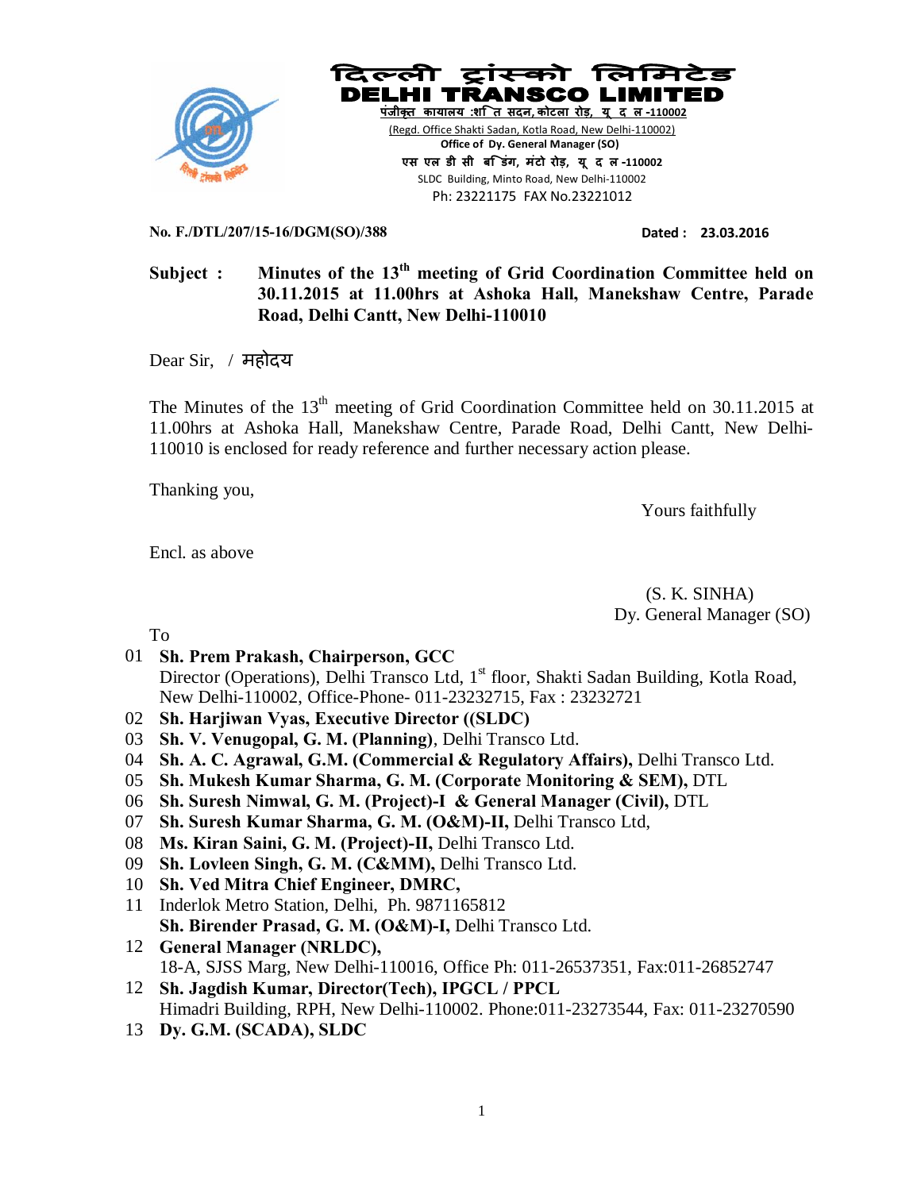# दिल्ली ट्रांस्को लिमिटेड
# DELHI TRANSCO LIMITED

पंजीकृत कार्यालय :शक्ति सदन, कोटला रोड़, नई दिल्ली -110002
(Regd. Office Shakti Sadan, Kotla Road, New Delhi-110002)
**Office of Dy. General Manager (SO)**
एस एल डी सी बिल्डिंग, मंटो रोड़, नई दिल्ली -110002
SLDC Building, Minto Road, New Delhi-110002
Ph: 23221175 FAX No.23221012

**No. F./DTL/207/15-16/DGM(SO)/388** **Dated : 23.03.2016**

**Subject : Minutes of the 13th meeting of Grid Coordination Committee held on 30.11.2015 at 11.00hrs at Ashoka Hall, Manekshaw Centre, Parade Road, Delhi Cantt, New Delhi-110010**

Dear Sir, / महोदय

The Minutes of the 13th meeting of Grid Coordination Committee held on 30.11.2015 at 11.00hrs at Ashoka Hall, Manekshaw Centre, Parade Road, Delhi Cantt, New Delhi-110010 is enclosed for ready reference and further necessary action please.

Thanking you,

Yours faithfully

Encl. as above

(S. K. SINHA)
Dy. General Manager (SO)

To

01 **Sh. Prem Prakash, Chairperson, GCC**
Director (Operations), Delhi Transco Ltd, 1st floor, Shakti Sadan Building, Kotla Road, New Delhi-110002, Office-Phone- 011-23232715, Fax : 23232721
02 **Sh. Harjiwan Vyas, Executive Director ((SLDC)**
03 **Sh. V. Venugopal, G. M. (Planning)**, Delhi Transco Ltd.
04 **Sh. A. C. Agrawal, G.M. (Commercial & Regulatory Affairs),** Delhi Transco Ltd.
05 **Sh. Mukesh Kumar Sharma, G. M. (Corporate Monitoring & SEM),** DTL
06 **Sh. Suresh Nimwal, G. M. (Project)-I & General Manager (Civil),** DTL
07 **Sh. Suresh Kumar Sharma, G. M. (O&M)-II,** Delhi Transco Ltd,
08 **Ms. Kiran Saini, G. M. (Project)-II,** Delhi Transco Ltd.
09 **Sh. Lovleen Singh, G. M. (C&MM),** Delhi Transco Ltd.
10 **Sh. Ved Mitra Chief Engineer, DMRC,**
Inderlok Metro Station, Delhi, Ph. 9871165812
11 **Sh. Birender Prasad, G. M. (O&M)-I,** Delhi Transco Ltd.
12 **General Manager (NRLDC),**
18-A, SJSS Marg, New Delhi-110016, Office Ph: 011-26537351, Fax:011-26852747
12 **Sh. Jagdish Kumar, Director(Tech), IPGCL / PPCL**
Himadri Building, RPH, New Delhi-110002. Phone:011-23273544, Fax: 011-23270590
13 **Dy. G.M. (SCADA), SLDC**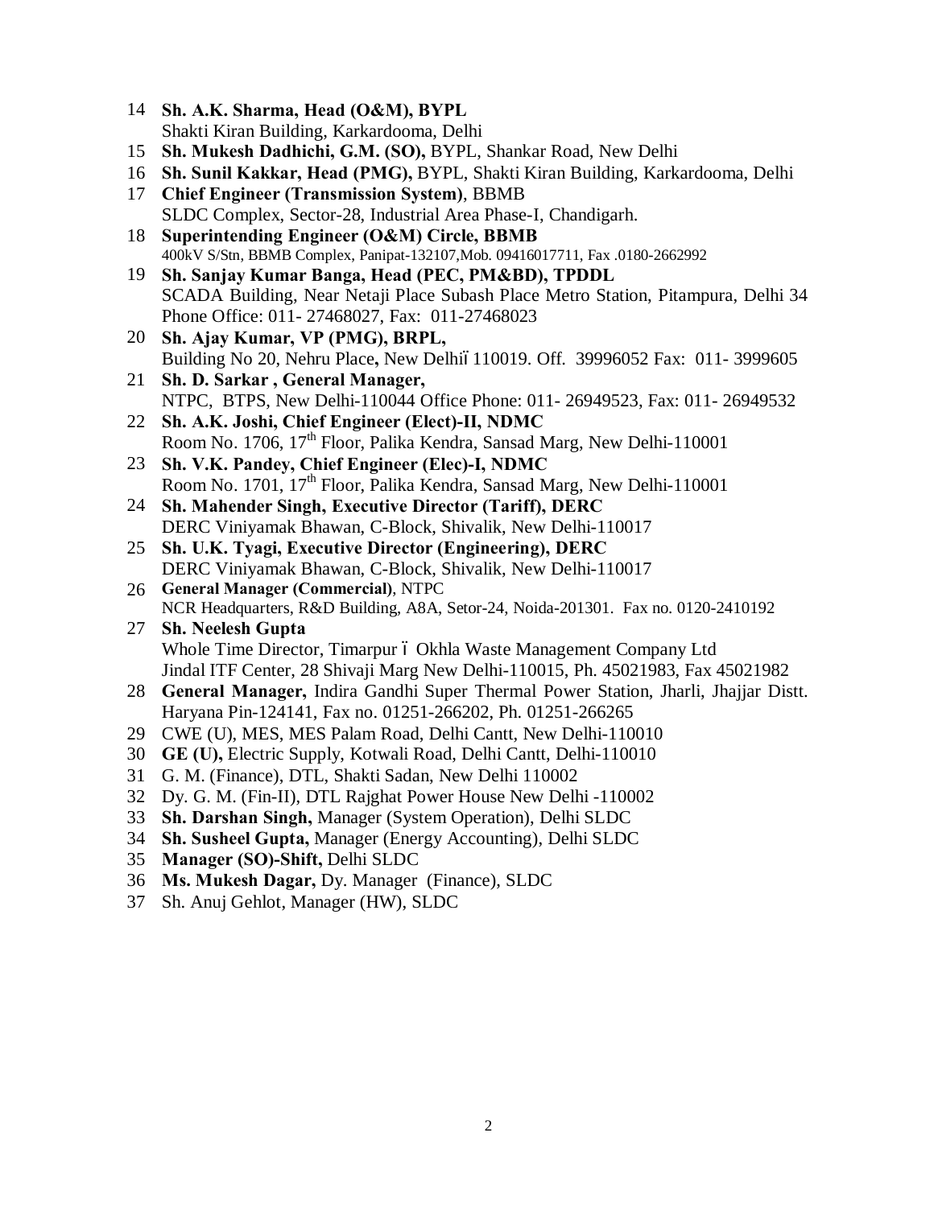14 **Sh. A.K. Sharma, Head (O&M), BYPL**
Shakti Kiran Building, Karkardooma, Delhi

15 **Sh. Mukesh Dadhichi, G.M. (SO),** BYPL, Shankar Road, New Delhi

16 **Sh. Sunil Kakkar, Head (PMG),** BYPL, Shakti Kiran Building, Karkardooma, Delhi

17 **Chief Engineer (Transmission System)**, BBMB
SLDC Complex, Sector-28, Industrial Area Phase-I, Chandigarh.

18 **Superintending Engineer (O&M) Circle, BBMB**
400kV S/Stn, BBMB Complex, Panipat-132107,Mob. 09416017711, Fax .0180-2662992

19 **Sh. Sanjay Kumar Banga, Head (PEC, PM&BD), TPDDL**
SCADA Building, Near Netaji Place Subash Place Metro Station, Pitampura, Delhi 34
Phone Office: 011- 27468027, Fax: 011-27468023

20 **Sh. Ajay Kumar, VP (PMG), BRPL,**
Building No 20, Nehru Place**,** New Delhi–110019. Off. 39996052 Fax: 011- 3999605

21 **Sh. D. Sarkar , General Manager,**
NTPC, BTPS, New Delhi-110044 Office Phone: 011- 26949523, Fax: 011- 26949532

22 **Sh. A.K. Joshi, Chief Engineer (Elect)-II, NDMC**
Room No. 1706, 17th Floor, Palika Kendra, Sansad Marg, New Delhi-110001

23 **Sh. V.K. Pandey, Chief Engineer (Elec)-I, NDMC**
Room No. 1701, 17th Floor, Palika Kendra, Sansad Marg, New Delhi-110001

24 **Sh. Mahender Singh, Executive Director (Tariff), DERC**
DERC Viniyamak Bhawan, C-Block, Shivalik, New Delhi-110017

25 **Sh. U.K. Tyagi, Executive Director (Engineering), DERC**
DERC Viniyamak Bhawan, C-Block, Shivalik, New Delhi-110017

26 **General Manager (Commercial)**, NTPC
NCR Headquarters, R&D Building, A8A, Setor-24, Noida-201301. Fax no. 0120-2410192

27 **Sh. Neelesh Gupta**
Whole Time Director, Timarpur – Okhla Waste Management Company Ltd
Jindal ITF Center, 28 Shivaji Marg New Delhi-110015, Ph. 45021983, Fax 45021982

28 **General Manager,** Indira Gandhi Super Thermal Power Station, Jharli, Jhajjar Distt. Haryana Pin-124141, Fax no. 01251-266202, Ph. 01251-266265

29 CWE (U), MES, MES Palam Road, Delhi Cantt, New Delhi-110010

30 **GE (U),** Electric Supply, Kotwali Road, Delhi Cantt, Delhi-110010

31 G. M. (Finance), DTL, Shakti Sadan, New Delhi 110002

32 Dy. G. M. (Fin-II), DTL Rajghat Power House New Delhi -110002

33 **Sh. Darshan Singh,** Manager (System Operation), Delhi SLDC

34 **Sh. Susheel Gupta,** Manager (Energy Accounting), Delhi SLDC

35 **Manager (SO)-Shift,** Delhi SLDC

36 **Ms. Mukesh Dagar,** Dy. Manager (Finance), SLDC

37 Sh. Anuj Gehlot, Manager (HW), SLDC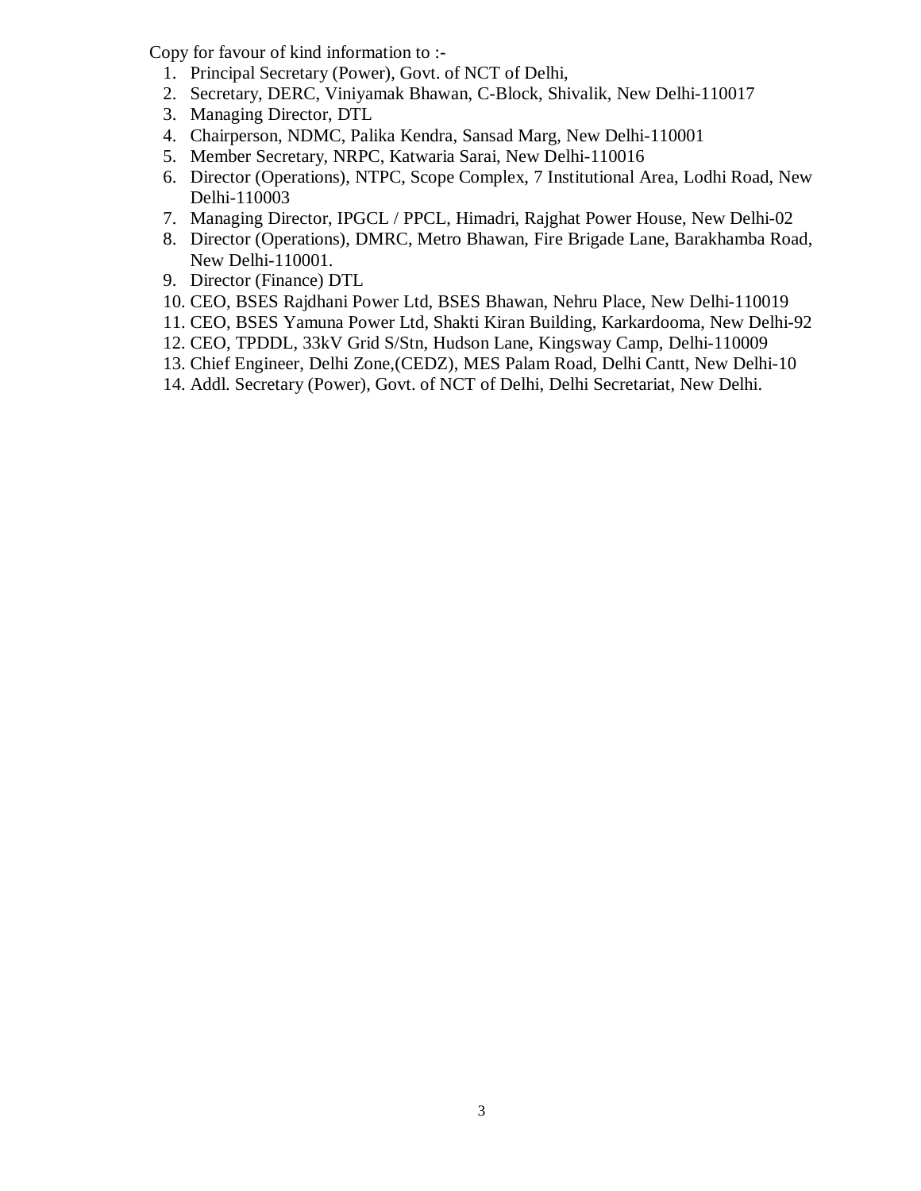Copy for favour of kind information to :-

1. Principal Secretary (Power), Govt. of NCT of Delhi,
2. Secretary, DERC, Viniyamak Bhawan, C-Block, Shivalik, New Delhi-110017
3. Managing Director, DTL
4. Chairperson, NDMC, Palika Kendra, Sansad Marg, New Delhi-110001
5. Member Secretary, NRPC, Katwaria Sarai, New Delhi-110016
6. Director (Operations), NTPC, Scope Complex, 7 Institutional Area, Lodhi Road, New Delhi-110003
7. Managing Director, IPGCL / PPCL, Himadri, Rajghat Power House, New Delhi-02
8. Director (Operations), DMRC, Metro Bhawan, Fire Brigade Lane, Barakhamba Road, New Delhi-110001.
9. Director (Finance) DTL
10. CEO, BSES Rajdhani Power Ltd, BSES Bhawan, Nehru Place, New Delhi-110019
11. CEO, BSES Yamuna Power Ltd, Shakti Kiran Building, Karkardooma, New Delhi-92
12. CEO, TPDDL, 33kV Grid S/Stn, Hudson Lane, Kingsway Camp, Delhi-110009
13. Chief Engineer, Delhi Zone,(CEDZ), MES Palam Road, Delhi Cantt, New Delhi-10
14. Addl. Secretary (Power), Govt. of NCT of Delhi, Delhi Secretariat, New Delhi.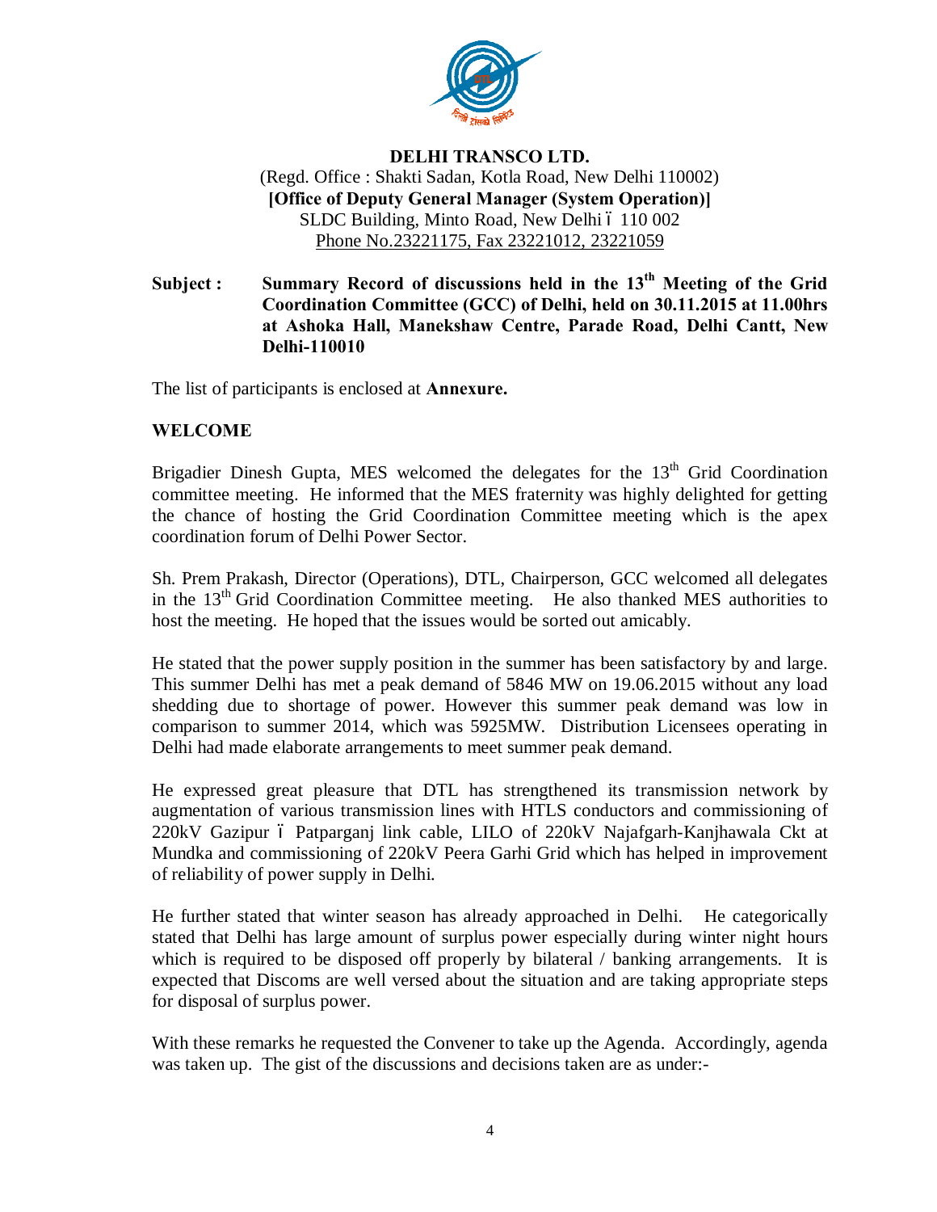**DELHI TRANSCO LTD.**

(Regd. Office : Shakti Sadan, Kotla Road, New Delhi 110002)

**[Office of Deputy General Manager (System Operation)]**

SLDC Building, Minto Road, New Delhi – 110 002

Phone No.23221175, Fax 23221012, 23221059

**Subject : Summary Record of discussions held in the 13th Meeting of the Grid Coordination Committee (GCC) of Delhi, held on 30.11.2015 at 11.00hrs at Ashoka Hall, Manekshaw Centre, Parade Road, Delhi Cantt, New Delhi-110010**

The list of participants is enclosed at **Annexure.**

## WELCOME

Brigadier Dinesh Gupta, MES welcomed the delegates for the 13th Grid Coordination committee meeting. He informed that the MES fraternity was highly delighted for getting the chance of hosting the Grid Coordination Committee meeting which is the apex coordination forum of Delhi Power Sector.

Sh. Prem Prakash, Director (Operations), DTL, Chairperson, GCC welcomed all delegates in the 13th Grid Coordination Committee meeting. He also thanked MES authorities to host the meeting. He hoped that the issues would be sorted out amicably.

He stated that the power supply position in the summer has been satisfactory by and large. This summer Delhi has met a peak demand of 5846 MW on 19.06.2015 without any load shedding due to shortage of power. However this summer peak demand was low in comparison to summer 2014, which was 5925MW. Distribution Licensees operating in Delhi had made elaborate arrangements to meet summer peak demand.

He expressed great pleasure that DTL has strengthened its transmission network by augmentation of various transmission lines with HTLS conductors and commissioning of 220kV Gazipur – Patparganj link cable, LILO of 220kV Najafgarh-Kanjhawala Ckt at Mundka and commissioning of 220kV Peera Garhi Grid which has helped in improvement of reliability of power supply in Delhi.

He further stated that winter season has already approached in Delhi. He categorically stated that Delhi has large amount of surplus power especially during winter night hours which is required to be disposed off properly by bilateral / banking arrangements. It is expected that Discoms are well versed about the situation and are taking appropriate steps for disposal of surplus power.

With these remarks he requested the Convener to take up the Agenda. Accordingly, agenda was taken up. The gist of the discussions and decisions taken are as under:-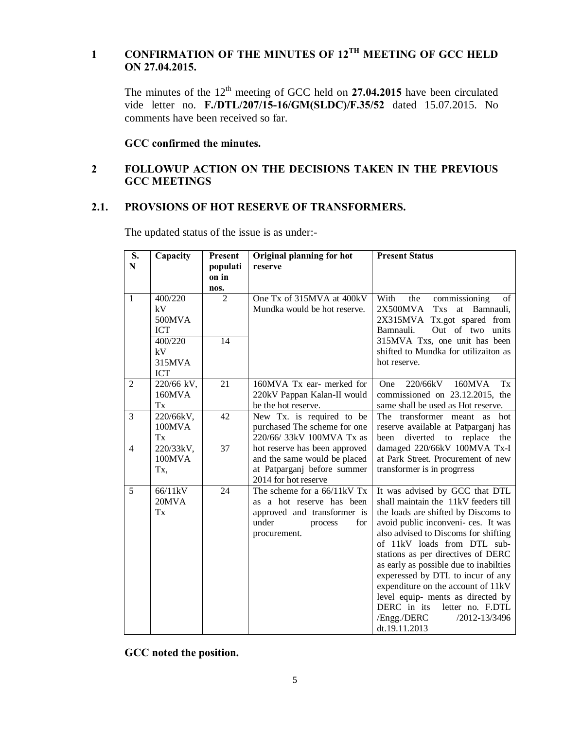## 1 CONFIRMATION OF THE MINUTES OF 12[TH] MEETING OF GCC HELD ON 27.04.2015.

The minutes of the 12[th] meeting of GCC held on **27.04.2015** have been circulated vide letter no. **F./DTL/207/15-16/GM(SLDC)/F.35/52** dated 15.07.2015. No comments have been received so far.

**GCC confirmed the minutes.**

## 2 FOLLOWUP ACTION ON THE DECISIONS TAKEN IN THE PREVIOUS GCC MEETINGS

### 2.1. PROVSIONS OF HOT RESERVE OF TRANSFORMERS.

The updated status of the issue is as under:-

| S. N | Capacity | Present population in nos. | Original planning for hot reserve | Present Status |
|---|---|---|---|---|
| 1 | 400/220 kV 500MVA ICT | 2 | One Tx of 315MVA at 400kV Mundka would be hot reserve. | With the commissioning of 2X500MVA Txs at Bamnauli, 2X315MVA Tx.got spared from Bamnauli. Out of two units 315MVA Txs, one unit has been shifted to Mundka for utilizaiton as hot reserve. |
| | 400/220 kV 315MVA ICT | 14 | | |
| 2 | 220/66 kV, 160MVA Tx | 21 | 160MVA Tx ear- merked for 220kV Pappan Kalan-II would be the hot reserve. | One 220/66kV 160MVA Tx commissioned on 23.12.2015, the same shall be used as Hot reserve. |
| 3 | 220/66kV, 100MVA Tx | 42 | New Tx. is required to be purchased The scheme for one 220/66/ 33kV 100MVA Tx as hot reserve has been approved and the same would be placed at Patparganj before summer 2014 for hot reserve | The transformer meant as hot reserve available at Patparganj has been diverted to replace the damaged 220/66kV 100MVA Tx-I at Park Street. Procurement of new transformer is in progrress |
| 4 | 220/33kV, 100MVA Tx, | 37 | | |
| 5 | 66/11kV 20MVA Tx | 24 | The scheme for a 66/11kV Tx as a hot reserve has been approved and transformer is under process for procurement. | It was advised by GCC that DTL shall maintain the 11kV feeders till the loads are shifted by Discoms to avoid public inconveni- ces. It was also advised to Discoms for shifting of 11kV loads from DTL sub- stations as per directives of DERC as early as possible due to inabilties experessed by DTL to incur of any expenditure on the account of 11kV level equip- ments as directed by DERC in its letter no. F.DTL /Engg./DERC /2012-13/3496 dt.19.11.2013 |

**GCC noted the position.**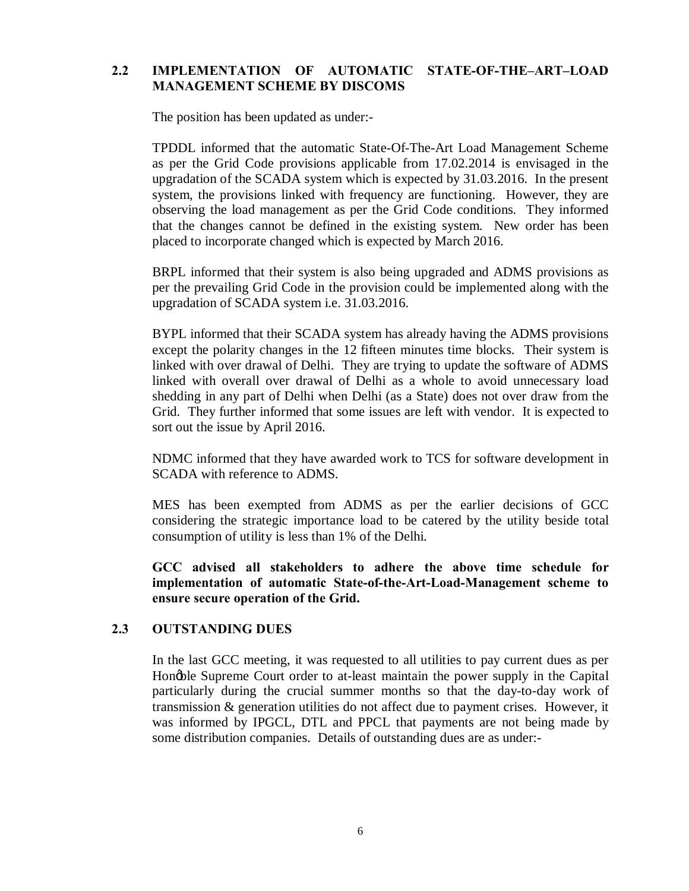## 2.2 IMPLEMENTATION OF AUTOMATIC STATE-OF-THE–ART–LOAD MANAGEMENT SCHEME BY DISCOMS

The position has been updated as under:-

TPDDL informed that the automatic State-Of-The-Art Load Management Scheme as per the Grid Code provisions applicable from 17.02.2014 is envisaged in the upgradation of the SCADA system which is expected by 31.03.2016. In the present system, the provisions linked with frequency are functioning. However, they are observing the load management as per the Grid Code conditions. They informed that the changes cannot be defined in the existing system. New order has been placed to incorporate changed which is expected by March 2016.

BRPL informed that their system is also being upgraded and ADMS provisions as per the prevailing Grid Code in the provision could be implemented along with the upgradation of SCADA system i.e. 31.03.2016.

BYPL informed that their SCADA system has already having the ADMS provisions except the polarity changes in the 12 fifteen minutes time blocks. Their system is linked with over drawal of Delhi. They are trying to update the software of ADMS linked with overall over drawal of Delhi as a whole to avoid unnecessary load shedding in any part of Delhi when Delhi (as a State) does not over draw from the Grid. They further informed that some issues are left with vendor. It is expected to sort out the issue by April 2016.

NDMC informed that they have awarded work to TCS for software development in SCADA with reference to ADMS.

MES has been exempted from ADMS as per the earlier decisions of GCC considering the strategic importance load to be catered by the utility beside total consumption of utility is less than 1% of the Delhi.

**GCC advised all stakeholders to adhere the above time schedule for implementation of automatic State-of-the-Art-Load-Management scheme to ensure secure operation of the Grid.**

## 2.3 OUTSTANDING DUES

In the last GCC meeting, it was requested to all utilities to pay current dues as per Hon'ble Supreme Court order to at-least maintain the power supply in the Capital particularly during the crucial summer months so that the day-to-day work of transmission & generation utilities do not affect due to payment crises. However, it was informed by IPGCL, DTL and PPCL that payments are not being made by some distribution companies. Details of outstanding dues are as under:-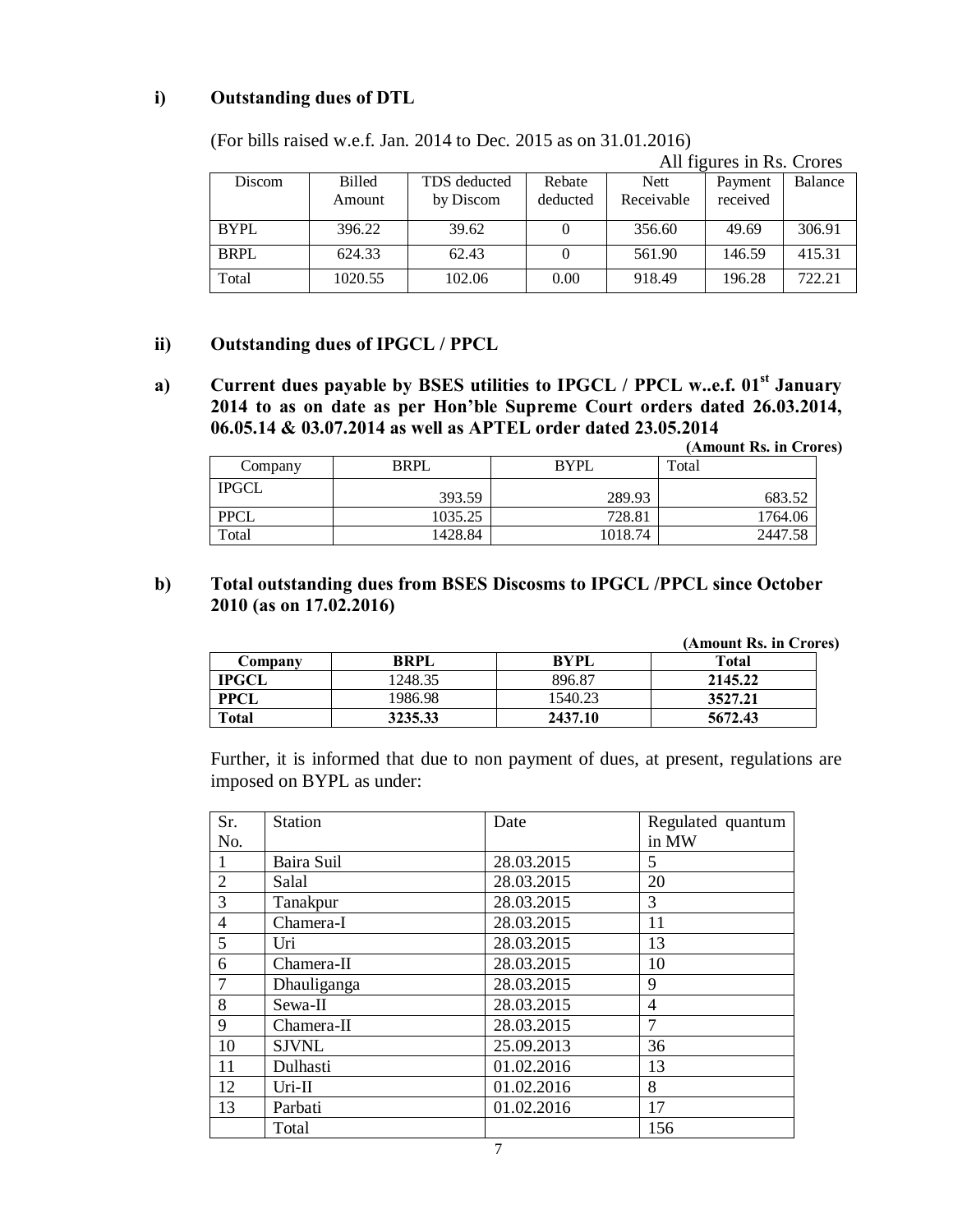## i) Outstanding dues of DTL

(For bills raised w.e.f. Jan. 2014 to Dec. 2015 as on 31.01.2016)

All figures in Rs. Crores

| Discom | Billed Amount | TDS deducted by Discom | Rebate deducted | Nett Receivable | Payment received | Balance |
|---|---|---|---|---|---|---|
| BYPL | 396.22 | 39.62 | 0 | 356.60 | 49.69 | 306.91 |
| BRPL | 624.33 | 62.43 | 0 | 561.90 | 146.59 | 415.31 |
| Total | 1020.55 | 102.06 | 0.00 | 918.49 | 196.28 | 722.21 |

## ii) Outstanding dues of IPGCL / PPCL

### a) Current dues payable by BSES utilities to IPGCL / PPCL w..e.f. 01st January 2014 to as on date as per Hon'ble Supreme Court orders dated 26.03.2014, 06.05.14 & 03.07.2014 as well as APTEL order dated 23.05.2014

**(Amount Rs. in Crores)**

| Company | BRPL | BYPL | Total |
|---|---|---|---|
| IPGCL | 393.59 | 289.93 | 683.52 |
| PPCL | 1035.25 | 728.81 | 1764.06 |
| Total | 1428.84 | 1018.74 | 2447.58 |

### b) Total outstanding dues from BSES Discosms to IPGCL /PPCL since October 2010 (as on 17.02.2016)

**(Amount Rs. in Crores)**

| Company | BRPL | BYPL | Total |
|---|---|---|---|
| **IPGCL** | 1248.35 | 896.87 | **2145.22** |
| **PPCL** | 1986.98 | 1540.23 | **3527.21** |
| **Total** | **3235.33** | **2437.10** | **5672.43** |

Further, it is informed that due to non payment of dues, at present, regulations are imposed on BYPL as under:

| Sr. No. | Station | Date | Regulated quantum in MW |
|---|---|---|---|
| 1 | Baira Suil | 28.03.2015 | 5 |
| 2 | Salal | 28.03.2015 | 20 |
| 3 | Tanakpur | 28.03.2015 | 3 |
| 4 | Chamera-I | 28.03.2015 | 11 |
| 5 | Uri | 28.03.2015 | 13 |
| 6 | Chamera-II | 28.03.2015 | 10 |
| 7 | Dhauliganga | 28.03.2015 | 9 |
| 8 | Sewa-II | 28.03.2015 | 4 |
| 9 | Chamera-II | 28.03.2015 | 7 |
| 10 | SJVNL | 25.09.2013 | 36 |
| 11 | Dulhasti | 01.02.2016 | 13 |
| 12 | Uri-II | 01.02.2016 | 8 |
| 13 | Parbati | 01.02.2016 | 17 |
| | Total | | 156 |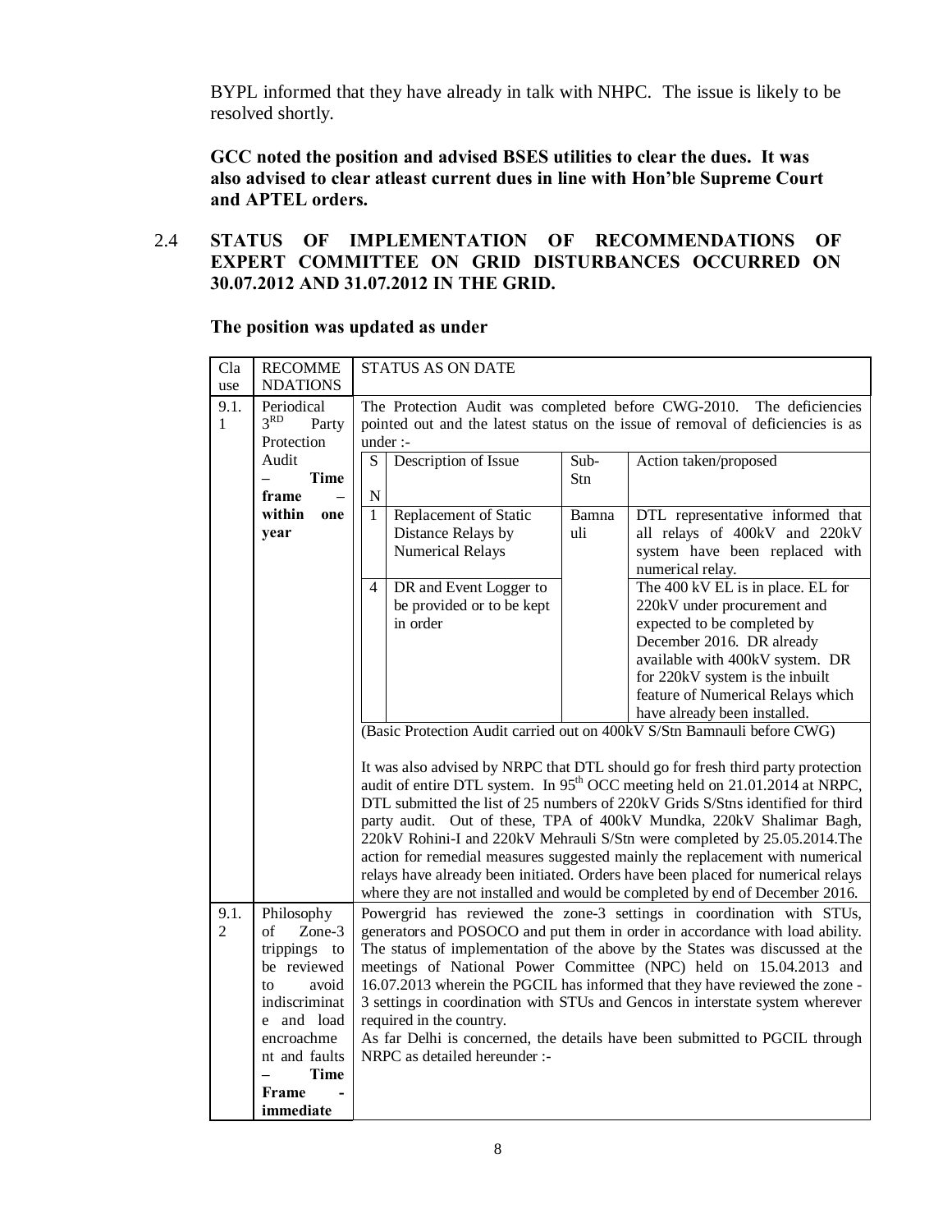BYPL informed that they have already in talk with NHPC. The issue is likely to be resolved shortly.

**GCC noted the position and advised BSES utilities to clear the dues. It was also advised to clear atleast current dues in line with Hon'ble Supreme Court and APTEL orders.**

2.4 **STATUS OF IMPLEMENTATION OF RECOMMENDATIONS OF EXPERT COMMITTEE ON GRID DISTURBANCES OCCURRED ON 30.07.2012 AND 31.07.2012 IN THE GRID.**

**The position was updated as under**

| Clause | RECOMMENDATIONS | STATUS AS ON DATE |
|---|---|---|
| 9.1.1 | Periodical 3[RD] Party Protection Audit – **Time frame – within one year** | The Protection Audit was completed before CWG-2010. The deficiencies pointed out and the latest status on the issue of removal of deficiencies is as under :- |

| SN | Description of Issue | Sub-Stn | Action taken/proposed |
|---|---|---|---|
| 1 | Replacement of Static Distance Relays by Numerical Relays | Bamnauli | DTL representative informed that all relays of 400kV and 220kV system have been replaced with numerical relay. |
| 4 | DR and Event Logger to be provided or to be kept in order | | The 400 kV EL is in place. EL for 220kV under procurement and expected to be completed by December 2016. DR already available with 400kV system. DR for 220kV system is the inbuilt feature of Numerical Relays which have already been installed. |

(Basic Protection Audit carried out on 400kV S/Stn Bamnauli before CWG)

It was also advised by NRPC that DTL should go for fresh third party protection audit of entire DTL system. In 95[th] OCC meeting held on 21.01.2014 at NRPC, DTL submitted the list of 25 numbers of 220kV Grids S/Stns identified for third party audit. Out of these, TPA of 400kV Mundka, 220kV Shalimar Bagh, 220kV Rohini-I and 220kV Mehrauli S/Stn were completed by 25.05.2014.The action for remedial measures suggested mainly the replacement with numerical relays have already been initiated. Orders have been placed for numerical relays where they are not installed and would be completed by end of December 2016.

| Clause | RECOMMENDATIONS | STATUS AS ON DATE |
|---|---|---|
| 9.1.2 | Philosophy of Zone-3 trippings to be reviewed to avoid indiscriminate and load encroachment and faults – **Time Frame - immediate** | Powergrid has reviewed the zone-3 settings in coordination with STUs, generators and POSOCO and put them in order in accordance with load ability. The status of implementation of the above by the States was discussed at the meetings of National Power Committee (NPC) held on 15.04.2013 and 16.07.2013 wherein the PGCIL has informed that they have reviewed the zone - 3 settings in coordination with STUs and Gencos in interstate system wherever required in the country. As far Delhi is concerned, the details have been submitted to PGCIL through NRPC as detailed hereunder :- |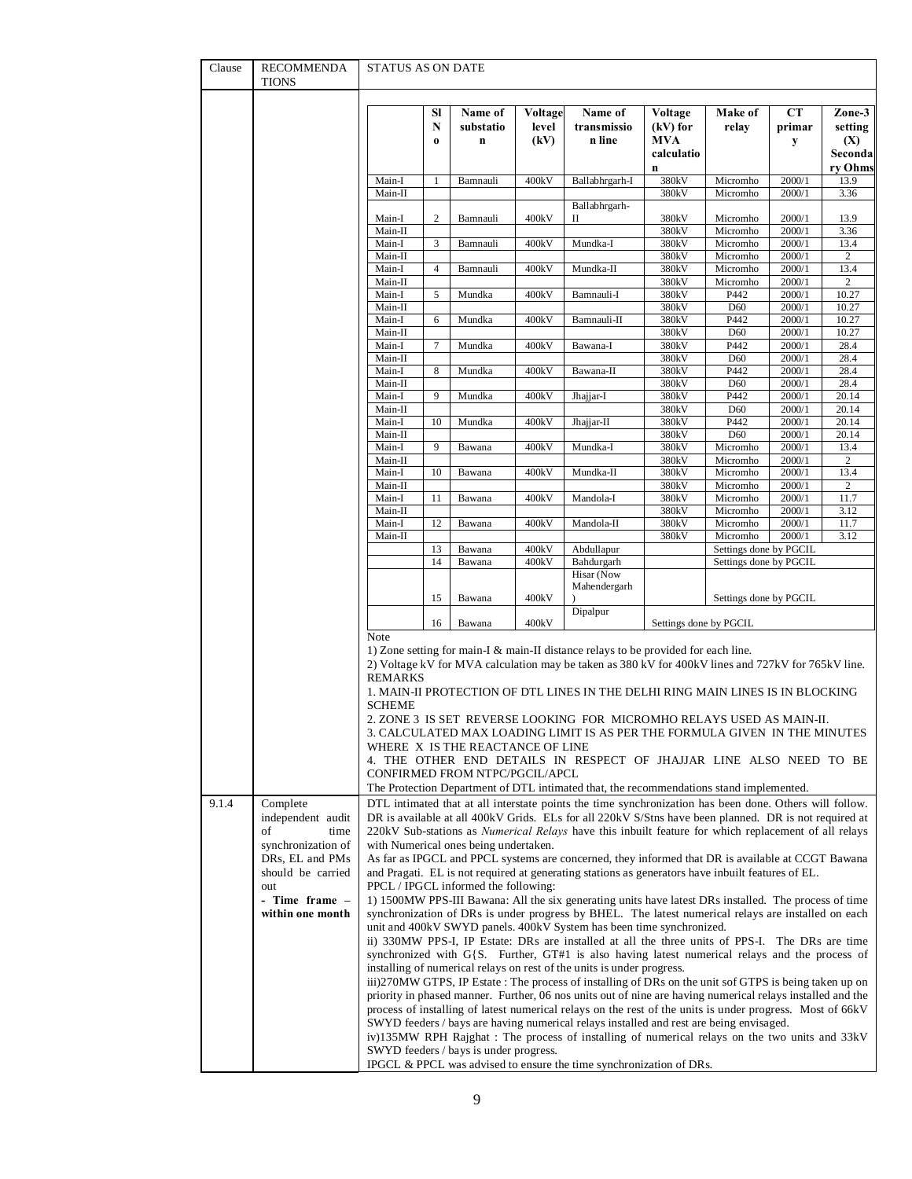| Clause | RECOMMENDATIONS | STATUS AS ON DATE |
|---|---|---|

| | Sl No | Name of substation | Voltage level (kV) | Name of transmission line | Voltage (kV) for MVA calculation | Make of relay | CT primary | Zone-3 setting (X) Secondary Ohms |
|---|---|---|---|---|---|---|---|---|
| Main-I | 1 | Bamnauli | 400kV | Ballabhrgarh-I | 380kV | Micromho | 2000/1 | 13.9 |
| Main-II | | | | | 380kV | Micromho | 2000/1 | 3.36 |
| Main-I | 2 | Bamnauli | 400kV | Ballabhrgarh-II | 380kV | Micromho | 2000/1 | 13.9 |
| Main-II | | | | | 380kV | Micromho | 2000/1 | 3.36 |
| Main-I | 3 | Bamnauli | 400kV | Mundka-I | 380kV | Micromho | 2000/1 | 13.4 |
| Main-II | | | | | 380kV | Micromho | 2000/1 | 2 |
| Main-I | 4 | Bamnauli | 400kV | Mundka-II | 380kV | Micromho | 2000/1 | 13.4 |
| Main-II | | | | | 380kV | Micromho | 2000/1 | 2 |
| Main-I | 5 | Mundka | 400kV | Bamnauli-I | 380kV | P442 | 2000/1 | 10.27 |
| Main-II | | | | | 380kV | D60 | 2000/1 | 10.27 |
| Main-I | 6 | Mundka | 400kV | Bamnauli-II | 380kV | P442 | 2000/1 | 10.27 |
| Main-II | | | | | 380kV | D60 | 2000/1 | 10.27 |
| Main-I | 7 | Mundka | 400kV | Bawana-I | 380kV | P442 | 2000/1 | 28.4 |
| Main-II | | | | | 380kV | D60 | 2000/1 | 28.4 |
| Main-I | 8 | Mundka | 400kV | Bawana-II | 380kV | P442 | 2000/1 | 28.4 |
| Main-II | | | | | 380kV | D60 | 2000/1 | 28.4 |
| Main-I | 9 | Mundka | 400kV | Jhajjar-I | 380kV | P442 | 2000/1 | 20.14 |
| Main-II | | | | | 380kV | D60 | 2000/1 | 20.14 |
| Main-I | 10 | Mundka | 400kV | Jhajjar-II | 380kV | P442 | 2000/1 | 20.14 |
| Main-II | | | | | 380kV | D60 | 2000/1 | 20.14 |
| Main-I | 9 | Bawana | 400kV | Mundka-I | 380kV | Micromho | 2000/1 | 13.4 |
| Main-II | | | | | 380kV | Micromho | 2000/1 | 2 |
| Main-I | 10 | Bawana | 400kV | Mundka-II | 380kV | Micromho | 2000/1 | 13.4 |
| Main-II | | | | | 380kV | Micromho | 2000/1 | 2 |
| Main-I | 11 | Bawana | 400kV | Mandola-I | 380kV | Micromho | 2000/1 | 11.7 |
| Main-II | | | | | 380kV | Micromho | 2000/1 | 3.12 |
| Main-I | 12 | Bawana | 400kV | Mandola-II | 380kV | Micromho | 2000/1 | 11.7 |
| Main-II | | | | | 380kV | Micromho | 2000/1 | 3.12 |
| | 13 | Bawana | 400kV | Abdullapur | | Settings done by PGCIL | | |
| | 14 | Bawana | 400kV | Bahdurgarh | | Settings done by PGCIL | | |
| | 15 | Bawana | 400kV | Hisar (Now Mahendergarh) | | Settings done by PGCIL | | |
| | 16 | Bawana | 400kV | Dipalpur | Settings done by PGCIL | | | |

Note

1) Zone setting for main-I & main-II distance relays to be provided for each line.

2) Voltage kV for MVA calculation may be taken as 380 kV for 400kV lines and 727kV for 765kV line.

REMARKS

1. MAIN-II PROTECTION OF DTL LINES IN THE DELHI RING MAIN LINES IS IN BLOCKING SCHEME

2. ZONE 3 IS SET REVERSE LOOKING FOR MICROMHO RELAYS USED AS MAIN-II.

3. CALCULATED MAX LOADING LIMIT IS AS PER THE FORMULA GIVEN IN THE MINUTES WHERE X IS THE REACTANCE OF LINE

4. THE OTHER END DETAILS IN RESPECT OF JHAJJAR LINE ALSO NEED TO BE CONFIRMED FROM NTPC/PGCIL/APCL

The Protection Department of DTL intimated that, the recommendations stand implemented.

| Clause | RECOMMENDATIONS | STATUS AS ON DATE |
|---|---|---|
| 9.1.4 | Complete independent audit of time synchronization of DRs, EL and PMs should be carried out **- Time frame – within one month** | DTL intimated that at all interstate points the time synchronization has been done. Others will follow. DR is available at all 400kV Grids. ELs for all 220kV S/Stns have been planned. DR is not required at 220kV Sub-stations as *Numerical Relays* have this inbuilt feature for which replacement of all relays with Numerical ones being undertaken.<br>As far as IPGCL and PPCL systems are concerned, they informed that DR is available at CCGT Bawana and Pragati. EL is not required at generating stations as generators have inbuilt features of EL.<br>PPCL / IPGCL informed the following:<br>1) 1500MW PPS-III Bawana: All the six generating units have latest DRs installed. The process of time synchronization of DRs is under progress by BHEL. The latest numerical relays are installed on each unit and 400kV SWYD panels. 400kV System has been time synchronized.<br>ii) 330MW PPS-I, IP Estate: DRs are installed at all the three units of PPS-I. The DRs are time synchronized with G{S. Further, GT#1 is also having latest numerical relays and the process of installing of numerical relays on rest of the units is under progress.<br>iii)270MW GTPS, IP Estate : The process of installing of DRs on the unit sof GTPS is being taken up on priority in phased manner. Further, 06 nos units out of nine are having numerical relays installed and the process of installing of latest numerical relays on the rest of the units is under progress. Most of 66kV SWYD feeders / bays are having numerical relays installed and rest are being envisaged.<br>iv)135MW RPH Rajghat : The process of installing of numerical relays on the two units and 33kV SWYD feeders / bays is under progress.<br>IPGCL & PPCL was advised to ensure the time synchronization of DRs. |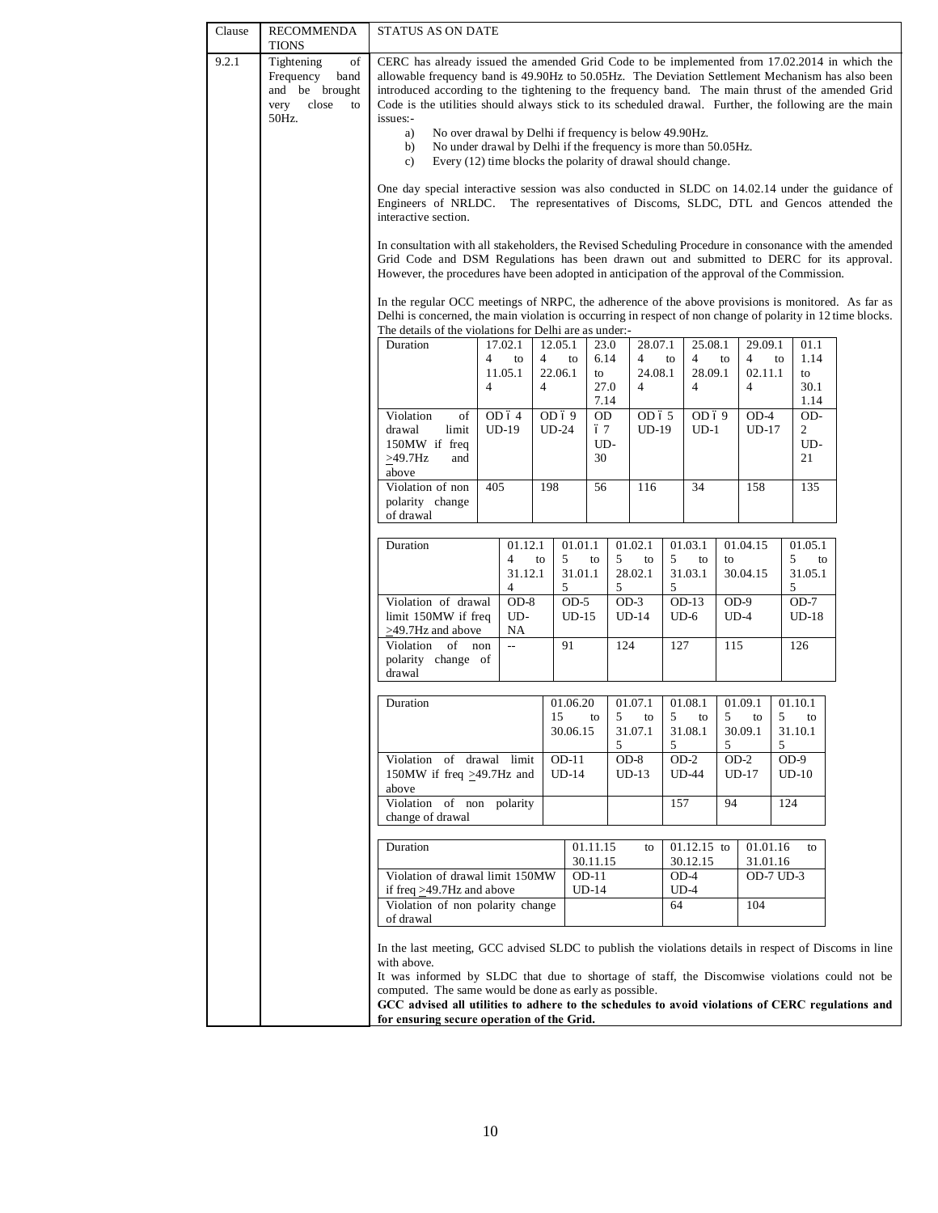| Clause | RECOMMENDATIONS | STATUS AS ON DATE |
|---|---|---|
| 9.2.1 | Tightening of Frequency band and be brought very close to 50Hz. | CERC has already issued the amended Grid Code to be implemented from 17.02.2014 in which the allowable frequency band is 49.90Hz to 50.05Hz. The Deviation Settlement Mechanism has also been introduced according to the tightening to the frequency band. The main thrust of the amended Grid Code is the utilities should always stick to its scheduled drawal. Further, the following are the main issues:-<br>a) No over drawal by Delhi if frequency is below 49.90Hz.<br>b) No under drawal by Delhi if the frequency is more than 50.05Hz.<br>c) Every (12) time blocks the polarity of drawal should change.<br><br>One day special interactive session was also conducted in SLDC on 14.02.14 under the guidance of Engineers of NRLDC. The representatives of Discoms, SLDC, DTL and Gencos attended the interactive section.<br><br>In consultation with all stakeholders, the Revised Scheduling Procedure in consonance with the amended Grid Code and DSM Regulations has been drawn out and submitted to DERC for its approval. However, the procedures have been adopted in anticipation of the approval of the Commission.<br><br>In the regular OCC meetings of NRPC, the adherence of the above provisions is monitored. As far as Delhi is concerned, the main violation is occurring in respect of non change of polarity in 12 time blocks. The details of the violations for Delhi are as under:- |

| Duration | 17.02.14 to 11.05.14 | 12.05.14 to 22.06.14 | 23.06.14 to 27.07.14 | 28.07.14 to 24.08.14 | 25.08.14 to 28.09.14 | 29.09.14 to 02.11.14 | 01.11.14 to 30.11.14 |
|---|---|---|---|---|---|---|---|
| Violation of drawal limit 150MW if freq >49.7Hz and above | OD – 4 UD-19 | OD – 9 UD-24 | OD – 7 UD-30 | OD – 5 UD-19 | OD – 9 UD-1 | OD-4 UD-17 | OD-2 UD-21 |
| Violation of non polarity change of drawal | 405 | 198 | 56 | 116 | 34 | 158 | 135 |

| Duration | 01.12.14 to 31.12.14 | 01.01.15 to 31.01.15 | 01.02.15 to 28.02.15 | 01.03.15 to 31.03.15 | 01.04.15 to 30.04.15 | 01.05.15 to 31.05.15 |
|---|---|---|---|---|---|---|
| Violation of drawal limit 150MW if freq >49.7Hz and above | OD-8 UD-NA | OD-5 UD-15 | OD-3 UD-14 | OD-13 UD-6 | OD-9 UD-4 | OD-7 UD-18 |
| Violation of non polarity change of drawal | -- | 91 | 124 | 127 | 115 | 126 |

| Duration | 01.06.2015 to 30.06.15 | 01.07.15 to 31.07.15 | 01.08.15 to 31.08.15 | 01.09.15 to 30.09.15 | 01.10.15 to 31.10.15 |
|---|---|---|---|---|---|
| Violation of drawal limit 150MW if freq >49.7Hz and above | OD-11 UD-14 | OD-8 UD-13 | OD-2 UD-44 | OD-2 UD-17 | OD-9 UD-10 |
| Violation of non polarity change of drawal | | | 157 | 94 | 124 |

| Duration | 01.11.15 to 30.11.15 | 01.12.15 to 30.12.15 | 01.01.16 to 31.01.16 |
|---|---|---|---|
| Violation of drawal limit 150MW if freq >49.7Hz and above | OD-11 UD-14 | OD-4 UD-4 | OD-7 UD-3 |
| Violation of non polarity change of drawal | | 64 | 104 |

In the last meeting, GCC advised SLDC to publish the violations details in respect of Discoms in line with above.

It was informed by SLDC that due to shortage of staff, the Discomwise violations could not be computed. The same would be done as early as possible.

**GCC advised all utilities to adhere to the schedules to avoid violations of CERC regulations and for ensuring secure operation of the Grid.**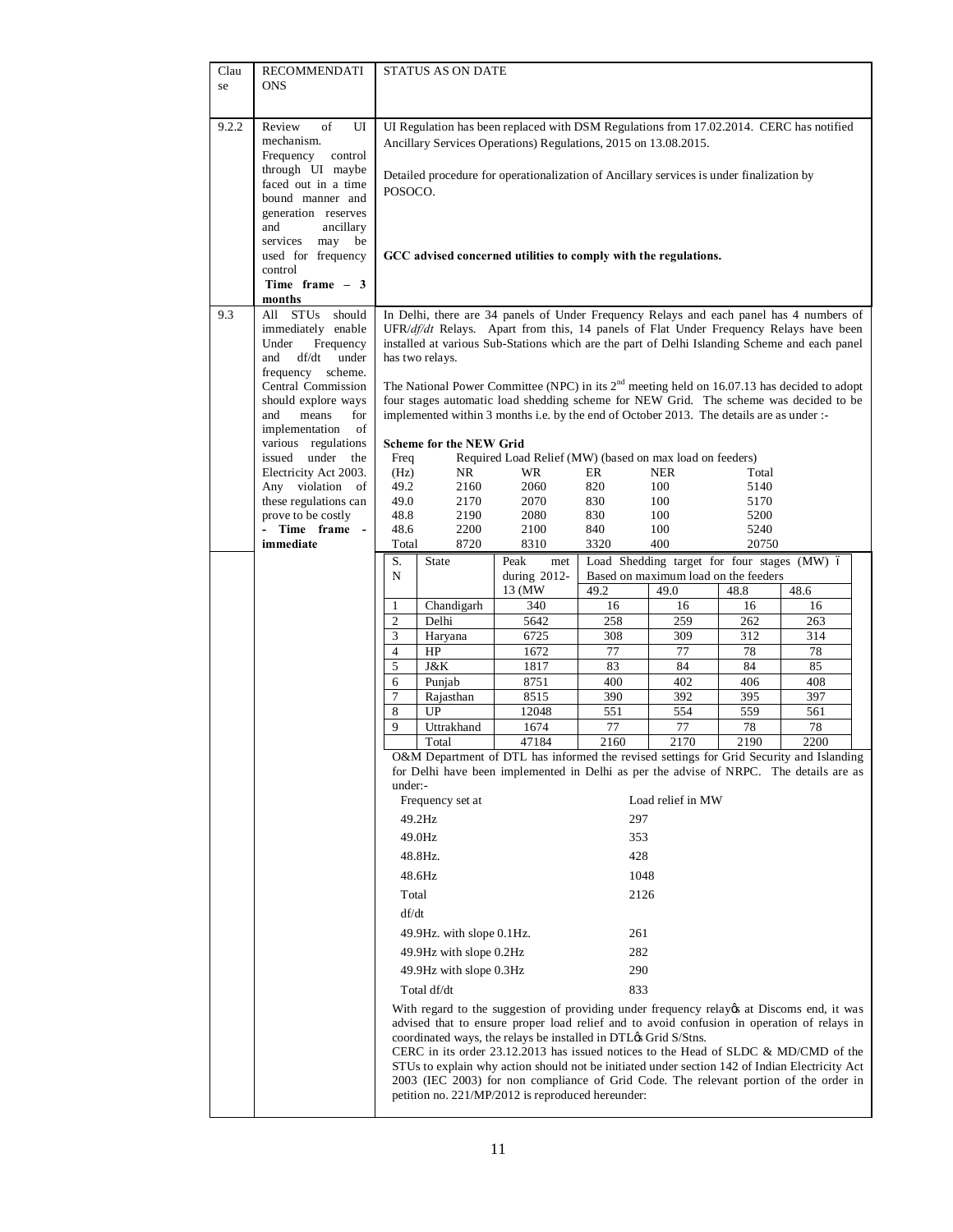| Clause | RECOMMENDATIONS | STATUS AS ON DATE |
|---|---|---|
| 9.2.2 | Review of UI mechanism. Frequency control through UI maybe faced out in a time bound manner and generation reserves and ancillary services may be used for frequency control **Time frame – 3 months** | UI Regulation has been replaced with DSM Regulations from 17.02.2014. CERC has notified Ancillary Services Operations) Regulations, 2015 on 13.08.2015. Detailed procedure for operationalization of Ancillary services is under finalization by POSOCO. **GCC advised concerned utilities to comply with the regulations.** |
| 9.3 | All STUs should immediately enable Under Frequency and df/dt under frequency scheme. Central Commission should explore ways and means for implementation of various regulations issued under the Electricity Act 2003. Any violation of these regulations can prove to be costly **- Time frame - immediate** | In Delhi, there are 34 panels of Under Frequency Relays and each panel has 4 numbers of UFR/*df/dt* Relays. Apart from this, 14 panels of Flat Under Frequency Relays have been installed at various Sub-Stations which are the part of Delhi Islanding Scheme and each panel has two relays. The National Power Committee (NPC) in its 2nd meeting held on 16.07.13 has decided to adopt four stages automatic load shedding scheme for NEW Grid. The scheme was decided to be implemented within 3 months i.e. by the end of October 2013. The details are as under :- |

**Scheme for the NEW Grid**

| Freq (Hz) | Required Load Relief (MW) (based on max load on feeders) NR | WR | ER | NER | Total |
|---|---|---|---|---|---|
| 49.2 | 2160 | 2060 | 820 | 100 | 5140 |
| 49.0 | 2170 | 2070 | 830 | 100 | 5170 |
| 48.8 | 2190 | 2080 | 830 | 100 | 5200 |
| 48.6 | 2200 | 2100 | 840 | 100 | 5240 |
| Total | 8720 | 8310 | 3320 | 400 | 20750 |

| S. N | State | Peak met during 2012-13 (MW | Load Shedding target for four stages (MW) – Based on maximum load on the feeders 49.2 | 49.0 | 48.8 | 48.6 |
|---|---|---|---|---|---|---|
| 1 | Chandigarh | 340 | 16 | 16 | 16 | 16 |
| 2 | Delhi | 5642 | 258 | 259 | 262 | 263 |
| 3 | Haryana | 6725 | 308 | 309 | 312 | 314 |
| 4 | HP | 1672 | 77 | 77 | 78 | 78 |
| 5 | J&K | 1817 | 83 | 84 | 84 | 85 |
| 6 | Punjab | 8751 | 400 | 402 | 406 | 408 |
| 7 | Rajasthan | 8515 | 390 | 392 | 395 | 397 |
| 8 | UP | 12048 | 551 | 554 | 559 | 561 |
| 9 | Uttrakhand | 1674 | 77 | 77 | 78 | 78 |
| | Total | 47184 | 2160 | 2170 | 2190 | 2200 |

O&M Department of DTL has informed the revised settings for Grid Security and Islanding for Delhi have been implemented in Delhi as per the advise of NRPC. The details are as under:-

| Frequency set at | Load relief in MW |
|---|---|
| 49.2Hz | 297 |
| 49.0Hz | 353 |
| 48.8Hz. | 428 |
| 48.6Hz | 1048 |
| Total | 2126 |
| df/dt | |
| 49.9Hz. with slope 0.1Hz. | 261 |
| 49.9Hz with slope 0.2Hz | 282 |
| 49.9Hz with slope 0.3Hz | 290 |
| Total df/dt | 833 |

With regard to the suggestion of providing under frequency relay's at Discoms end, it was advised that to ensure proper load relief and to avoid confusion in operation of relays in coordinated ways, the relays be installed in DTL's Grid S/Stns.

CERC in its order 23.12.2013 has issued notices to the Head of SLDC & MD/CMD of the STUs to explain why action should not be initiated under section 142 of Indian Electricity Act 2003 (IEC 2003) for non compliance of Grid Code. The relevant portion of the order in petition no. 221/MP/2012 is reproduced hereunder: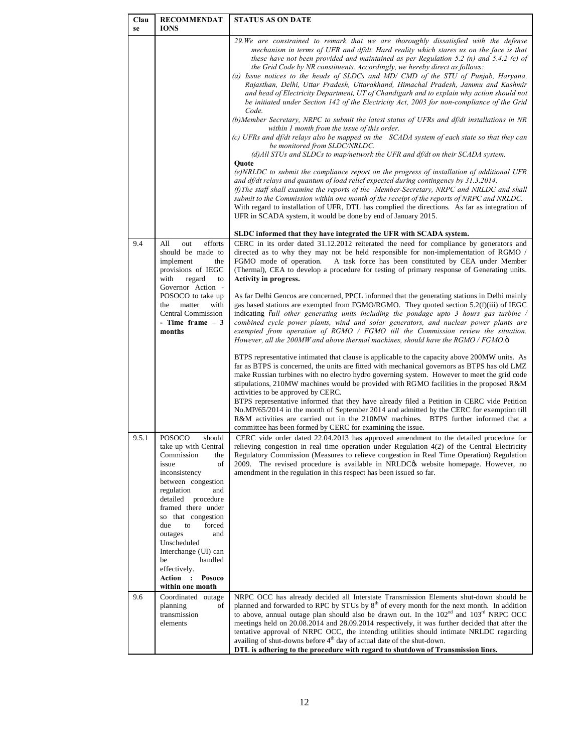| Clause | RECOMMENDATIONS | STATUS AS ON DATE |
|---|---|---|
| | | *29.We are constrained to remark that we are thoroughly dissatisfied with the defense mechanism in terms of UFR and df/dt. Hard reality which stares us on the face is that these have not been provided and maintained as per Regulation 5.2 (n) and 5.4.2 (e) of the Grid Code by NR constituents. Accordingly, we hereby direct as follows:*<br>*(a) Issue notices to the heads of SLDCs and MD/ CMD of the STU of Punjab, Haryana, Rajasthan, Delhi, Uttar Pradesh, Uttarakhand, Himachal Pradesh, Jammu and Kashmir and head of Electricity Department, UT of Chandigarh and to explain why action should not be initiated under Section 142 of the Electricity Act, 2003 for non-compliance of the Grid Code.*<br>*(b)Member Secretary, NRPC to submit the latest status of UFRs and df/dt installations in NR within 1 month from the issue of this order.*<br>*(c) UFRs and df/dt relays also be mapped on the SCADA system of each state so that they can be monitored from SLDC/NRLDC.*<br>*(d)All STUs and SLDCs to map/network the UFR and df/dt on their SCADA system.*<br>**Quote**<br>*(e)NRLDC to submit the compliance report on the progress of installation of additional UFR and df/dt relays and quantum of load relief expected during contingency by 31.3.2014.*<br>*(f)The staff shall examine the reports of the Member-Secretary, NRPC and NRLDC and shall submit to the Commission within one month of the receipt of the reports of NRPC and NRLDC.*<br>With regard to installation of UFR, DTL has complied the directions. As far as integration of UFR in SCADA system, it would be done by end of January 2015.<br><br>**SLDC informed that they have integrated the UFR with SCADA system.** |
| 9.4 | All out efforts should be made to implement the provisions of IEGC with regard to Governor Action - POSOCO to take up the matter with Central Commission **- Time frame – 3 months** | CERC in its order dated 31.12.2012 reiterated the need for compliance by generators and directed as to why they may not be held responsible for non-implementation of RGMO / FGMO mode of operation. A task force has been constituted by CEA under Member (Thermal), CEA to develop a procedure for testing of primary response of Generating units. **Activity in progress.**<br><br>As far Delhi Gencos are concerned, PPCL informed that the generating stations in Delhi mainly gas based stations are exempted from FGMO/RGMO. They quoted section 5.2(f)(iii) of IEGC indicating "*all other generating units including the pondage upto 3 hours gas turbine / combined cycle power plants, wind and solar generators, and nuclear power plants are exempted from operation of RGMO / FGMO till the Commission review the situation. However, all the 200MW and above thermal machines, should have the RGMO / FGMO.*"<br><br>BTPS representative intimated that clause is applicable to the capacity above 200MW units. As far as BTPS is concerned, the units are fitted with mechanical governors as BTPS has old LMZ make Russian turbines with no electro hydro governing system. However to meet the grid code stipulations, 210MW machines would be provided with RGMO facilities in the proposed R&M activities to be approved by CERC.<br>BTPS representative informed that they have already filed a Petition in CERC vide Petition No.MP/65/2014 in the month of September 2014 and admitted by the CERC for exemption till R&M activities are carried out in the 210MW machines. BTPS further informed that a committee has been formed by CERC for examining the issue. |
| 9.5.1 | POSOCO should take up with Central Commission the issue of inconsistency between congestion regulation and detailed procedure framed there under so that congestion due to forced outages and Unscheduled Interchange (UI) can be handled effectively. **Action : Posoco within one month** | CERC vide order dated 22.04.2013 has approved amendment to the detailed procedure for relieving congestion in real time operation under Regulation 4(2) of the Central Electricity Regulatory Commission (Measures to relieve congestion in Real Time Operation) Regulation 2009. The revised procedure is available in NRLDC's website homepage. However, no amendment in the regulation in this respect has been issued so far. |
| 9.6 | Coordinated outage planning of transmission elements | NRPC OCC has already decided all Interstate Transmission Elements shut-down should be planned and forwarded to RPC by STUs by 8th of every month for the next month. In addition to above, annual outage plan should also be drawn out. In the 102nd and 103rd NRPC OCC meetings held on 20.08.2014 and 28.09.2014 respectively, it was further decided that after the tentative approval of NRPC OCC, the intending utilities should intimate NRLDC regarding availing of shut-downs before 4th day of actual date of the shut-down.<br>**DTL is adhering to the procedure with regard to shutdown of Transmission lines.** |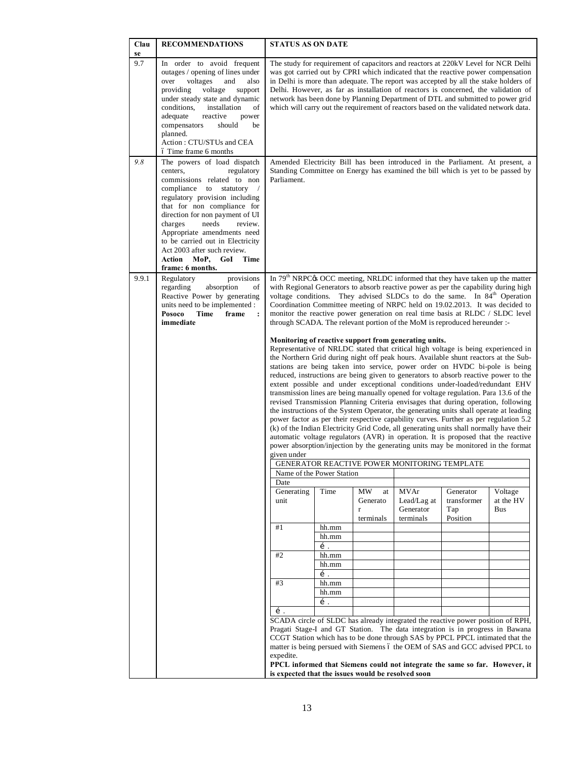| Clause | RECOMMENDATIONS | STATUS AS ON DATE |
|---|---|---|
| 9.7 | In order to avoid frequent outages / opening of lines under over voltages and also providing voltage support under steady state and dynamic conditions, installation of adequate reactive power compensators should be planned.<br>Action : CTU/STUs and CEA – Time frame 6 months | The study for requirement of capacitors and reactors at 220kV Level for NCR Delhi was got carried out by CPRI which indicated that the reactive power compensation in Delhi is more than adequate. The report was accepted by all the stake holders of Delhi. However, as far as installation of reactors is concerned, the validation of network has been done by Planning Department of DTL and submitted to power grid which will carry out the requirement of reactors based on the validated network data. |
| *9.8* | The powers of load dispatch centers, regulatory commissions related to non compliance to statutory / regulatory provision including that for non compliance for direction for non payment of UI charges needs review. Appropriate amendments need to be carried out in Electricity Act 2003 after such review.<br>**Action MoP, GoI Time frame: 6 months.** | Amended Electricity Bill has been introduced in the Parliament. At present, a Standing Committee on Energy has examined the bill which is yet to be passed by Parliament. |
| 9.9.1 | Regulatory provisions regarding absorption of Reactive Power by generating units need to be implemented :<br>**Pocoso Time frame : immediate** | In 79th NRPC's OCC meeting, NRLDC informed that they have taken up the matter with Regional Generators to absorb reactive power as per the capability during high voltage conditions. They advised SLDCs to do the same. In 84th Operation Coordination Committee meeting of NRPC held on 19.02.2013. It was decided to monitor the reactive power generation on real time basis at RLDC / SLDC level through SCADA. The relevant portion of the MoM is reproduced hereunder :-<br><br>**Monitoring of reactive support from generating units.**<br>Representative of NRLDC stated that critical high voltage is being experienced in the Northern Grid during night off peak hours. Available shunt reactors at the Sub-stations are being taken into service, power order on HVDC bi-pole is being reduced, instructions are being given to generators to absorb reactive power to the extent possible and under exceptional conditions under-loaded/redundant EHV transmission lines are being manually opened for voltage regulation. Para 13.6 of the revised Transmission Planning Criteria envisages that during operation, following the instructions of the System Operator, the generating units shall operate at leading power factor as per their respective capability curves. Further as per regulation 5.2 (k) of the Indian Electricity Grid Code, all generating units shall normally have their automatic voltage regulators (AVR) in operation. It is proposed that the reactive power absorption/injection by the generating units may be monitored in the format given under |

GENERATOR REACTIVE POWER MONITORING TEMPLATE

| Name of the Power Station | | | | | |
|---|---|---|---|---|---|
| Date | | | | | |
| Generating unit | Time | MW at Generator terminals | MVAr Lead/Lag at Generator terminals | Generator transformer Tap Position | Voltage at the HV Bus |
| #1 | hh.mm | | | | |
| | hh.mm | | | | |
| | …. | | | | |
| #2 | hh.mm | | | | |
| | hh.mm | | | | |
| | …. | | | | |
| #3 | hh.mm | | | | |
| | hh.mm | | | | |
| | …. | | | | |
| …. | | | | | |

SCADA circle of SLDC has already integrated the reactive power position of RPH, Pragati Stage-I and GT Station. The data integration is in progress in Bawana CCGT Station which has to be done through SAS by PPCL PPCL intimated that the matter is being persued with Siemens – the OEM of SAS and GCC advised PPCL to expedite.

**PPCL informed that Siemens could not integrate the same so far. However, it is expected that the issues would be resolved soon**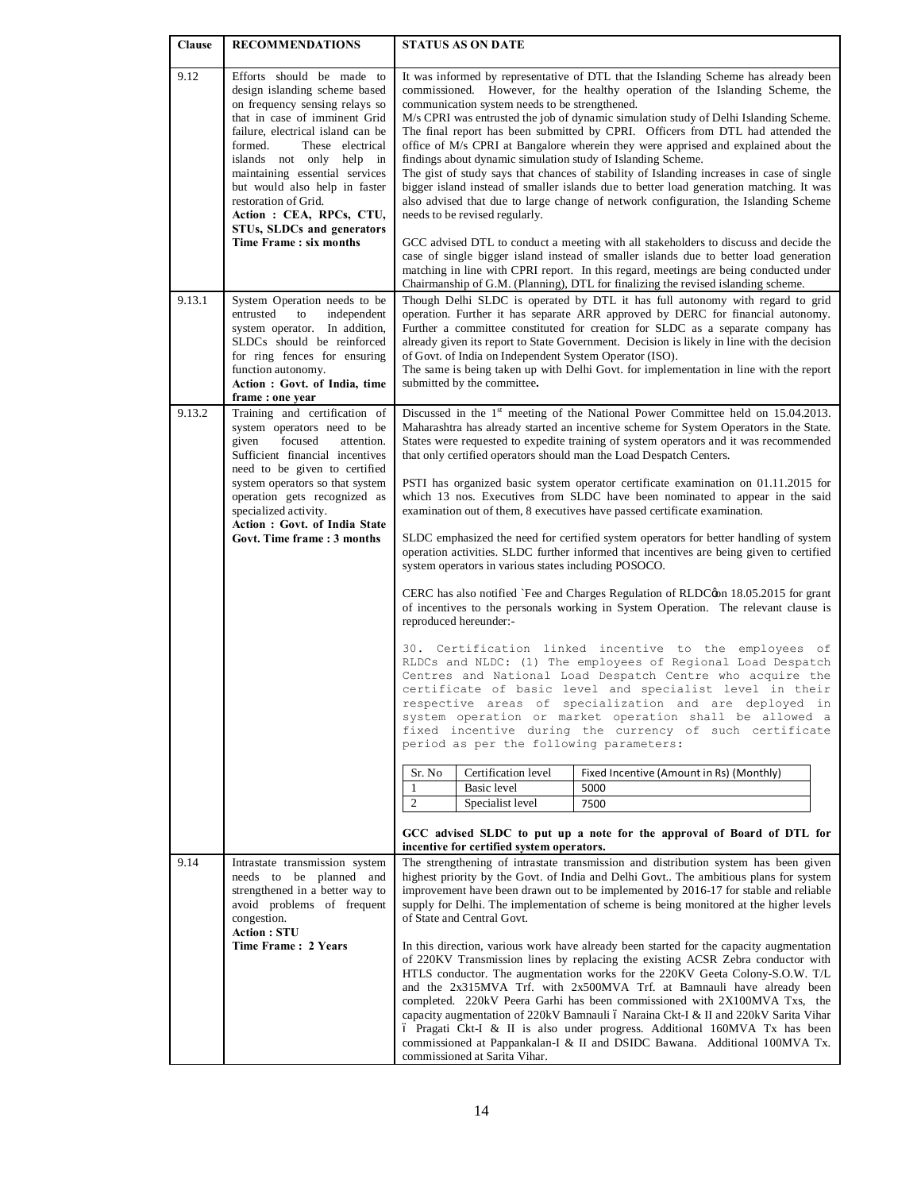| Clause | RECOMMENDATIONS | STATUS AS ON DATE |
|---|---|---|
| 9.12 | Efforts should be made to design islanding scheme based on frequency sensing relays so that in case of imminent Grid failure, electrical island can be formed. These electrical islands not only help in maintaining essential services but would also help in faster restoration of Grid.<br>**Action : CEA, RPCs, CTU, STUs, SLDCs and generators**<br>**Time Frame : six months** | It was informed by representative of DTL that the Islanding Scheme has already been commissioned. However, for the healthy operation of the Islanding Scheme, the communication system needs to be strengthened.<br>M/s CPRI was entrusted the job of dynamic simulation study of Delhi Islanding Scheme. The final report has been submitted by CPRI. Officers from DTL had attended the office of M/s CPRI at Bangalore wherein they were apprised and explained about the findings about dynamic simulation study of Islanding Scheme.<br>The gist of study says that chances of stability of Islanding increases in case of single bigger island instead of smaller islands due to better load generation matching. It was also advised that due to large change of network configuration, the Islanding Scheme needs to be revised regularly.<br><br>GCC advised DTL to conduct a meeting with all stakeholders to discuss and decide the case of single bigger island instead of smaller islands due to better load generation matching in line with CPRI report. In this regard, meetings are being conducted under Chairmanship of G.M. (Planning), DTL for finalizing the revised islanding scheme. |
| 9.13.1 | System Operation needs to be entrusted to independent system operator. In addition, SLDCs should be reinforced for ring fences for ensuring function autonomy.<br>**Action : Govt. of India, time frame : one year** | Though Delhi SLDC is operated by DTL it has full autonomy with regard to grid operation. Further it has separate ARR approved by DERC for financial autonomy. Further a committee constituted for creation for SLDC as a separate company has already given its report to State Government. Decision is likely in line with the decision of Govt. of India on Independent System Operator (ISO).<br>The same is being taken up with Delhi Govt. for implementation in line with the report submitted by the committee**.** |
| 9.13.2 | Training and certification of system operators need to be given focused attention. Sufficient financial incentives need to be given to certified system operators so that system operation gets recognized as specialized activity.<br>**Action : Govt. of India State Govt. Time frame : 3 months** | Discussed in the 1st meeting of the National Power Committee held on 15.04.2013. Maharashtra has already started an incentive scheme for System Operators in the State. States were requested to expedite training of system operators and it was recommended that only certified operators should man the Load Despatch Centers.<br><br>PSTI has organized basic system operator certificate examination on 01.11.2015 for which 13 nos. Executives from SLDC have been nominated to appear in the said examination out of them, 8 executives have passed certificate examination.<br><br>SLDC emphasized the need for certified system operators for better handling of system operation activities. SLDC further informed that incentives are being given to certified system operators in various states including POSOCO.<br><br>CERC has also notified `Fee and Charges Regulation of RLDC' on 18.05.2015 for grant of incentives to the personals working in System Operation. The relevant clause is reproduced hereunder:-<br><br>30. Certification linked incentive to the employees of RLDCs and NLDC: (1) The employees of Regional Load Despatch Centres and National Load Despatch Centre who acquire the certificate of basic level and specialist level in their respective areas of specialization and are deployed in system operation or market operation shall be allowed a fixed incentive during the currency of such certificate period as per the following parameters:<br><br>Sr. No \| Certification level \| Fixed Incentive (Amount in Rs) (Monthly)<br>1 \| Basic level \| 5000<br>2 \| Specialist level \| 7500<br><br>**GCC advised SLDC to put up a note for the approval of Board of DTL for incentive for certified system operators.** |
| 9.14 | Intrastate transmission system needs to be planned and strengthened in a better way to avoid problems of frequent congestion.<br>**Action : STU**<br>**Time Frame : 2 Years** | The strengthening of intrastate transmission and distribution system has been given highest priority by the Govt. of India and Delhi Govt.. The ambitious plans for system improvement have been drawn out to be implemented by 2016-17 for stable and reliable supply for Delhi. The implementation of scheme is being monitored at the higher levels of State and Central Govt.<br><br>In this direction, various work have already been started for the capacity augmentation of 220KV Transmission lines by replacing the existing ACSR Zebra conductor with HTLS conductor. The augmentation works for the 220KV Geeta Colony-S.O.W. T/L and the 2x315MVA Trf. with 2x500MVA Trf. at Bamnauli have already been completed. 220kV Peera Garhi has been commissioned with 2X100MVA Txs, the capacity augmentation of 220kV Bamnauli – Naraina Ckt-I & II and 220kV Sarita Vihar – Pragati Ckt-I & II is also under progress. Additional 160MVA Tx has been commissioned at Pappankalan-I & II and DSIDC Bawana. Additional 100MVA Tx. commissioned at Sarita Vihar. |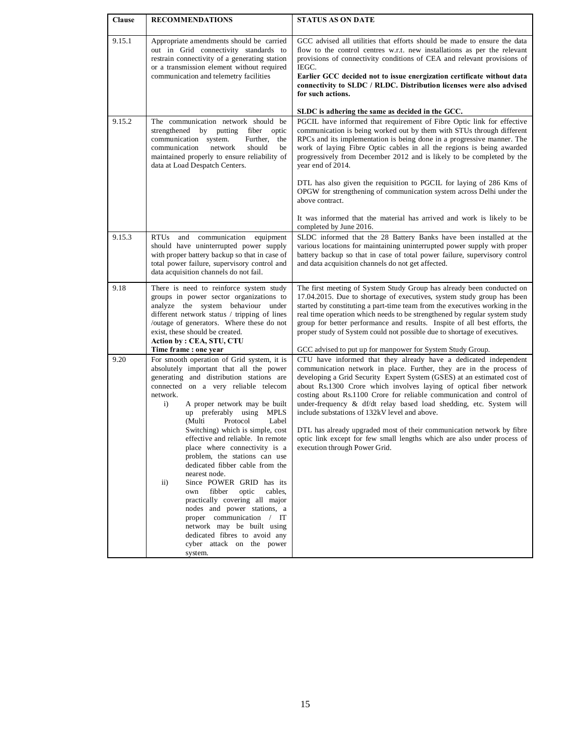| Clause | RECOMMENDATIONS | STATUS AS ON DATE |
|---|---|---|
| 9.15.1 | Appropriate amendments should be carried out in Grid connectivity standards to restrain connectivity of a generating station or a transmission element without required communication and telemetry facilities | GCC advised all utilities that efforts should be made to ensure the data flow to the control centres w.r.t. new installations as per the relevant provisions of connectivity conditions of CEA and relevant provisions of IEGC.<br>**Earlier GCC decided not to issue energization certificate without data connectivity to SLDC / RLDC. Distribution licenses were also advised for such actions.**<br><br>**SLDC is adhering the same as decided in the GCC.** |
| 9.15.2 | The communication network should be strengthened by putting fiber optic communication system. Further, the communication network should be maintained properly to ensure reliability of data at Load Despatch Centers. | PGCIL have informed that requirement of Fibre Optic link for effective communication is being worked out by them with STUs through different RPCs and its implementation is being done in a progressive manner. The work of laying Fibre Optic cables in all the regions is being awarded progressively from December 2012 and is likely to be completed by the year end of 2014.<br><br>DTL has also given the requisition to PGCIL for laying of 286 Kms of OPGW for strengthening of communication system across Delhi under the above contract.<br><br>It was informed that the material has arrived and work is likely to be completed by June 2016. |
| 9.15.3 | RTUs and communication equipment should have uninterrupted power supply with proper battery backup so that in case of total power failure, supervisory control and data acquisition channels do not fail. | SLDC informed that the 28 Battery Banks have been installed at the various locations for maintaining uninterrupted power supply with proper battery backup so that in case of total power failure, supervisory control and data acquisition channels do not get affected. |
| 9.18 | There is need to reinforce system study groups in power sector organizations to analyze the system behaviour under different network status / tripping of lines /outage of generators. Where these do not exist, these should be created.<br>**Action by : CEA, STU, CTU**<br>**Time frame : one year** | The first meeting of System Study Group has already been conducted on 17.04.2015. Due to shortage of executives, system study group has been started by constituting a part-time team from the executives working in the real time operation which needs to be strengthened by regular system study group for better performance and results. Inspite of all best efforts, the proper study of System could not possible due to shortage of executives.<br><br>GCC advised to put up for manpower for System Study Group. |
| 9.20 | For smooth operation of Grid system, it is absolutely important that all the power generating and distribution stations are connected on a very reliable telecom network.<br>i) A proper network may be built up preferably using MPLS (Multi Protocol Label Switching) which is simple, cost effective and reliable. In remote place where connectivity is a problem, the stations can use dedicated fibber cable from the nearest node.<br>ii) Since POWER GRID has its own fibber optic cables, practically covering all major nodes and power stations, a proper communication / IT network may be built using dedicated fibres to avoid any cyber attack on the power system. | CTU have informed that they already have a dedicated independent communication network in place. Further, they are in the process of developing a Grid Security Expert System (GSES) at an estimated cost of about Rs.1300 Crore which involves laying of optical fiber network costing about Rs.1100 Crore for reliable communication and control of under-frequency & df/dt relay based load shedding, etc. System will include substations of 132kV level and above.<br><br>DTL has already upgraded most of their communication network by fibre optic link except for few small lengths which are also under process of execution through Power Grid. |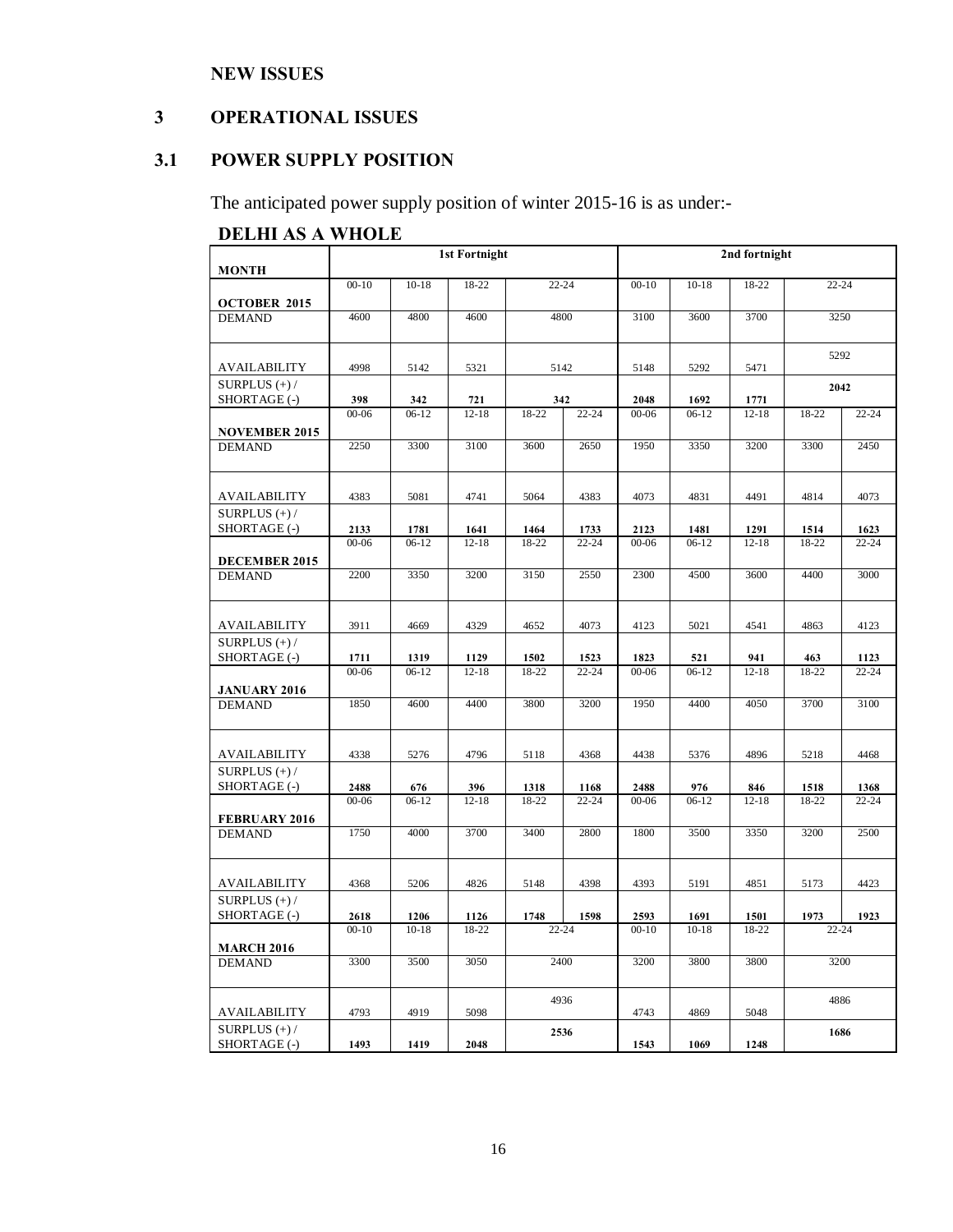## NEW ISSUES

## 3 OPERATIONAL ISSUES

### 3.1 POWER SUPPLY POSITION

The anticipated power supply position of winter 2015-16 is as under:-

**DELHI AS A WHOLE**

| MONTH | 1st Fortnight | | | | | 2nd fortnight | | | | |
|---|---|---|---|---|---|---|---|---|---|---|
| **OCTOBER 2015** | 00-10 | 10-18 | 18-22 | 22-24 | | 00-10 | 10-18 | 18-22 | 22-24 | |
| DEMAND | 4600 | 4800 | 4600 | 4800 | | 3100 | 3600 | 3700 | 3250 | |
| AVAILABILITY | 4998 | 5142 | 5321 | 5142 | | 5148 | 5292 | 5471 | 5292 | |
| SURPLUS (+) / SHORTAGE (-) | **398** | **342** | **721** | **342** | | **2048** | **1692** | **1771** | **2042** | |
| **NOVEMBER 2015** | 00-06 | 06-12 | 12-18 | 18-22 | 22-24 | 00-06 | 06-12 | 12-18 | 18-22 | 22-24 |
| DEMAND | 2250 | 3300 | 3100 | 3600 | 2650 | 1950 | 3350 | 3200 | 3300 | 2450 |
| AVAILABILITY | 4383 | 5081 | 4741 | 5064 | 4383 | 4073 | 4831 | 4491 | 4814 | 4073 |
| SURPLUS (+) / SHORTAGE (-) | **2133** | **1781** | **1641** | **1464** | **1733** | **2123** | **1481** | **1291** | **1514** | **1623** |
| **DECEMBER 2015** | 00-06 | 06-12 | 12-18 | 18-22 | 22-24 | 00-06 | 06-12 | 12-18 | 18-22 | 22-24 |
| DEMAND | 2200 | 3350 | 3200 | 3150 | 2550 | 2300 | 4500 | 3600 | 4400 | 3000 |
| AVAILABILITY | 3911 | 4669 | 4329 | 4652 | 4073 | 4123 | 5021 | 4541 | 4863 | 4123 |
| SURPLUS (+) / SHORTAGE (-) | **1711** | **1319** | **1129** | **1502** | **1523** | **1823** | **521** | **941** | **463** | **1123** |
| **JANUARY 2016** | 00-06 | 06-12 | 12-18 | 18-22 | 22-24 | 00-06 | 06-12 | 12-18 | 18-22 | 22-24 |
| DEMAND | 1850 | 4600 | 4400 | 3800 | 3200 | 1950 | 4400 | 4050 | 3700 | 3100 |
| AVAILABILITY | 4338 | 5276 | 4796 | 5118 | 4368 | 4438 | 5376 | 4896 | 5218 | 4468 |
| SURPLUS (+) / SHORTAGE (-) | **2488** | **676** | **396** | **1318** | **1168** | **2488** | **976** | **846** | **1518** | **1368** |
| **FEBRUARY 2016** | 00-06 | 06-12 | 12-18 | 18-22 | 22-24 | 00-06 | 06-12 | 12-18 | 18-22 | 22-24 |
| DEMAND | 1750 | 4000 | 3700 | 3400 | 2800 | 1800 | 3500 | 3350 | 3200 | 2500 |
| AVAILABILITY | 4368 | 5206 | 4826 | 5148 | 4398 | 4393 | 5191 | 4851 | 5173 | 4423 |
| SURPLUS (+) / SHORTAGE (-) | **2618** | **1206** | **1126** | **1748** | **1598** | **2593** | **1691** | **1501** | **1973** | **1923** |
| **MARCH 2016** | 00-10 | 10-18 | 18-22 | 22-24 | | 00-10 | 10-18 | 18-22 | 22-24 | |
| DEMAND | 3300 | 3500 | 3050 | 2400 | | 3200 | 3800 | 3800 | 3200 | |
| AVAILABILITY | 4793 | 4919 | 5098 | 4936 | | 4743 | 4869 | 5048 | 4886 | |
| SURPLUS (+) / SHORTAGE (-) | **1493** | **1419** | **2048** | **2536** | | **1543** | **1069** | **1248** | **1686** | |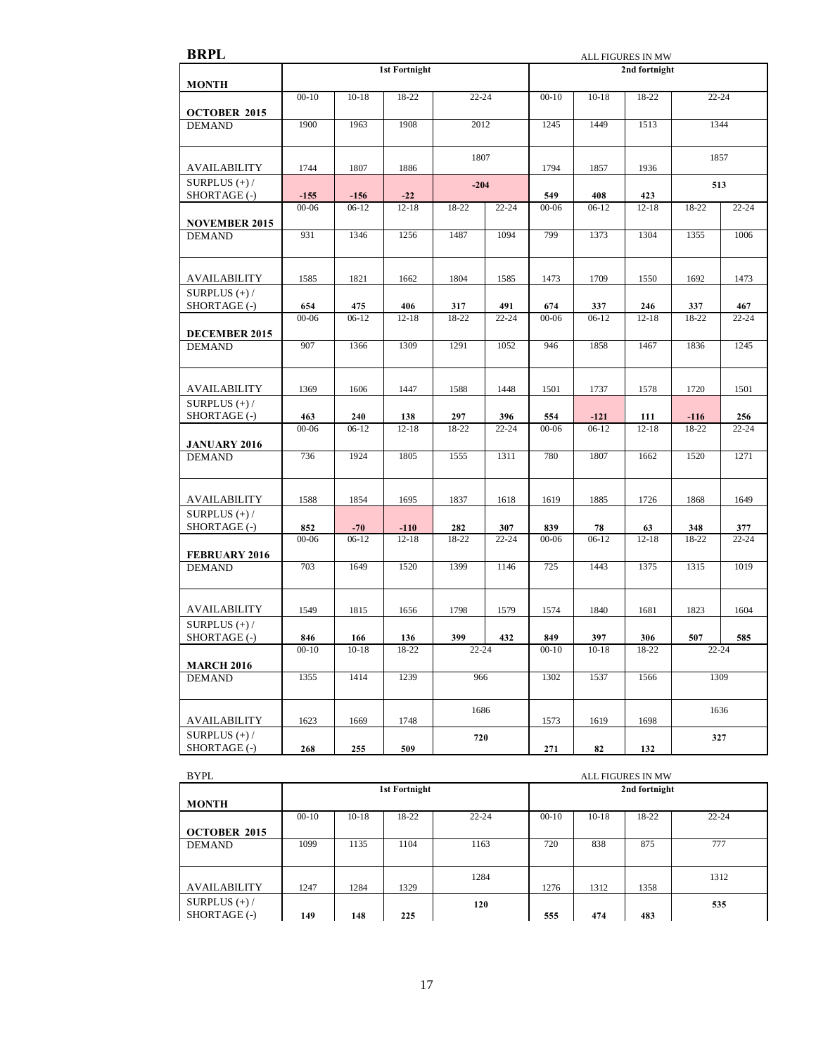## BRPL

ALL FIGURES IN MW

| MONTH | 1st Fortnight | | | | | 2nd fortnight | | | | |
|---|---|---|---|---|---|---|---|---|---|---|
| **OCTOBER 2015** | 00-10 | 10-18 | 18-22 | 22-24 | | 00-10 | 10-18 | 18-22 | 22-24 | |
| DEMAND | 1900 | 1963 | 1908 | 2012 | | 1245 | 1449 | 1513 | 1344 | |
| AVAILABILITY | 1744 | 1807 | 1886 | 1807 | | 1794 | 1857 | 1936 | 1857 | |
| SURPLUS (+) / SHORTAGE (-) | **-155** | **-156** | **-22** | **-204** | | **549** | **408** | **423** | **513** | |
| **NOVEMBER 2015** | 00-06 | 06-12 | 12-18 | 18-22 | 22-24 | 00-06 | 06-12 | 12-18 | 18-22 | 22-24 |
| DEMAND | 931 | 1346 | 1256 | 1487 | 1094 | 799 | 1373 | 1304 | 1355 | 1006 |
| AVAILABILITY | 1585 | 1821 | 1662 | 1804 | 1585 | 1473 | 1709 | 1550 | 1692 | 1473 |
| SURPLUS (+) / SHORTAGE (-) | **654** | **475** | **406** | **317** | **491** | **674** | **337** | **246** | **337** | **467** |
| **DECEMBER 2015** | 00-06 | 06-12 | 12-18 | 18-22 | 22-24 | 00-06 | 06-12 | 12-18 | 18-22 | 22-24 |
| DEMAND | 907 | 1366 | 1309 | 1291 | 1052 | 946 | 1858 | 1467 | 1836 | 1245 |
| AVAILABILITY | 1369 | 1606 | 1447 | 1588 | 1448 | 1501 | 1737 | 1578 | 1720 | 1501 |
| SURPLUS (+) / SHORTAGE (-) | **463** | **240** | **138** | **297** | **396** | **554** | **-121** | **111** | **-116** | **256** |
| **JANUARY 2016** | 00-06 | 06-12 | 12-18 | 18-22 | 22-24 | 00-06 | 06-12 | 12-18 | 18-22 | 22-24 |
| DEMAND | 736 | 1924 | 1805 | 1555 | 1311 | 780 | 1807 | 1662 | 1520 | 1271 |
| AVAILABILITY | 1588 | 1854 | 1695 | 1837 | 1618 | 1619 | 1885 | 1726 | 1868 | 1649 |
| SURPLUS (+) / SHORTAGE (-) | **852** | **-70** | **-110** | **282** | **307** | **839** | **78** | **63** | **348** | **377** |
| **FEBRUARY 2016** | 00-06 | 06-12 | 12-18 | 18-22 | 22-24 | 00-06 | 06-12 | 12-18 | 18-22 | 22-24 |
| DEMAND | 703 | 1649 | 1520 | 1399 | 1146 | 725 | 1443 | 1375 | 1315 | 1019 |
| AVAILABILITY | 1549 | 1815 | 1656 | 1798 | 1579 | 1574 | 1840 | 1681 | 1823 | 1604 |
| SURPLUS (+) / SHORTAGE (-) | **846** | **166** | **136** | **399** | **432** | **849** | **397** | **306** | **507** | **585** |
| **MARCH 2016** | 00-10 | 10-18 | 18-22 | 22-24 | | 00-10 | 10-18 | 18-22 | 22-24 | |
| DEMAND | 1355 | 1414 | 1239 | 966 | | 1302 | 1537 | 1566 | 1309 | |
| AVAILABILITY | 1623 | 1669 | 1748 | 1686 | | 1573 | 1619 | 1698 | 1636 | |
| SURPLUS (+) / SHORTAGE (-) | **268** | **255** | **509** | **720** | | **271** | **82** | **132** | **327** | |

## BYPL

ALL FIGURES IN MW

| MONTH | 1st Fortnight | | | | 2nd fortnight | | | |
|---|---|---|---|---|---|---|---|---|
| **OCTOBER 2015** | 00-10 | 10-18 | 18-22 | 22-24 | 00-10 | 10-18 | 18-22 | 22-24 |
| DEMAND | 1099 | 1135 | 1104 | 1163 | 720 | 838 | 875 | 777 |
| AVAILABILITY | 1247 | 1284 | 1329 | 1284 | 1276 | 1312 | 1358 | 1312 |
| SURPLUS (+) / SHORTAGE (-) | **149** | **148** | **225** | **120** | **555** | **474** | **483** | **535** |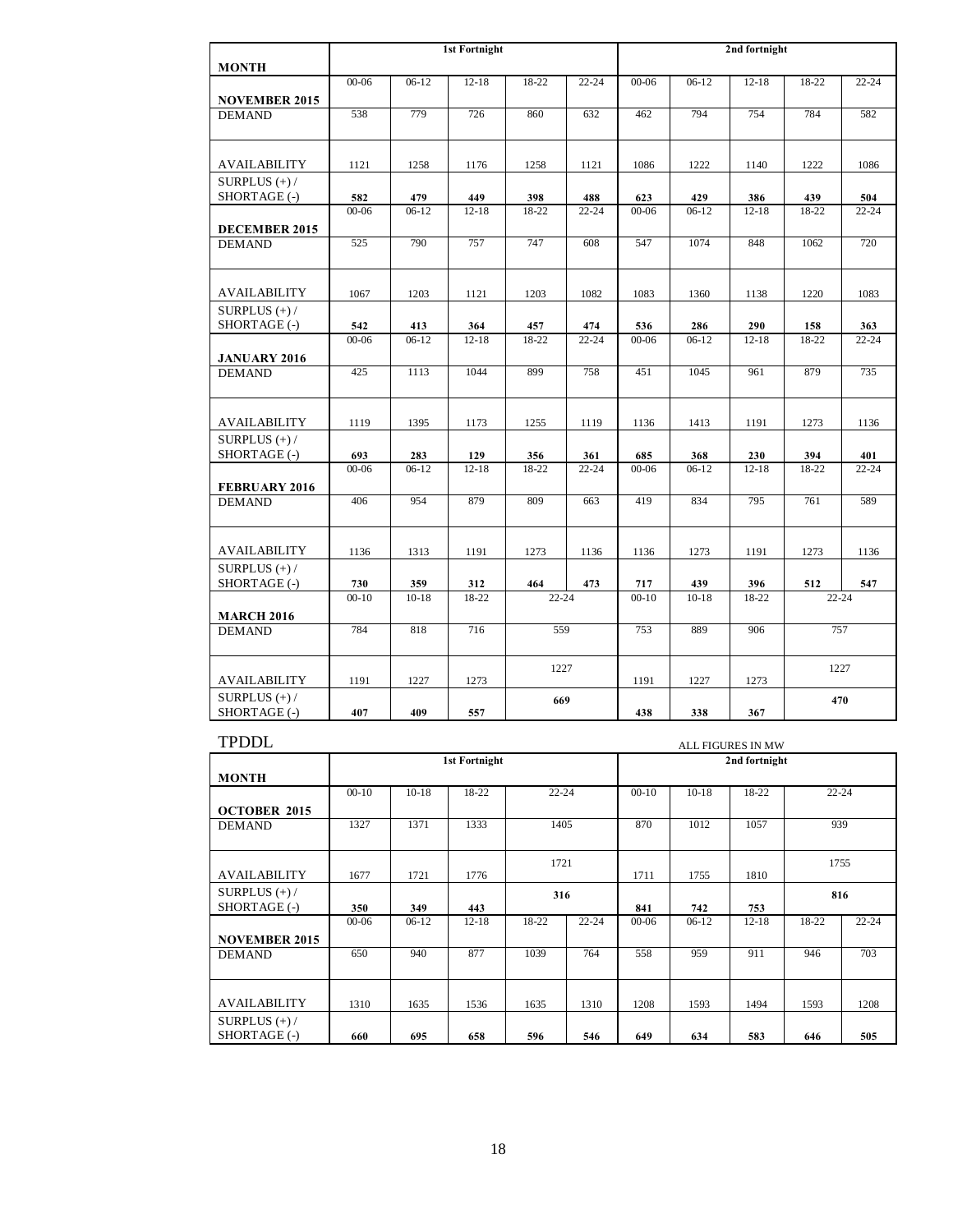| MONTH | 1st Fortnight | | | | | 2nd fortnight | | | | |
|---|---|---|---|---|---|---|---|---|---|---|
| **NOVEMBER 2015** | 00-06 | 06-12 | 12-18 | 18-22 | 22-24 | 00-06 | 06-12 | 12-18 | 18-22 | 22-24 |
| DEMAND | 538 | 779 | 726 | 860 | 632 | 462 | 794 | 754 | 784 | 582 |
| AVAILABILITY | 1121 | 1258 | 1176 | 1258 | 1121 | 1086 | 1222 | 1140 | 1222 | 1086 |
| SURPLUS (+) / SHORTAGE (-) | **582** | **479** | **449** | **398** | **488** | **623** | **429** | **386** | **439** | **504** |
| **DECEMBER 2015** | 00-06 | 06-12 | 12-18 | 18-22 | 22-24 | 00-06 | 06-12 | 12-18 | 18-22 | 22-24 |
| DEMAND | 525 | 790 | 757 | 747 | 608 | 547 | 1074 | 848 | 1062 | 720 |
| AVAILABILITY | 1067 | 1203 | 1121 | 1203 | 1082 | 1083 | 1360 | 1138 | 1220 | 1083 |
| SURPLUS (+) / SHORTAGE (-) | **542** | **413** | **364** | **457** | **474** | **536** | **286** | **290** | **158** | **363** |
| **JANUARY 2016** | 00-06 | 06-12 | 12-18 | 18-22 | 22-24 | 00-06 | 06-12 | 12-18 | 18-22 | 22-24 |
| DEMAND | 425 | 1113 | 1044 | 899 | 758 | 451 | 1045 | 961 | 879 | 735 |
| AVAILABILITY | 1119 | 1395 | 1173 | 1255 | 1119 | 1136 | 1413 | 1191 | 1273 | 1136 |
| SURPLUS (+) / SHORTAGE (-) | **693** | **283** | **129** | **356** | **361** | **685** | **368** | **230** | **394** | **401** |
| **FEBRUARY 2016** | 00-06 | 06-12 | 12-18 | 18-22 | 22-24 | 00-06 | 06-12 | 12-18 | 18-22 | 22-24 |
| DEMAND | 406 | 954 | 879 | 809 | 663 | 419 | 834 | 795 | 761 | 589 |
| AVAILABILITY | 1136 | 1313 | 1191 | 1273 | 1136 | 1136 | 1273 | 1191 | 1273 | 1136 |
| SURPLUS (+) / SHORTAGE (-) | **730** | **359** | **312** | **464** | **473** | **717** | **439** | **396** | **512** | **547** |
| **MARCH 2016** | 00-10 | 10-18 | 18-22 | 22-24 | | 00-10 | 10-18 | 18-22 | 22-24 | |
| DEMAND | 784 | 818 | 716 | 559 | | 753 | 889 | 906 | 757 | |
| AVAILABILITY | 1191 | 1227 | 1273 | 1227 | | 1191 | 1227 | 1273 | 1227 | |
| SURPLUS (+) / SHORTAGE (-) | **407** | **409** | **557** | **669** | | **438** | **338** | **367** | **470** | |

TPDDL

ALL FIGURES IN MW

| MONTH | 1st Fortnight | | | | | 2nd fortnight | | | | |
|---|---|---|---|---|---|---|---|---|---|---|
| **OCTOBER 2015** | 00-10 | 10-18 | 18-22 | 22-24 | | 00-10 | 10-18 | 18-22 | 22-24 | |
| DEMAND | 1327 | 1371 | 1333 | 1405 | | 870 | 1012 | 1057 | 939 | |
| AVAILABILITY | 1677 | 1721 | 1776 | 1721 | | 1711 | 1755 | 1810 | 1755 | |
| SURPLUS (+) / SHORTAGE (-) | **350** | **349** | **443** | **316** | | **841** | **742** | **753** | **816** | |
| **NOVEMBER 2015** | 00-06 | 06-12 | 12-18 | 18-22 | 22-24 | 00-06 | 06-12 | 12-18 | 18-22 | 22-24 |
| DEMAND | 650 | 940 | 877 | 1039 | 764 | 558 | 959 | 911 | 946 | 703 |
| AVAILABILITY | 1310 | 1635 | 1536 | 1635 | 1310 | 1208 | 1593 | 1494 | 1593 | 1208 |
| SURPLUS (+) / SHORTAGE (-) | **660** | **695** | **658** | **596** | **546** | **649** | **634** | **583** | **646** | **505** |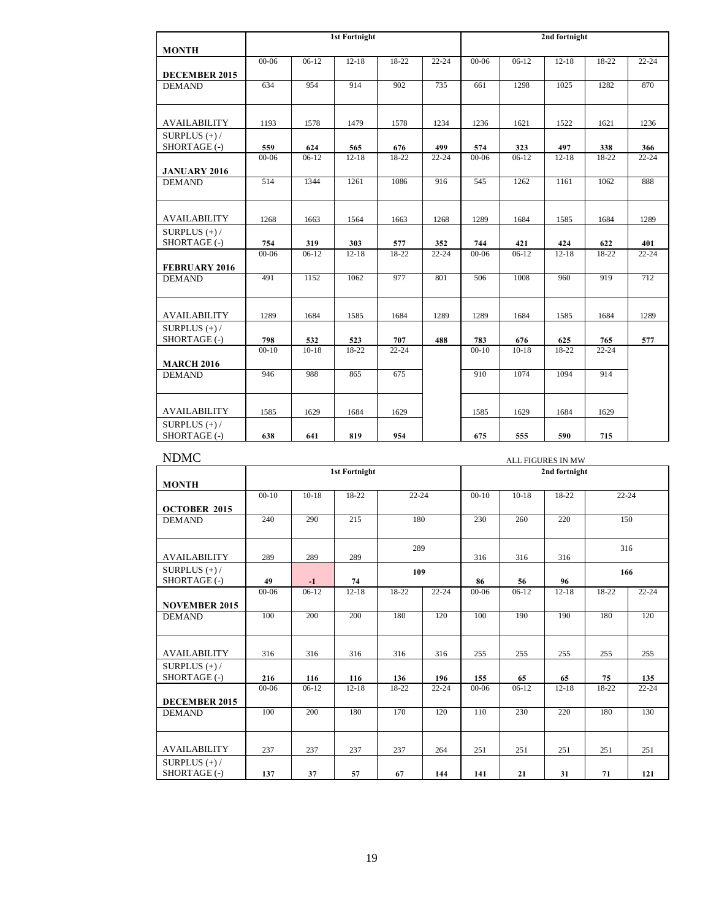| MONTH | 1st Fortnight | | | | | 2nd fortnight | | | | |
|---|---|---|---|---|---|---|---|---|---|---|
| **DECEMBER 2015** | 00-06 | 06-12 | 12-18 | 18-22 | 22-24 | 00-06 | 06-12 | 12-18 | 18-22 | 22-24 |
| DEMAND | 634 | 954 | 914 | 902 | 735 | 661 | 1298 | 1025 | 1282 | 870 |
| AVAILABILITY | 1193 | 1578 | 1479 | 1578 | 1234 | 1236 | 1621 | 1522 | 1621 | 1236 |
| SURPLUS (+) / SHORTAGE (-) | **559** | **624** | **565** | **676** | **499** | **574** | **323** | **497** | **338** | **366** |
| **JANUARY 2016** | 00-06 | 06-12 | 12-18 | 18-22 | 22-24 | 00-06 | 06-12 | 12-18 | 18-22 | 22-24 |
| DEMAND | 514 | 1344 | 1261 | 1086 | 916 | 545 | 1262 | 1161 | 1062 | 888 |
| AVAILABILITY | 1268 | 1663 | 1564 | 1663 | 1268 | 1289 | 1684 | 1585 | 1684 | 1289 |
| SURPLUS (+) / SHORTAGE (-) | **754** | **319** | **303** | **577** | **352** | **744** | **421** | **424** | **622** | **401** |
| **FEBRUARY 2016** | 00-06 | 06-12 | 12-18 | 18-22 | 22-24 | 00-06 | 06-12 | 12-18 | 18-22 | 22-24 |
| DEMAND | 491 | 1152 | 1062 | 977 | 801 | 506 | 1008 | 960 | 919 | 712 |
| AVAILABILITY | 1289 | 1684 | 1585 | 1684 | 1289 | 1289 | 1684 | 1585 | 1684 | 1289 |
| SURPLUS (+) / SHORTAGE (-) | **798** | **532** | **523** | **707** | **488** | **783** | **676** | **625** | **765** | **577** |
| **MARCH 2016** | 00-10 | 10-18 | 18-22 | 22-24 | | 00-10 | 10-18 | 18-22 | 22-24 | |
| DEMAND | 946 | 988 | 865 | 675 | | 910 | 1074 | 1094 | 914 | |
| AVAILABILITY | 1585 | 1629 | 1684 | 1629 | | 1585 | 1629 | 1684 | 1629 | |
| SURPLUS (+) / SHORTAGE (-) | **638** | **641** | **819** | **954** | | **675** | **555** | **590** | **715** | |

## NDMC

ALL FIGURES IN MW

| MONTH | 1st Fortnight | | | | | 2nd fortnight | | | | |
|---|---|---|---|---|---|---|---|---|---|---|
| **OCTOBER 2015** | 00-10 | 10-18 | 18-22 | 22-24 | | 00-10 | 10-18 | 18-22 | 22-24 | |
| DEMAND | 240 | 290 | 215 | 180 | | 230 | 260 | 220 | 150 | |
| AVAILABILITY | 289 | 289 | 289 | 289 | | 316 | 316 | 316 | 316 | |
| SURPLUS (+) / SHORTAGE (-) | **49** | **-1** | **74** | **109** | | **86** | **56** | **96** | **166** | |
| **NOVEMBER 2015** | 00-06 | 06-12 | 12-18 | 18-22 | 22-24 | 00-06 | 06-12 | 12-18 | 18-22 | 22-24 |
| DEMAND | 100 | 200 | 200 | 180 | 120 | 100 | 190 | 190 | 180 | 120 |
| AVAILABILITY | 316 | 316 | 316 | 316 | 316 | 255 | 255 | 255 | 255 | 255 |
| SURPLUS (+) / SHORTAGE (-) | **216** | **116** | **116** | **136** | **196** | **155** | **65** | **65** | **75** | **135** |
| **DECEMBER 2015** | 00-06 | 06-12 | 12-18 | 18-22 | 22-24 | 00-06 | 06-12 | 12-18 | 18-22 | 22-24 |
| DEMAND | 100 | 200 | 180 | 170 | 120 | 110 | 230 | 220 | 180 | 130 |
| AVAILABILITY | 237 | 237 | 237 | 237 | 264 | 251 | 251 | 251 | 251 | 251 |
| SURPLUS (+) / SHORTAGE (-) | **137** | **37** | **57** | **67** | **144** | **141** | **21** | **31** | **71** | **121** |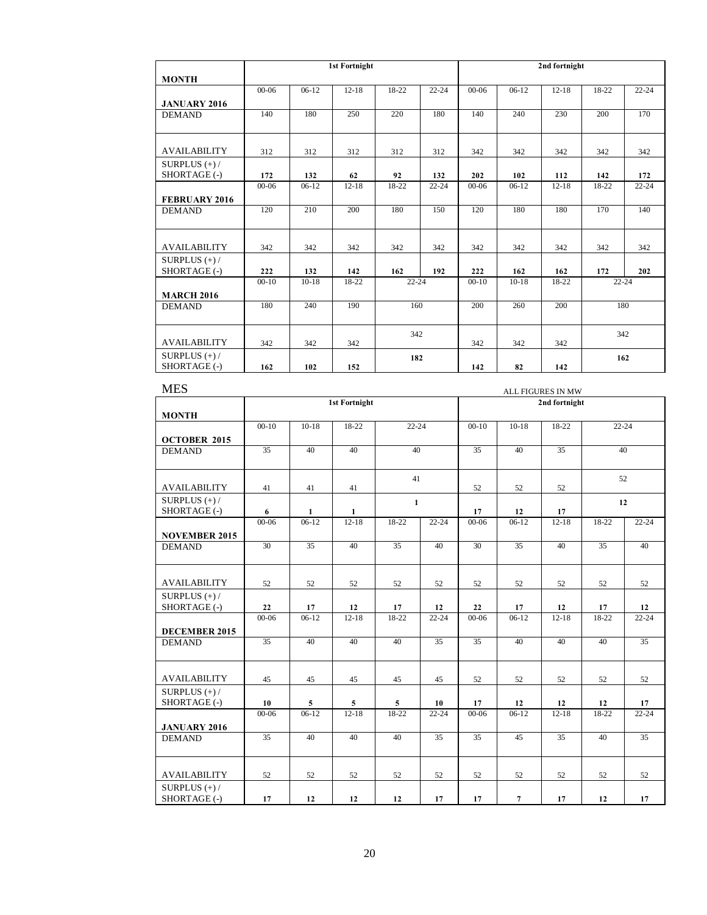| MONTH | 1st Fortnight | | | | | 2nd fortnight | | | | |
|---|---|---|---|---|---|---|---|---|---|---|
| **JANUARY 2016** | 00-06 | 06-12 | 12-18 | 18-22 | 22-24 | 00-06 | 06-12 | 12-18 | 18-22 | 22-24 |
| DEMAND | 140 | 180 | 250 | 220 | 180 | 140 | 240 | 230 | 200 | 170 |
| AVAILABILITY | 312 | 312 | 312 | 312 | 312 | 342 | 342 | 342 | 342 | 342 |
| SURPLUS (+) / SHORTAGE (-) | **172** | **132** | **62** | **92** | **132** | **202** | **102** | **112** | **142** | **172** |
| **FEBRUARY 2016** | 00-06 | 06-12 | 12-18 | 18-22 | 22-24 | 00-06 | 06-12 | 12-18 | 18-22 | 22-24 |
| DEMAND | 120 | 210 | 200 | 180 | 150 | 120 | 180 | 180 | 170 | 140 |
| AVAILABILITY | 342 | 342 | 342 | 342 | 342 | 342 | 342 | 342 | 342 | 342 |
| SURPLUS (+) / SHORTAGE (-) | **222** | **132** | **142** | **162** | **192** | **222** | **162** | **162** | **172** | **202** |
| **MARCH 2016** | 00-10 | 10-18 | 18-22 | 22-24 | | 00-10 | 10-18 | 18-22 | 22-24 | |
| DEMAND | 180 | 240 | 190 | 160 | | 200 | 260 | 200 | 180 | |
| AVAILABILITY | 342 | 342 | 342 | 342 | | 342 | 342 | 342 | 342 | |
| SURPLUS (+) / SHORTAGE (-) | **162** | **102** | **152** | **182** | | **142** | **82** | **142** | **162** | |

MES

ALL FIGURES IN MW

| MONTH | 1st Fortnight | | | | | 2nd fortnight | | | | |
|---|---|---|---|---|---|---|---|---|---|---|
| **OCTOBER 2015** | 00-10 | 10-18 | 18-22 | 22-24 | | 00-10 | 10-18 | 18-22 | 22-24 | |
| DEMAND | 35 | 40 | 40 | 40 | | 35 | 40 | 35 | 40 | |
| AVAILABILITY | 41 | 41 | 41 | 41 | | 52 | 52 | 52 | 52 | |
| SURPLUS (+) / SHORTAGE (-) | **6** | **1** | **1** | **1** | | **17** | **12** | **17** | **12** | |
| **NOVEMBER 2015** | 00-06 | 06-12 | 12-18 | 18-22 | 22-24 | 00-06 | 06-12 | 12-18 | 18-22 | 22-24 |
| DEMAND | 30 | 35 | 40 | 35 | 40 | 30 | 35 | 40 | 35 | 40 |
| AVAILABILITY | 52 | 52 | 52 | 52 | 52 | 52 | 52 | 52 | 52 | 52 |
| SURPLUS (+) / SHORTAGE (-) | **22** | **17** | **12** | **17** | **12** | **22** | **17** | **12** | **17** | **12** |
| **DECEMBER 2015** | 00-06 | 06-12 | 12-18 | 18-22 | 22-24 | 00-06 | 06-12 | 12-18 | 18-22 | 22-24 |
| DEMAND | 35 | 40 | 40 | 40 | 35 | 35 | 40 | 40 | 40 | 35 |
| AVAILABILITY | 45 | 45 | 45 | 45 | 45 | 52 | 52 | 52 | 52 | 52 |
| SURPLUS (+) / SHORTAGE (-) | **10** | **5** | **5** | **5** | **10** | **17** | **12** | **12** | **12** | **17** |
| **JANUARY 2016** | 00-06 | 06-12 | 12-18 | 18-22 | 22-24 | 00-06 | 06-12 | 12-18 | 18-22 | 22-24 |
| DEMAND | 35 | 40 | 40 | 40 | 35 | 35 | 45 | 35 | 40 | 35 |
| AVAILABILITY | 52 | 52 | 52 | 52 | 52 | 52 | 52 | 52 | 52 | 52 |
| SURPLUS (+) / SHORTAGE (-) | **17** | **12** | **12** | **12** | **17** | **17** | **7** | **17** | **12** | **17** |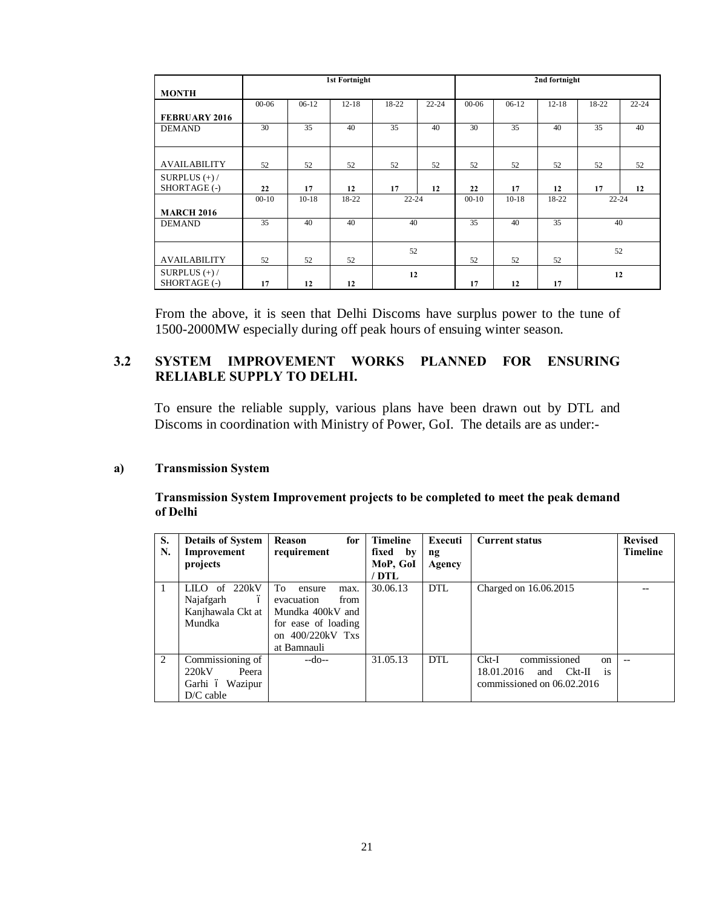| MONTH | 1st Fortnight | | | | | 2nd fortnight | | | | |
|---|---|---|---|---|---|---|---|---|---|---|
| **FEBRUARY 2016** | 00-06 | 06-12 | 12-18 | 18-22 | 22-24 | 00-06 | 06-12 | 12-18 | 18-22 | 22-24 |
| DEMAND | 30 | 35 | 40 | 35 | 40 | 30 | 35 | 40 | 35 | 40 |
| AVAILABILITY | 52 | 52 | 52 | 52 | 52 | 52 | 52 | 52 | 52 | 52 |
| SURPLUS (+) / SHORTAGE (-) | **22** | **17** | **12** | **17** | **12** | **22** | **17** | **12** | **17** | **12** |
| **MARCH 2016** | 00-10 | 10-18 | 18-22 | 22-24 | | 00-10 | 10-18 | 18-22 | 22-24 | |
| DEMAND | 35 | 40 | 40 | 40 | | 35 | 40 | 35 | 40 | |
| AVAILABILITY | 52 | 52 | 52 | 52 | | 52 | 52 | 52 | 52 | |
| SURPLUS (+) / SHORTAGE (-) | **17** | **12** | **12** | **12** | | **17** | **12** | **17** | **12** | |

From the above, it is seen that Delhi Discoms have surplus power to the tune of 1500-2000MW especially during off peak hours of ensuing winter season.

## 3.2 SYSTEM IMPROVEMENT WORKS PLANNED FOR ENSURING RELIABLE SUPPLY TO DELHI.

To ensure the reliable supply, various plans have been drawn out by DTL and Discoms in coordination with Ministry of Power, GoI. The details are as under:-

**a) Transmission System**

**Transmission System Improvement projects to be completed to meet the peak demand of Delhi**

| S. N. | Details of System Improvement projects | Reason for requirement | Timeline fixed by MoP, GoI / DTL | Executing Agency | Current status | Revised Timeline |
|---|---|---|---|---|---|---|
| 1 | LILO of 220kV Najafgarh – Kanjhawala Ckt at Mundka | To ensure max. evacuation from Mundka 400kV and for ease of loading on 400/220kV Txs at Bamnauli | 30.06.13 | DTL | Charged on 16.06.2015 | -- |
| 2 | Commissioning of 220kV Peera Garhi – Wazipur D/C cable | --do-- | 31.05.13 | DTL | Ckt-I commissioned on 18.01.2016 and Ckt-II is commissioned on 06.02.2016 | -- |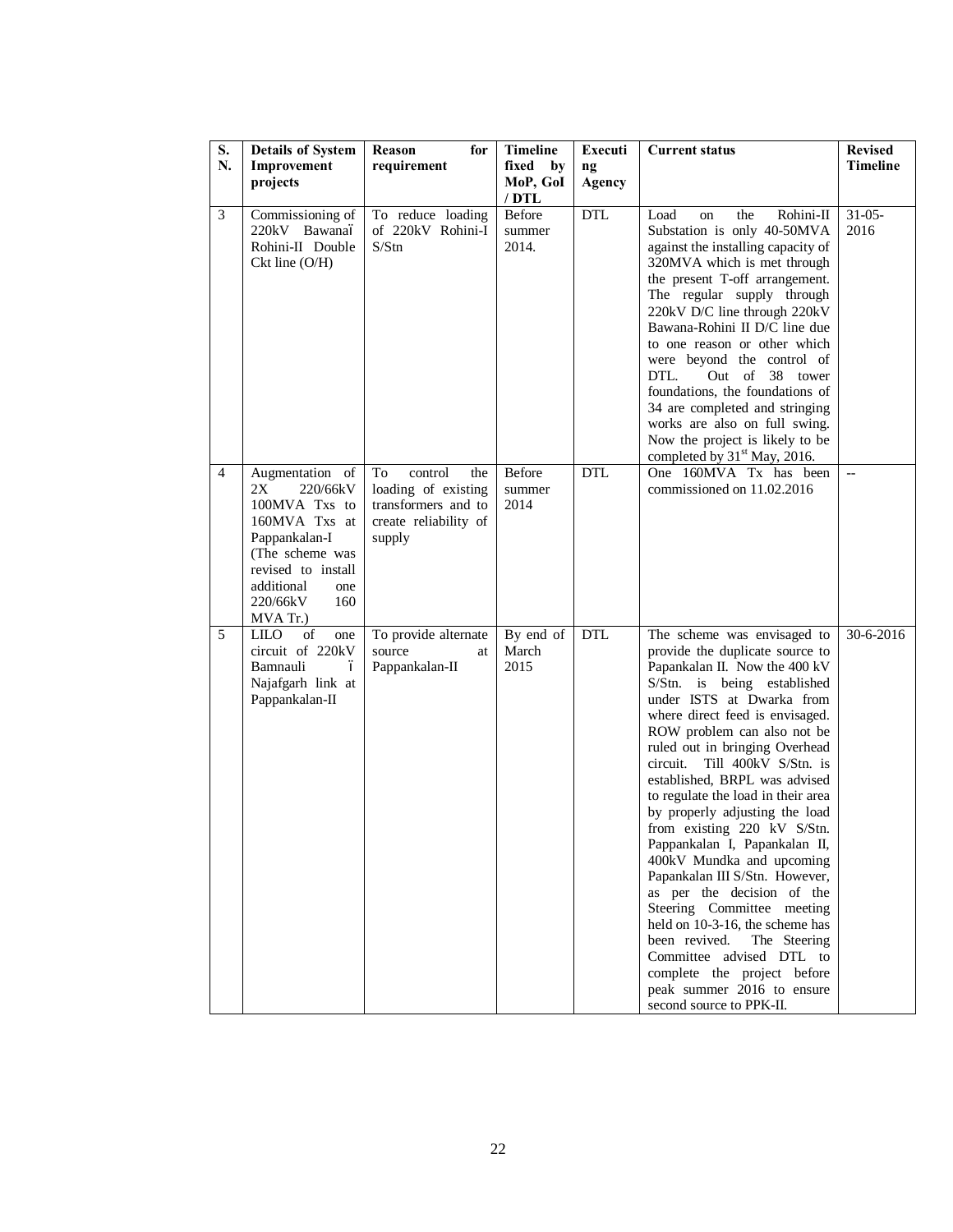| S. N. | Details of System Improvement projects | Reason for requirement | Timeline fixed by MoP, GoI / DTL | Executing Agency | Current status | Revised Timeline |
|---|---|---|---|---|---|---|
| 3 | Commissioning of 220kV Bawanaï Rohini-II Double Ckt line (O/H) | To reduce loading of 220kV Rohini-I S/Stn | Before summer 2014. | DTL | Load on the Rohini-II Substation is only 40-50MVA against the installing capacity of 320MVA which is met through the present T-off arrangement. The regular supply through 220kV D/C line through 220kV Bawana-Rohini II D/C line due to one reason or other which were beyond the control of DTL. Out of 38 tower foundations, the foundations of 34 are completed and stringing works are also on full swing. Now the project is likely to be completed by 31st May, 2016. | 31-05-2016 |
| 4 | Augmentation of 2X 220/66kV 100MVA Txs to 160MVA Txs at Pappankalan-I (The scheme was revised to install additional one 220/66kV 160 MVA Tr.) | To control the loading of existing transformers and to create reliability of supply | Before summer 2014 | DTL | One 160MVA Tx has been commissioned on 11.02.2016 | -- |
| 5 | LILO of one circuit of 220kV Bamnauli ï Najafgarh link at Pappankalan-II | To provide alternate source at Pappankalan-II | By end of March 2015 | DTL | The scheme was envisaged to provide the duplicate source to Papankalan II. Now the 400 kV S/Stn. is being established under ISTS at Dwarka from where direct feed is envisaged. ROW problem can also not be ruled out in bringing Overhead circuit. Till 400kV S/Stn. is established, BRPL was advised to regulate the load in their area by properly adjusting the load from existing 220 kV S/Stn. Pappankalan I, Papankalan II, 400kV Mundka and upcoming Papankalan III S/Stn. However, as per the decision of the Steering Committee meeting held on 10-3-16, the scheme has been revived. The Steering Committee advised DTL to complete the project before peak summer 2016 to ensure second source to PPK-II. | 30-6-2016 |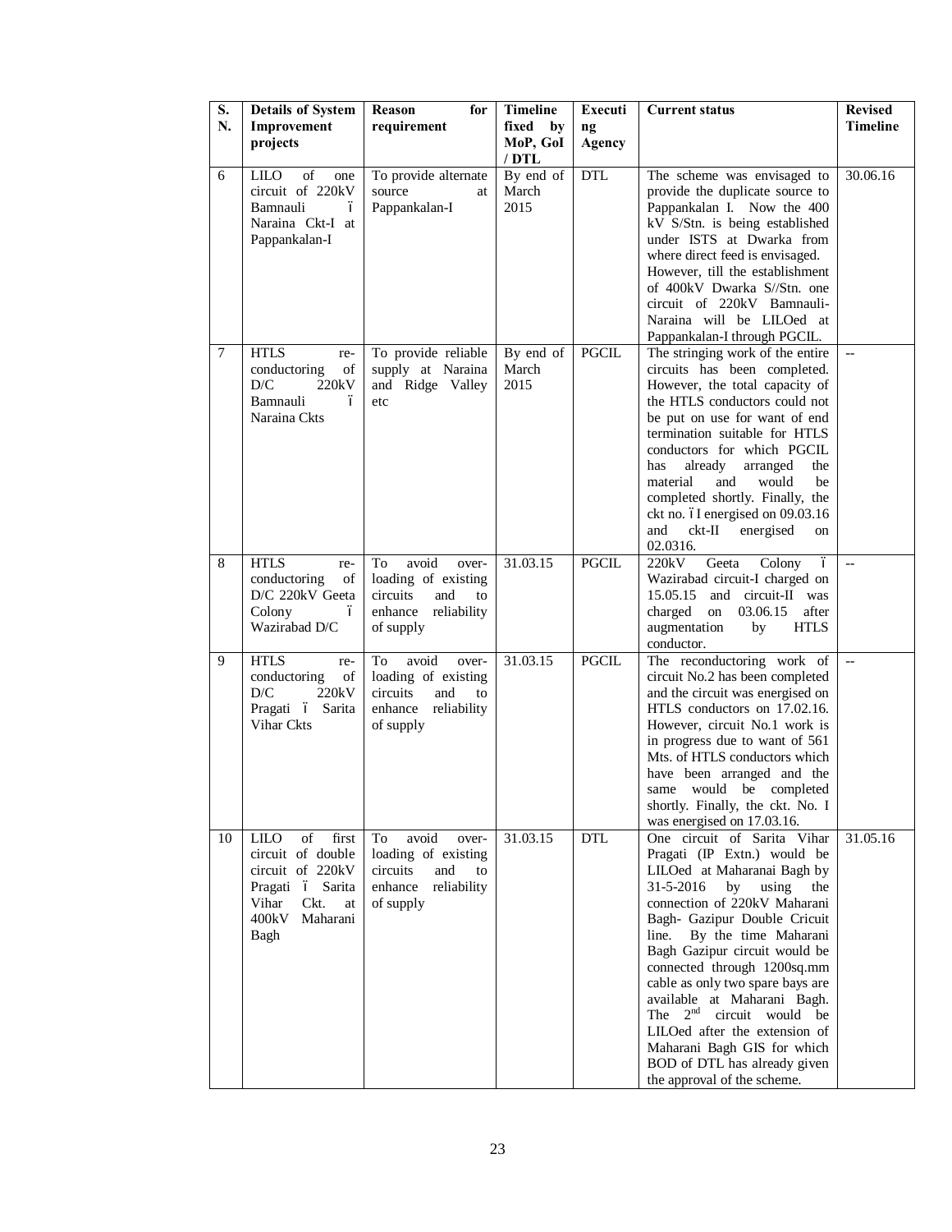| S. N. | Details of System Improvement projects | Reason for requirement | Timeline fixed by MoP, GoI / DTL | Executing Agency | Current status | Revised Timeline |
|---|---|---|---|---|---|---|
| 6 | LILO of one circuit of 220kV Bamnauli – Naraina Ckt-I at Pappankalan-I | To provide alternate source at Pappankalan-I | By end of March 2015 | DTL | The scheme was envisaged to provide the duplicate source to Pappankalan I. Now the 400 kV S/Stn. is being established under ISTS at Dwarka from where direct feed is envisaged. However, till the establishment of 400kV Dwarka S//Stn. one circuit of 220kV Bamnauli-Naraina will be LILOed at Pappankalan-I through PGCIL. | 30.06.16 |
| 7 | HTLS re-conductoring of D/C 220kV Bamnauli – Naraina Ckts | To provide reliable supply at Naraina and Ridge Valley etc | By end of March 2015 | PGCIL | The stringing work of the entire circuits has been completed. However, the total capacity of the HTLS conductors could not be put on use for want of end termination suitable for HTLS conductors for which PGCIL has already arranged the material and would be completed shortly. Finally, the ckt no. –I energised on 09.03.16 and ckt-II energised on 02.0316. | -- |
| 8 | HTLS re-conductoring of D/C 220kV Geeta Colony – Wazirabad D/C | To avoid over-loading of existing circuits and to enhance reliability of supply | 31.03.15 | PGCIL | 220kV Geeta Colony – Wazirabad circuit-I charged on 15.05.15 and circuit-II was charged on 03.06.15 after augmentation by HTLS conductor. | -- |
| 9 | HTLS re-conductoring of D/C 220kV Pragati – Sarita Vihar Ckts | To avoid over-loading of existing circuits and to enhance reliability of supply | 31.03.15 | PGCIL | The reconductoring work of circuit No.2 has been completed and the circuit was energised on HTLS conductors on 17.02.16. However, circuit No.1 work is in progress due to want of 561 Mts. of HTLS conductors which have been arranged and the same would be completed shortly. Finally, the ckt. No. I was energised on 17.03.16. | -- |
| 10 | LILO of first circuit of double circuit of 220kV Pragati – Sarita Vihar Ckt. at 400kV Maharani Bagh | To avoid over-loading of existing circuits and to enhance reliability of supply | 31.03.15 | DTL | One circuit of Sarita Vihar Pragati (IP Extn.) would be LILOed at Maharanai Bagh by 31-5-2016 by using the connection of 220kV Maharani Bagh- Gazipur Double Cricuit line. By the time Maharani Bagh Gazipur circuit would be connected through 1200sq.mm cable as only two spare bays are available at Maharani Bagh. The 2nd circuit would be LILOed after the extension of Maharani Bagh GIS for which BOD of DTL has already given the approval of the scheme. | 31.05.16 |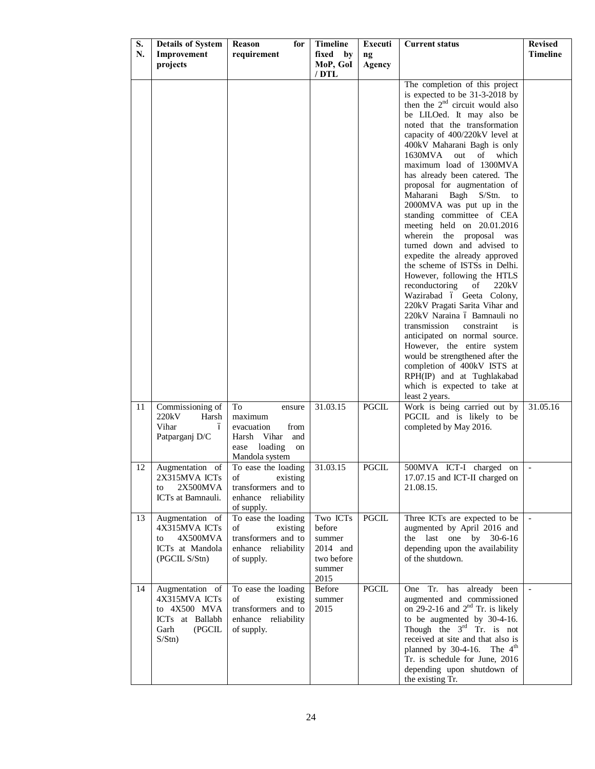| S. N. | Details of System Improvement projects | Reason for requirement | Timeline fixed by MoP, GoI / DTL | Executing Agency | Current status | Revised Timeline |
|---|---|---|---|---|---|---|
| | | | | | The completion of this project is expected to be 31-3-2018 by then the 2nd circuit would also be LILOed. It may also be noted that the transformation capacity of 400/220kV level at 400kV Maharani Bagh is only 1630MVA out of which maximum load of 1300MVA has already been catered. The proposal for augmentation of Maharani Bagh S/Stn. to 2000MVA was put up in the standing committee of CEA meeting held on 20.01.2016 wherein the proposal was turned down and advised to expedite the already approved the scheme of ISTSs in Delhi. However, following the HTLS reconductoring of 220kV Wazirabad – Geeta Colony, 220kV Pragati Sarita Vihar and 220kV Naraina – Bamnauli no transmission constraint is anticipated on normal source. However, the entire system would be strengthened after the completion of 400kV ISTS at RPH(IP) and at Tughlakabad which is expected to take at least 2 years. | |
| 11 | Commissioning of 220kV Harsh Vihar – Patparganj D/C | To ensure maximum evacuation from Harsh Vihar and ease loading on Mandola system | 31.03.15 | PGCIL | Work is being carried out by PGCIL and is likely to be completed by May 2016. | 31.05.16 |
| 12 | Augmentation of 2X315MVA ICTs to 2X500MVA ICTs at Bamnauli. | To ease the loading of existing transformers and to enhance reliability of supply. | 31.03.15 | PGCIL | 500MVA ICT-I charged on 17.07.15 and ICT-II charged on 21.08.15. | - |
| 13 | Augmentation of 4X315MVA ICTs to 4X500MVA ICTs at Mandola (PGCIL S/Stn) | To ease the loading of existing transformers and to enhance reliability of supply. | Two ICTs before summer 2014 and two before summer 2015 | PGCIL | Three ICTs are expected to be augmented by April 2016 and the last one by 30-6-16 depending upon the availability of the shutdown. | - |
| 14 | Augmentation of 4X315MVA ICTs to 4X500 MVA ICTs at Ballabh Garh (PGCIL S/Stn) | To ease the loading of existing transformers and to enhance reliability of supply. | Before summer 2015 | PGCIL | One Tr. has already been augmented and commissioned on 29-2-16 and 2nd Tr. is likely to be augmented by 30-4-16. Though the 3rd Tr. is not received at site and that also is planned by 30-4-16. The 4th Tr. is schedule for June, 2016 depending upon shutdown of the existing Tr. | - |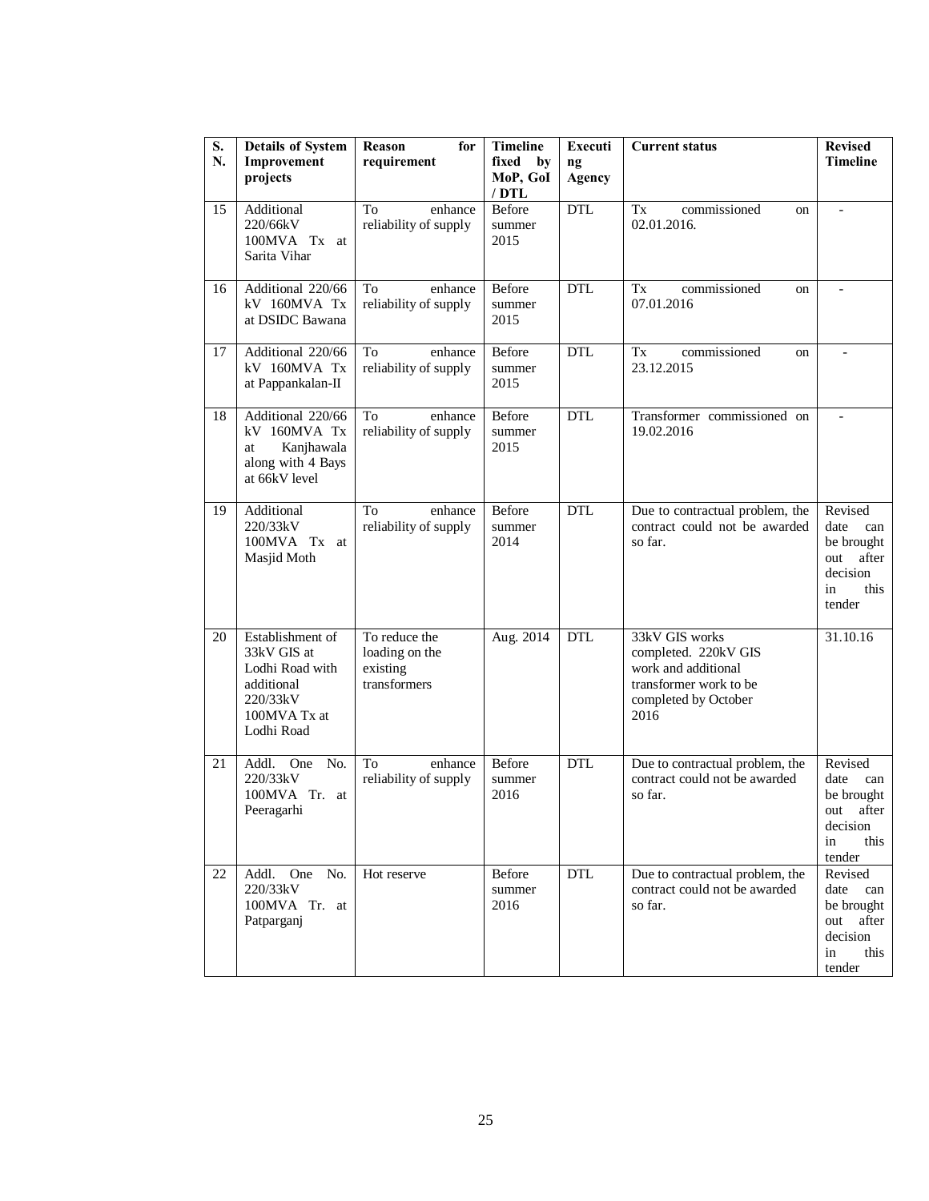| S. N. | Details of System Improvement projects | Reason for requirement | Timeline fixed by MoP, GoI / DTL | Executing Agency | Current status | Revised Timeline |
|---|---|---|---|---|---|---|
| 15 | Additional 220/66kV 100MVA Tx at Sarita Vihar | To enhance reliability of supply | Before summer 2015 | DTL | Tx commissioned on 02.01.2016. | - |
| 16 | Additional 220/66 kV 160MVA Tx at DSIDC Bawana | To enhance reliability of supply | Before summer 2015 | DTL | Tx commissioned on 07.01.2016 | - |
| 17 | Additional 220/66 kV 160MVA Tx at Pappankalan-II | To enhance reliability of supply | Before summer 2015 | DTL | Tx commissioned on 23.12.2015 | - |
| 18 | Additional 220/66 kV 160MVA Tx at Kanjhawala along with 4 Bays at 66kV level | To enhance reliability of supply | Before summer 2015 | DTL | Transformer commissioned on 19.02.2016 | - |
| 19 | Additional 220/33kV 100MVA Tx at Masjid Moth | To enhance reliability of supply | Before summer 2014 | DTL | Due to contractual problem, the contract could not be awarded so far. | Revised date can be brought out after decision in this tender |
| 20 | Establishment of 33kV GIS at Lodhi Road with additional 220/33kV 100MVA Tx at Lodhi Road | To reduce the loading on the existing transformers | Aug. 2014 | DTL | 33kV GIS works completed. 220kV GIS work and additional transformer work to be completed by October 2016 | 31.10.16 |
| 21 | Addl. One No. 220/33kV 100MVA Tr. at Peeragarhi | To enhance reliability of supply | Before summer 2016 | DTL | Due to contractual problem, the contract could not be awarded so far. | Revised date can be brought out after decision in this tender |
| 22 | Addl. One No. 220/33kV 100MVA Tr. at Patparganj | Hot reserve | Before summer 2016 | DTL | Due to contractual problem, the contract could not be awarded so far. | Revised date can be brought out after decision in this tender |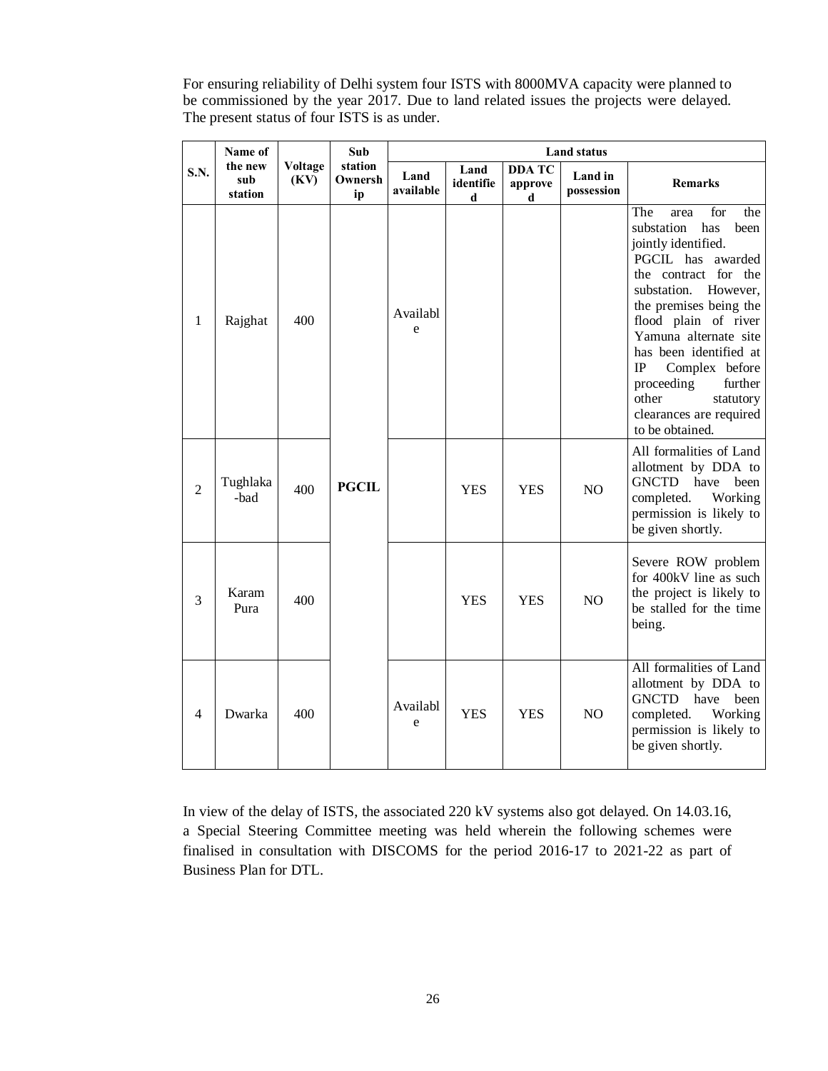For ensuring reliability of Delhi system four ISTS with 8000MVA capacity were planned to be commissioned by the year 2017. Due to land related issues the projects were delayed. The present status of four ISTS is as under.

| S.N. | Name of the new sub station | Voltage (KV) | Sub station Ownership | Land status | | | | |
|---|---|---|---|---|---|---|---|---|
| | | | | Land available | Land identified | DDA TC approved | Land in possession | Remarks |
| 1 | Rajghat | 400 | PGCIL | Available | | | | The area for the substation has been jointly identified. PGCIL has awarded the contract for the substation. However, the premises being the flood plain of river Yamuna alternate site has been identified at IP Complex before proceeding further other statutory clearances are required to be obtained. |
| 2 | Tughlaka-bad | 400 | PGCIL | | YES | YES | NO | All formalities of Land allotment by DDA to GNCTD have been completed. Working permission is likely to be given shortly. |
| 3 | Karam Pura | 400 | PGCIL | | YES | YES | NO | Severe ROW problem for 400kV line as such the project is likely to be stalled for the time being. |
| 4 | Dwarka | 400 | PGCIL | Available | YES | YES | NO | All formalities of Land allotment by DDA to GNCTD have been completed. Working permission is likely to be given shortly. |

In view of the delay of ISTS, the associated 220 kV systems also got delayed. On 14.03.16, a Special Steering Committee meeting was held wherein the following schemes were finalised in consultation with DISCOMS for the period 2016-17 to 2021-22 as part of Business Plan for DTL.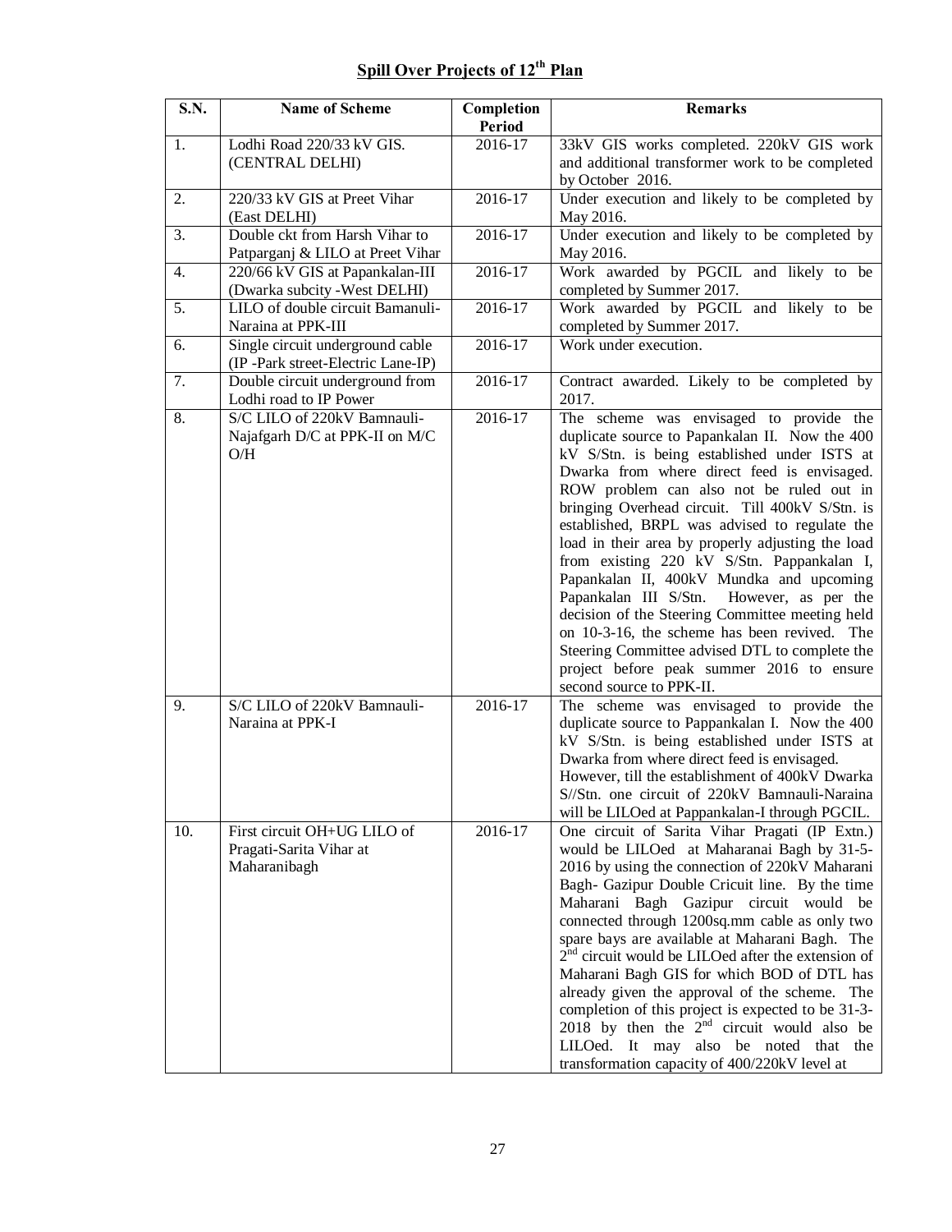## Spill Over Projects of 12th Plan

| S.N. | Name of Scheme | Completion Period | Remarks |
|---|---|---|---|
| 1. | Lodhi Road 220/33 kV GIS. (CENTRAL DELHI) | 2016-17 | 33kV GIS works completed. 220kV GIS work and additional transformer work to be completed by October 2016. |
| 2. | 220/33 kV GIS at Preet Vihar (East DELHI) | 2016-17 | Under execution and likely to be completed by May 2016. |
| 3. | Double ckt from Harsh Vihar to Patparganj & LILO at Preet Vihar | 2016-17 | Under execution and likely to be completed by May 2016. |
| 4. | 220/66 kV GIS at Papankalan-III (Dwarka subcity -West DELHI) | 2016-17 | Work awarded by PGCIL and likely to be completed by Summer 2017. |
| 5. | LILO of double circuit Bamanuli-Naraina at PPK-III | 2016-17 | Work awarded by PGCIL and likely to be completed by Summer 2017. |
| 6. | Single circuit underground cable (IP -Park street-Electric Lane-IP) | 2016-17 | Work under execution. |
| 7. | Double circuit underground from Lodhi road to IP Power | 2016-17 | Contract awarded. Likely to be completed by 2017. |
| 8. | S/C LILO of 220kV Bamnauli-Najafgarh D/C at PPK-II on M/C O/H | 2016-17 | The scheme was envisaged to provide the duplicate source to Papankalan II. Now the 400 kV S/Stn. is being established under ISTS at Dwarka from where direct feed is envisaged. ROW problem can also not be ruled out in bringing Overhead circuit. Till 400kV S/Stn. is established, BRPL was advised to regulate the load in their area by properly adjusting the load from existing 220 kV S/Stn. Pappankalan I, Papankalan II, 400kV Mundka and upcoming Papankalan III S/Stn. However, as per the decision of the Steering Committee meeting held on 10-3-16, the scheme has been revived. The Steering Committee advised DTL to complete the project before peak summer 2016 to ensure second source to PPK-II. |
| 9. | S/C LILO of 220kV Bamnauli-Naraina at PPK-I | 2016-17 | The scheme was envisaged to provide the duplicate source to Pappankalan I. Now the 400 kV S/Stn. is being established under ISTS at Dwarka from where direct feed is envisaged. However, till the establishment of 400kV Dwarka S//Stn. one circuit of 220kV Bamnauli-Naraina will be LILOed at Pappankalan-I through PGCIL. |
| 10. | First circuit OH+UG LILO of Pragati-Sarita Vihar at Maharanibagh | 2016-17 | One circuit of Sarita Vihar Pragati (IP Extn.) would be LILOed at Maharanai Bagh by 31-5-2016 by using the connection of 220kV Maharani Bagh- Gazipur Double Cricuit line. By the time Maharani Bagh Gazipur circuit would be connected through 1200sq.mm cable as only two spare bays are available at Maharani Bagh. The 2nd circuit would be LILOed after the extension of Maharani Bagh GIS for which BOD of DTL has already given the approval of the scheme. The completion of this project is expected to be 31-3-2018 by then the 2nd circuit would also be LILOed. It may also be noted that the transformation capacity of 400/220kV level at |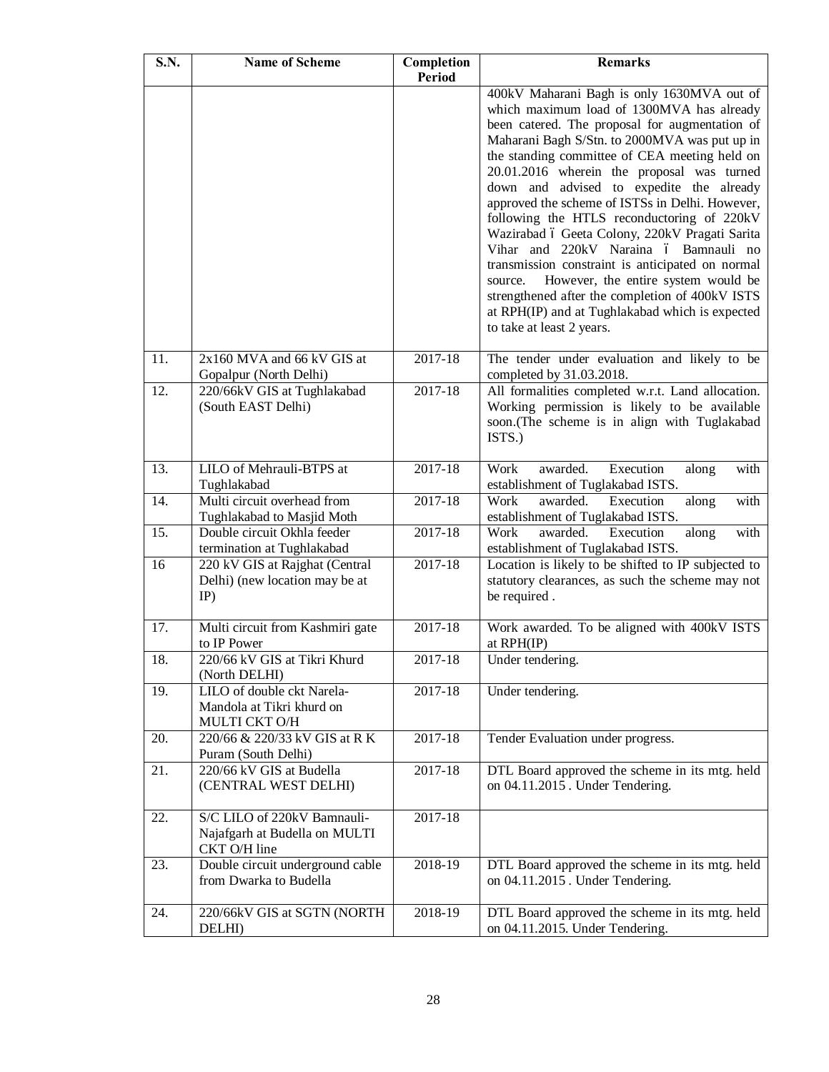| S.N. | Name of Scheme | Completion Period | Remarks |
|---|---|---|---|
| | | | 400kV Maharani Bagh is only 1630MVA out of which maximum load of 1300MVA has already been catered. The proposal for augmentation of Maharani Bagh S/Stn. to 2000MVA was put up in the standing committee of CEA meeting held on 20.01.2016 wherein the proposal was turned down and advised to expedite the already approved the scheme of ISTSs in Delhi. However, following the HTLS reconductoring of 220kV Wazirabad – Geeta Colony, 220kV Pragati Sarita Vihar and 220kV Naraina – Bamnauli no transmission constraint is anticipated on normal source. However, the entire system would be strengthened after the completion of 400kV ISTS at RPH(IP) and at Tughlakabad which is expected to take at least 2 years. |
| 11. | 2x160 MVA and 66 kV GIS at Gopalpur (North Delhi) | 2017-18 | The tender under evaluation and likely to be completed by 31.03.2018. |
| 12. | 220/66kV GIS at Tughlakabad (South EAST Delhi) | 2017-18 | All formalities completed w.r.t. Land allocation. Working permission is likely to be available soon.(The scheme is in align with Tuglakabad ISTS.) |
| 13. | LILO of Mehrauli-BTPS at Tughlakabad | 2017-18 | Work awarded. Execution along with establishment of Tuglakabad ISTS. |
| 14. | Multi circuit overhead from Tughlakabad to Masjid Moth | 2017-18 | Work awarded. Execution along with establishment of Tuglakabad ISTS. |
| 15. | Double circuit Okhla feeder termination at Tughlakabad | 2017-18 | Work awarded. Execution along with establishment of Tuglakabad ISTS. |
| 16 | 220 kV GIS at Rajghat (Central Delhi) (new location may be at IP) | 2017-18 | Location is likely to be shifted to IP subjected to statutory clearances, as such the scheme may not be required . |
| 17. | Multi circuit from Kashmiri gate to IP Power | 2017-18 | Work awarded. To be aligned with 400kV ISTS at RPH(IP) |
| 18. | 220/66 kV GIS at Tikri Khurd (North DELHI) | 2017-18 | Under tendering. |
| 19. | LILO of double ckt Narela-Mandola at Tikri khurd on MULTI CKT O/H | 2017-18 | Under tendering. |
| 20. | 220/66 & 220/33 kV GIS at R K Puram (South Delhi) | 2017-18 | Tender Evaluation under progress. |
| 21. | 220/66 kV GIS at Budella (CENTRAL WEST DELHI) | 2017-18 | DTL Board approved the scheme in its mtg. held on 04.11.2015 . Under Tendering. |
| 22. | S/C LILO of 220kV Bamnauli-Najafgarh at Budella on MULTI CKT O/H line | 2017-18 | |
| 23. | Double circuit underground cable from Dwarka to Budella | 2018-19 | DTL Board approved the scheme in its mtg. held on 04.11.2015 . Under Tendering. |
| 24. | 220/66kV GIS at SGTN (NORTH DELHI) | 2018-19 | DTL Board approved the scheme in its mtg. held on 04.11.2015. Under Tendering. |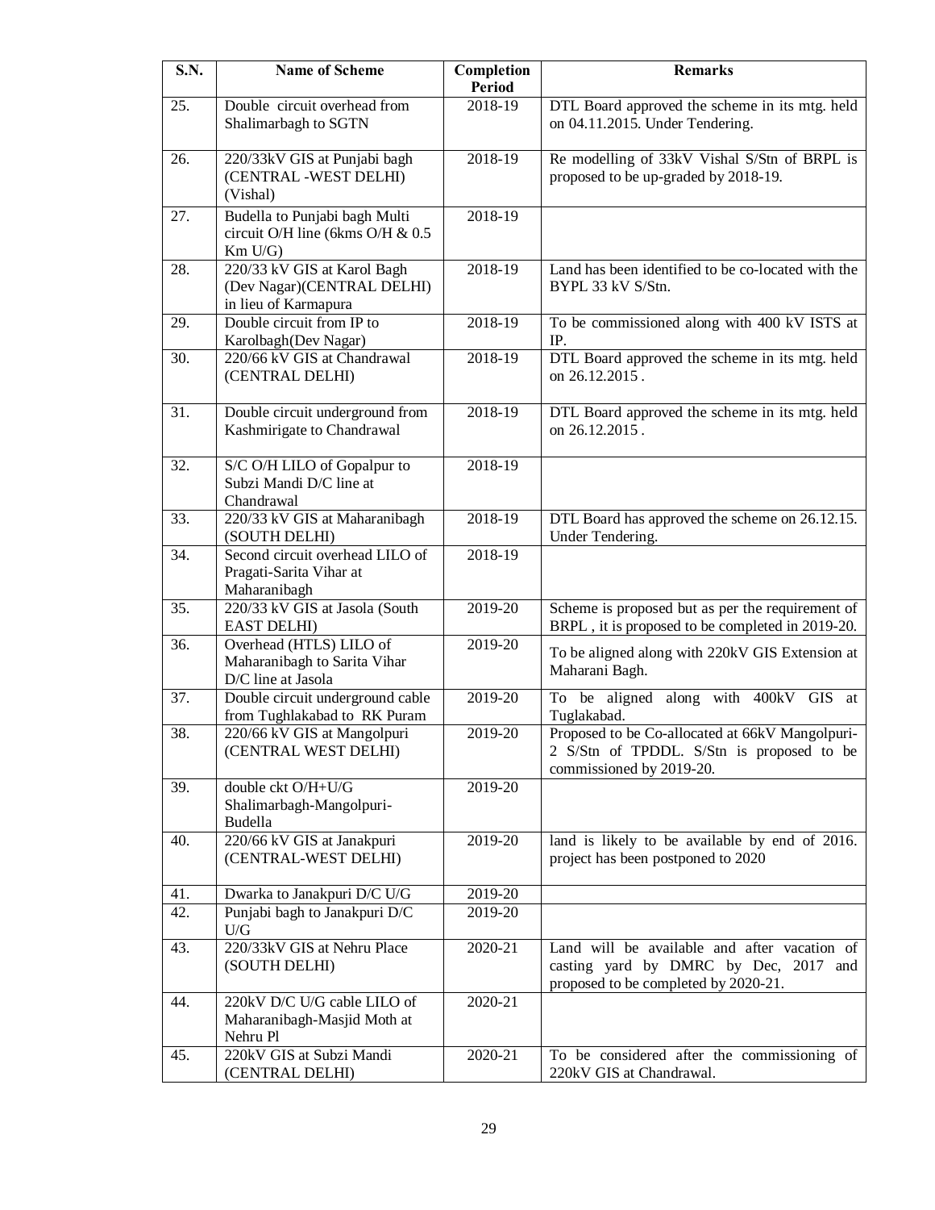| S.N. | Name of Scheme | Completion Period | Remarks |
|---|---|---|---|
| 25. | Double circuit overhead from Shalimarbagh to SGTN | 2018-19 | DTL Board approved the scheme in its mtg. held on 04.11.2015. Under Tendering. |
| 26. | 220/33kV GIS at Punjabi bagh (CENTRAL -WEST DELHI) (Vishal) | 2018-19 | Re modelling of 33kV Vishal S/Stn of BRPL is proposed to be up-graded by 2018-19. |
| 27. | Budella to Punjabi bagh Multi circuit O/H line (6kms O/H & 0.5 Km U/G) | 2018-19 | |
| 28. | 220/33 kV GIS at Karol Bagh (Dev Nagar)(CENTRAL DELHI) in lieu of Karmapura | 2018-19 | Land has been identified to be co-located with the BYPL 33 kV S/Stn. |
| 29. | Double circuit from IP to Karolbagh(Dev Nagar) | 2018-19 | To be commissioned along with 400 kV ISTS at IP. |
| 30. | 220/66 kV GIS at Chandrawal (CENTRAL DELHI) | 2018-19 | DTL Board approved the scheme in its mtg. held on 26.12.2015 . |
| 31. | Double circuit underground from Kashmirigate to Chandrawal | 2018-19 | DTL Board approved the scheme in its mtg. held on 26.12.2015 . |
| 32. | S/C O/H LILO of Gopalpur to Subzi Mandi D/C line at Chandrawal | 2018-19 | |
| 33. | 220/33 kV GIS at Maharanibagh (SOUTH DELHI) | 2018-19 | DTL Board has approved the scheme on 26.12.15. Under Tendering. |
| 34. | Second circuit overhead LILO of Pragati-Sarita Vihar at Maharanibagh | 2018-19 | |
| 35. | 220/33 kV GIS at Jasola (South EAST DELHI) | 2019-20 | Scheme is proposed but as per the requirement of BRPL , it is proposed to be completed in 2019-20. |
| 36. | Overhead (HTLS) LILO of Maharanibagh to Sarita Vihar D/C line at Jasola | 2019-20 | To be aligned along with 220kV GIS Extension at Maharani Bagh. |
| 37. | Double circuit underground cable from Tughlakabad to RK Puram | 2019-20 | To be aligned along with 400kV GIS at Tuglakabad. |
| 38. | 220/66 kV GIS at Mangolpuri (CENTRAL WEST DELHI) | 2019-20 | Proposed to be Co-allocated at 66kV Mangolpuri-2 S/Stn of TPDDL. S/Stn is proposed to be commissioned by 2019-20. |
| 39. | double ckt O/H+U/G Shalimarbagh-Mangolpuri-Budella | 2019-20 | |
| 40. | 220/66 kV GIS at Janakpuri (CENTRAL-WEST DELHI) | 2019-20 | land is likely to be available by end of 2016. project has been postponed to 2020 |
| 41. | Dwarka to Janakpuri D/C U/G | 2019-20 | |
| 42. | Punjabi bagh to Janakpuri D/C U/G | 2019-20 | |
| 43. | 220/33kV GIS at Nehru Place (SOUTH DELHI) | 2020-21 | Land will be available and after vacation of casting yard by DMRC by Dec, 2017 and proposed to be completed by 2020-21. |
| 44. | 220kV D/C U/G cable LILO of Maharanibagh-Masjid Moth at Nehru Pl | 2020-21 | |
| 45. | 220kV GIS at Subzi Mandi (CENTRAL DELHI) | 2020-21 | To be considered after the commissioning of 220kV GIS at Chandrawal. |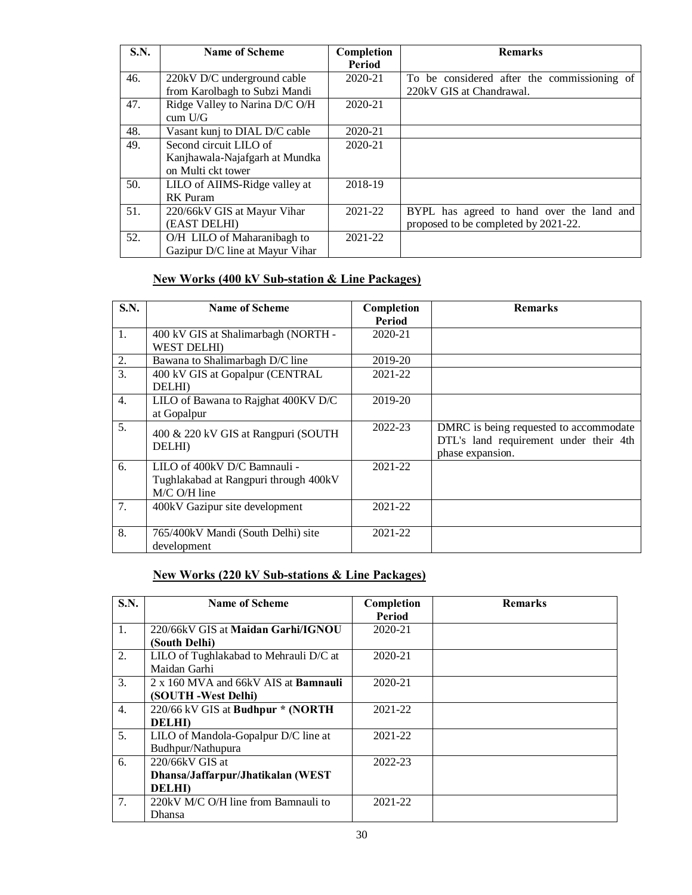| S.N. | Name of Scheme | Completion Period | Remarks |
|---|---|---|---|
| 46. | 220kV D/C underground cable from Karolbagh to Subzi Mandi | 2020-21 | To be considered after the commissioning of 220kV GIS at Chandrawal. |
| 47. | Ridge Valley to Narina D/C O/H cum U/G | 2020-21 | |
| 48. | Vasant kunj to DIAL D/C cable | 2020-21 | |
| 49. | Second circuit LILO of Kanjhawala-Najafgarh at Mundka on Multi ckt tower | 2020-21 | |
| 50. | LILO of AIIMS-Ridge valley at RK Puram | 2018-19 | |
| 51. | 220/66kV GIS at Mayur Vihar (EAST DELHI) | 2021-22 | BYPL has agreed to hand over the land and proposed to be completed by 2021-22. |
| 52. | O/H LILO of Maharanibagh to Gazipur D/C line at Mayur Vihar | 2021-22 | |

## New Works (400 kV Sub-station & Line Packages)

| S.N. | Name of Scheme | Completion Period | Remarks |
|---|---|---|---|
| 1. | 400 kV GIS at Shalimarbagh (NORTH - WEST DELHI) | 2020-21 | |
| 2. | Bawana to Shalimarbagh D/C line | 2019-20 | |
| 3. | 400 kV GIS at Gopalpur (CENTRAL DELHI) | 2021-22 | |
| 4. | LILO of Bawana to Rajghat 400KV D/C at Gopalpur | 2019-20 | |
| 5. | 400 & 220 kV GIS at Rangpuri (SOUTH DELHI) | 2022-23 | DMRC is being requested to accommodate DTL's land requirement under their 4th phase expansion. |
| 6. | LILO of 400kV D/C Bamnauli - Tughlakabad at Rangpuri through 400kV M/C O/H line | 2021-22 | |
| 7. | 400kV Gazipur site development | 2021-22 | |
| 8. | 765/400kV Mandi (South Delhi) site development | 2021-22 | |

## New Works (220 kV Sub-stations & Line Packages)

| S.N. | Name of Scheme | Completion Period | Remarks |
|---|---|---|---|
| 1. | 220/66kV GIS at **Maidan Garhi/IGNOU (South Delhi)** | 2020-21 | |
| 2. | LILO of Tughlakabad to Mehrauli D/C at Maidan Garhi | 2020-21 | |
| 3. | 2 x 160 MVA and 66kV AIS at **Bamnauli (SOUTH -West Delhi)** | 2020-21 | |
| 4. | 220/66 kV GIS at **Budhpur * (NORTH DELHI)** | 2021-22 | |
| 5. | LILO of Mandola-Gopalpur D/C line at Budhpur/Nathupura | 2021-22 | |
| 6. | 220/66kV GIS at **Dhansa/Jaffarpur/Jhatikalan (WEST DELHI)** | 2022-23 | |
| 7. | 220kV M/C O/H line from Bamnauli to Dhansa | 2021-22 | |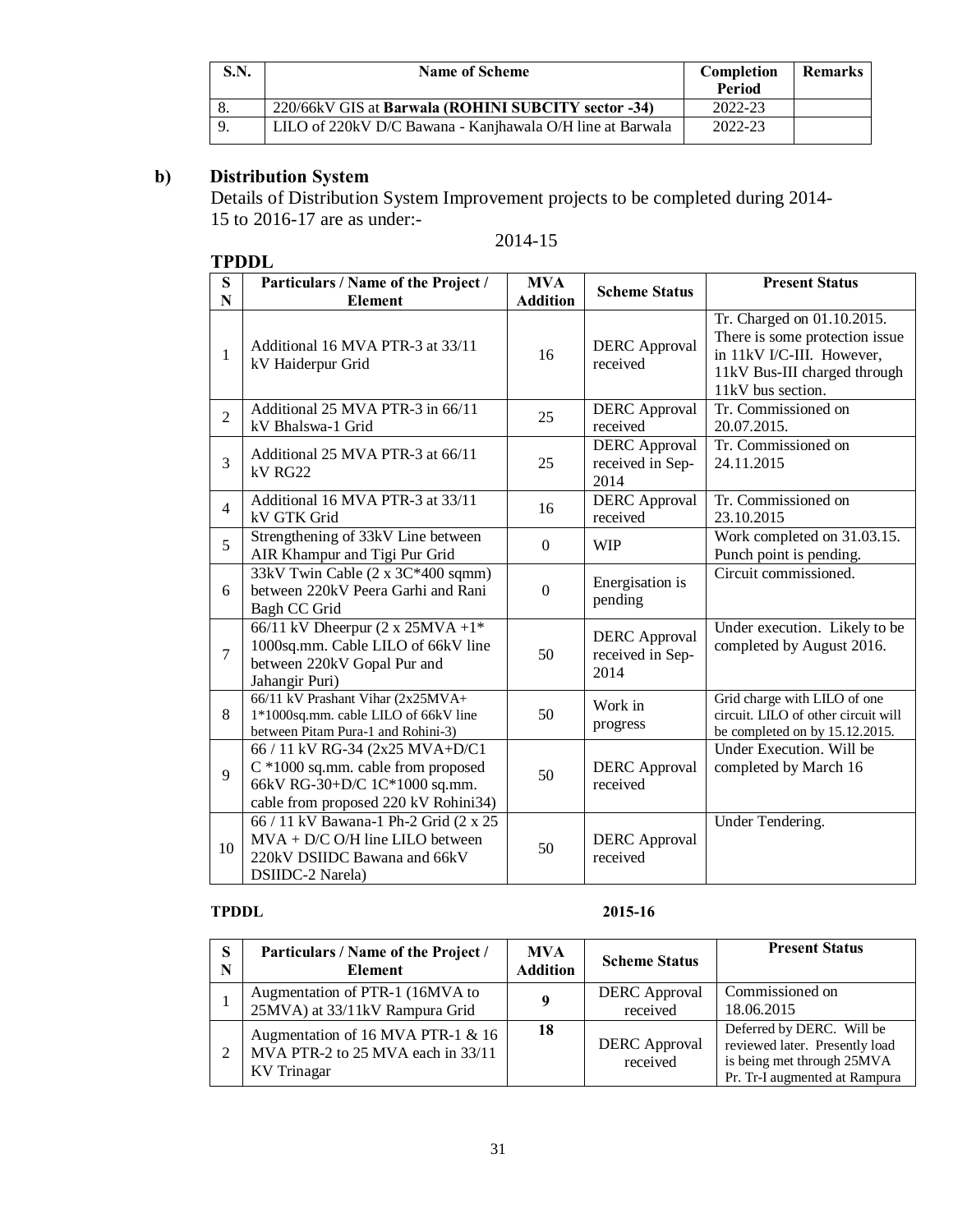| S.N. | Name of Scheme | Completion Period | Remarks |
|---|---|---|---|
| 8. | 220/66kV GIS at **Barwala (ROHINI SUBCITY sector -34)** | 2022-23 | |
| 9. | LILO of 220kV D/C Bawana - Kanjhawala O/H line at Barwala | 2022-23 | |

**b) Distribution System**

Details of Distribution System Improvement projects to be completed during 2014-15 to 2016-17 are as under:-

2014-15

**TPDDL**

| SN | Particulars / Name of the Project / Element | MVA Addition | Scheme Status | Present Status |
|---|---|---|---|---|
| 1 | Additional 16 MVA PTR-3 at 33/11 kV Haiderpur Grid | 16 | DERC Approval received | Tr. Charged on 01.10.2015. There is some protection issue in 11kV I/C-III. However, 11kV Bus-III charged through 11kV bus section. |
| 2 | Additional 25 MVA PTR-3 in 66/11 kV Bhalswa-1 Grid | 25 | DERC Approval received | Tr. Commissioned on 20.07.2015. |
| 3 | Additional 25 MVA PTR-3 at 66/11 kV RG22 | 25 | DERC Approval received in Sep-2014 | Tr. Commissioned on 24.11.2015 |
| 4 | Additional 16 MVA PTR-3 at 33/11 kV GTK Grid | 16 | DERC Approval received | Tr. Commissioned on 23.10.2015 |
| 5 | Strengthening of 33kV Line between AIR Khampur and Tigi Pur Grid | 0 | WIP | Work completed on 31.03.15. Punch point is pending. |
| 6 | 33kV Twin Cable (2 x 3C*400 sqmm) between 220kV Peera Garhi and Rani Bagh CC Grid | 0 | Energisation is pending | Circuit commissioned. |
| 7 | 66/11 kV Dheerpur (2 x 25MVA +1* 1000sq.mm. Cable LILO of 66kV line between 220kV Gopal Pur and Jahangir Puri) | 50 | DERC Approval received in Sep-2014 | Under execution. Likely to be completed by August 2016. |
| 8 | 66/11 kV Prashant Vihar (2x25MVA+ 1*1000sq.mm. cable LILO of 66kV line between Pitam Pura-1 and Rohini-3) | 50 | Work in progress | Grid charge with LILO of one circuit. LILO of other circuit will be completed on by 15.12.2015. |
| 9 | 66 / 11 kV RG-34 (2x25 MVA+D/C1 C *1000 sq.mm. cable from proposed 66kV RG-30+D/C 1C*1000 sq.mm. cable from proposed 220 kV Rohini34) | 50 | DERC Approval received | Under Execution. Will be completed by March 16 |
| 10 | 66 / 11 kV Bawana-1 Ph-2 Grid (2 x 25 MVA + D/C O/H line LILO between 220kV DSIIDC Bawana and 66kV DSIIDC-2 Narela) | 50 | DERC Approval received | Under Tendering. |

**TPDDL** **2015-16**

| SN | Particulars / Name of the Project / Element | MVA Addition | Scheme Status | Present Status |
|---|---|---|---|---|
| 1 | Augmentation of PTR-1 (16MVA to 25MVA) at 33/11kV Rampura Grid | **9** | DERC Approval received | Commissioned on 18.06.2015 |
| 2 | Augmentation of 16 MVA PTR-1 & 16 MVA PTR-2 to 25 MVA each in 33/11 KV Trinagar | **18** | DERC Approval received | Deferred by DERC. Will be reviewed later. Presently load is being met through 25MVA Pr. Tr-I augmented at Rampura |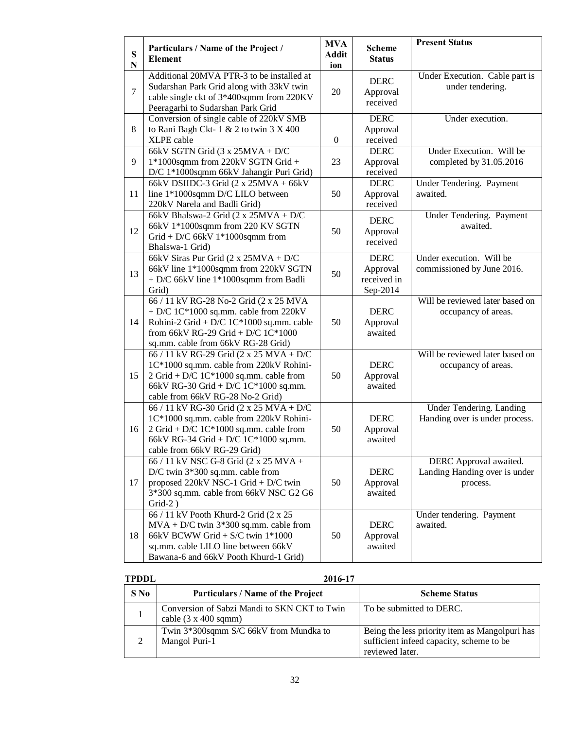| S N | Particulars / Name of the Project / Element | MVA Addition | Scheme Status | Present Status |
|---|---|---|---|---|
| 7 | Additional 20MVA PTR-3 to be installed at Sudarshan Park Grid along with 33kV twin cable single ckt of 3*400sqmm from 220KV Peeragarhi to Sudarshan Park Grid | 20 | DERC Approval received | Under Execution. Cable part is under tendering. |
| 8 | Conversion of single cable of 220kV SMB to Rani Bagh Ckt- 1 & 2 to twin 3 X 400 XLPE cable | 0 | DERC Approval received | Under execution. |
| 9 | 66kV SGTN Grid (3 x 25MVA + D/C 1*1000sqmm from 220kV SGTN Grid + D/C 1*1000sqmm 66kV Jahangir Puri Grid) | 23 | DERC Approval received | Under Execution. Will be completed by 31.05.2016 |
| 11 | 66kV DSIIDC-3 Grid (2 x 25MVA + 66kV line 1*1000sqmm D/C LILO between 220kV Narela and Badli Grid) | 50 | DERC Approval received | Under Tendering. Payment awaited. |
| 12 | 66kV Bhalswa-2 Grid (2 x 25MVA + D/C 66kV 1*1000sqmm from 220 KV SGTN Grid + D/C 66kV 1*1000sqmm from Bhalswa-1 Grid) | 50 | DERC Approval received | Under Tendering. Payment awaited. |
| 13 | 66kV Siras Pur Grid (2 x 25MVA + D/C 66kV line 1*1000sqmm from 220kV SGTN + D/C 66kV line 1*1000sqmm from Badli Grid) | 50 | DERC Approval received in Sep-2014 | Under execution. Will be commissioned by June 2016. |
| 14 | 66 / 11 kV RG-28 No-2 Grid (2 x 25 MVA + D/C 1C*1000 sq.mm. cable from 220kV Rohini-2 Grid + D/C 1C*1000 sq.mm. cable from 66kV RG-29 Grid + D/C 1C*1000 sq.mm. cable from 66kV RG-28 Grid) | 50 | DERC Approval awaited | Will be reviewed later based on occupancy of areas. |
| 15 | 66 / 11 kV RG-29 Grid (2 x 25 MVA + D/C 1C*1000 sq.mm. cable from 220kV Rohini-2 Grid + D/C 1C*1000 sq.mm. cable from 66kV RG-30 Grid + D/C 1C*1000 sq.mm. cable from 66kV RG-28 No-2 Grid) | 50 | DERC Approval awaited | Will be reviewed later based on occupancy of areas. |
| 16 | 66 / 11 kV RG-30 Grid (2 x 25 MVA + D/C 1C*1000 sq.mm. cable from 220kV Rohini-2 Grid + D/C 1C*1000 sq.mm. cable from 66kV RG-34 Grid + D/C 1C*1000 sq.mm. cable from 66kV RG-29 Grid) | 50 | DERC Approval awaited | Under Tendering. Landing Handing over is under process. |
| 17 | 66 / 11 kV NSC G-8 Grid (2 x 25 MVA + D/C twin 3*300 sq.mm. cable from proposed 220kV NSC-1 Grid + D/C twin 3*300 sq.mm. cable from 66kV NSC G2 G6 Grid-2 ) | 50 | DERC Approval awaited | DERC Approval awaited. Landing Handing over is under process. |
| 18 | 66 / 11 kV Pooth Khurd-2 Grid (2 x 25 MVA + D/C twin 3*300 sq.mm. cable from 66kV BCWW Grid + S/C twin 1*1000 sq.mm. cable LILO line between 66kV Bawana-6 and 66kV Pooth Khurd-1 Grid) | 50 | DERC Approval awaited | Under tendering. Payment awaited. |

**TPDDL** **2016-17**

| S No | Particulars / Name of the Project | Scheme Status |
|---|---|---|
| 1 | Conversion of Sabzi Mandi to SKN CKT to Twin cable (3 x 400 sqmm) | To be submitted to DERC. |
| 2 | Twin 3*300sqmm S/C 66kV from Mundka to Mangol Puri-1 | Being the less priority item as Mangolpuri has sufficient infeed capacity, scheme to be reviewed later. |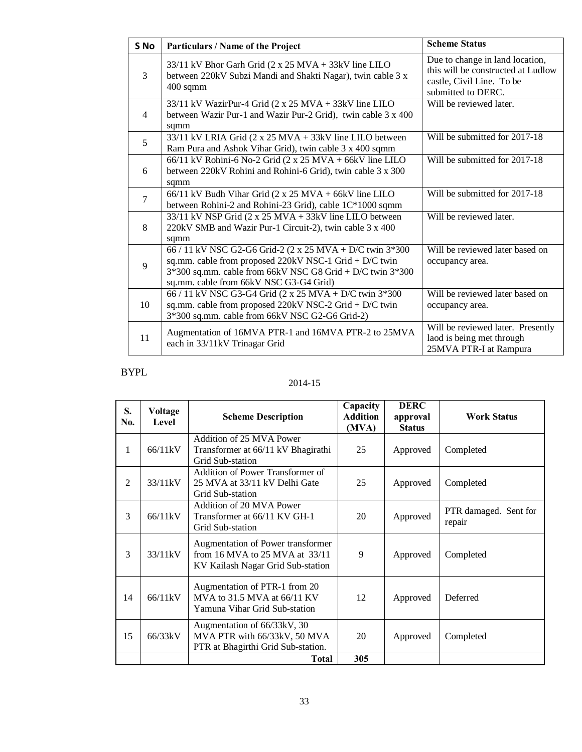| S No | Particulars / Name of the Project | Scheme Status |
|---|---|---|
| 3 | 33/11 kV Bhor Garh Grid (2 x 25 MVA + 33kV line LILO between 220kV Subzi Mandi and Shakti Nagar), twin cable 3 x 400 sqmm | Due to change in land location, this will be constructed at Ludlow castle, Civil Line. To be submitted to DERC. |
| 4 | 33/11 kV WazirPur-4 Grid (2 x 25 MVA + 33kV line LILO between Wazir Pur-1 and Wazir Pur-2 Grid), twin cable 3 x 400 sqmm | Will be reviewed later. |
| 5 | 33/11 kV LRIA Grid (2 x 25 MVA + 33kV line LILO between Ram Pura and Ashok Vihar Grid), twin cable 3 x 400 sqmm | Will be submitted for 2017-18 |
| 6 | 66/11 kV Rohini-6 No-2 Grid (2 x 25 MVA + 66kV line LILO between 220kV Rohini and Rohini-6 Grid), twin cable 3 x 300 sqmm | Will be submitted for 2017-18 |
| 7 | 66/11 kV Budh Vihar Grid (2 x 25 MVA + 66kV line LILO between Rohini-2 and Rohini-23 Grid), cable 1C*1000 sqmm | Will be submitted for 2017-18 |
| 8 | 33/11 kV NSP Grid (2 x 25 MVA + 33kV line LILO between 220kV SMB and Wazir Pur-1 Circuit-2), twin cable 3 x 400 sqmm | Will be reviewed later. |
| 9 | 66 / 11 kV NSC G2-G6 Grid-2 (2 x 25 MVA + D/C twin 3*300 sq.mm. cable from proposed 220kV NSC-1 Grid + D/C twin 3*300 sq.mm. cable from 66kV NSC G8 Grid + D/C twin 3*300 sq.mm. cable from 66kV NSC G3-G4 Grid) | Will be reviewed later based on occupancy area. |
| 10 | 66 / 11 kV NSC G3-G4 Grid (2 x 25 MVA + D/C twin 3*300 sq.mm. cable from proposed 220kV NSC-2 Grid + D/C twin 3*300 sq.mm. cable from 66kV NSC G2-G6 Grid-2) | Will be reviewed later based on occupancy area. |
| 11 | Augmentation of 16MVA PTR-1 and 16MVA PTR-2 to 25MVA each in 33/11kV Trinagar Grid | Will be reviewed later. Presently laod is being met through 25MVA PTR-I at Rampura |

BYPL

2014-15

| S. No. | Voltage Level | Scheme Description | Capacity Addition (MVA) | DERC approval Status | Work Status |
|---|---|---|---|---|---|
| 1 | 66/11kV | Addition of 25 MVA Power Transformer at 66/11 kV Bhagirathi Grid Sub-station | 25 | Approved | Completed |
| 2 | 33/11kV | Addition of Power Transformer of 25 MVA at 33/11 kV Delhi Gate Grid Sub-station | 25 | Approved | Completed |
| 3 | 66/11kV | Addition of 20 MVA Power Transformer at 66/11 KV GH-1 Grid Sub-station | 20 | Approved | PTR damaged. Sent for repair |
| 3 | 33/11kV | Augmentation of Power transformer from 16 MVA to 25 MVA at 33/11 KV Kailash Nagar Grid Sub-station | 9 | Approved | Completed |
| 14 | 66/11kV | Augmentation of PTR-1 from 20 MVA to 31.5 MVA at 66/11 KV Yamuna Vihar Grid Sub-station | 12 | Approved | Deferred |
| 15 | 66/33kV | Augmentation of 66/33kV, 30 MVA PTR with 66/33kV, 50 MVA PTR at Bhagirthi Grid Sub-station. | 20 | Approved | Completed |
| | | **Total** | **305** | | |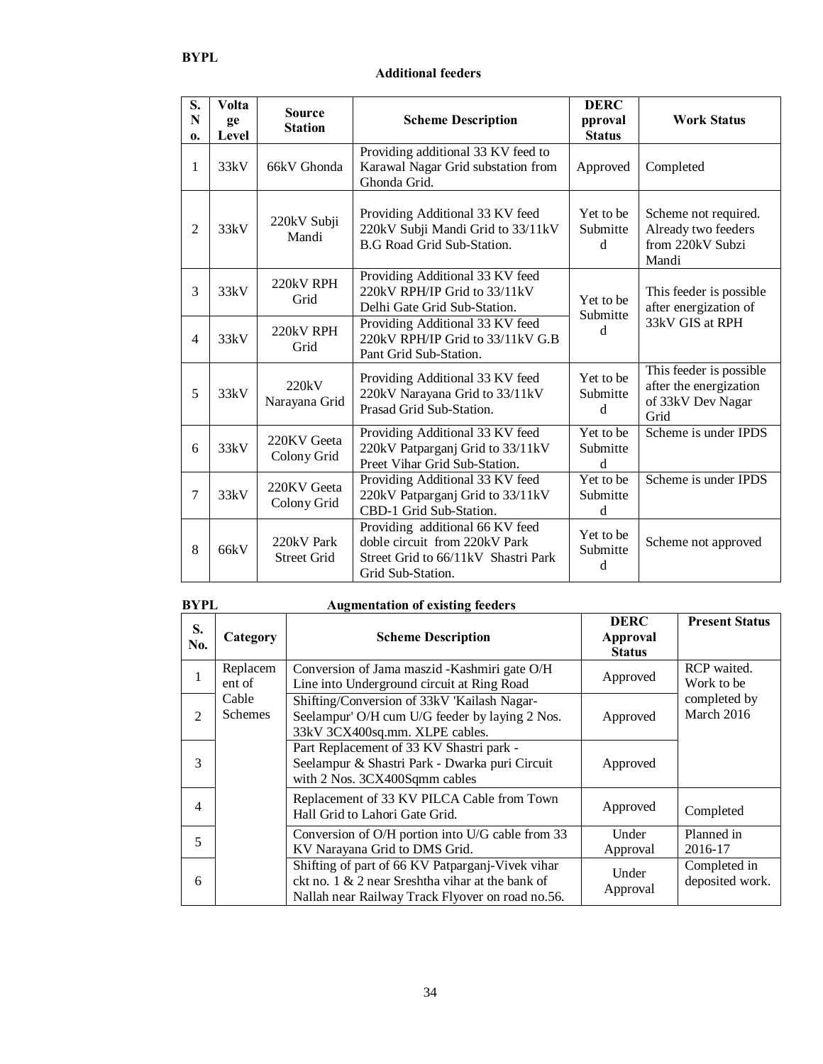**BYPL**

**Additional feeders**

| S. No. | Voltage Level | Source Station | Scheme Description | DERC pproval Status | Work Status |
|---|---|---|---|---|---|
| 1 | 33kV | 66kV Ghonda | Providing additional 33 KV feed to Karawal Nagar Grid substation from Ghonda Grid. | Approved | Completed |
| 2 | 33kV | 220kV Subji Mandi | Providing Additional 33 KV feed 220kV Subji Mandi Grid to 33/11kV B.G Road Grid Sub-Station. | Yet to be Submitted | Scheme not required. Already two feeders from 220kV Subzi Mandi |
| 3 | 33kV | 220kV RPH Grid | Providing Additional 33 KV feed 220kV RPH/IP Grid to 33/11kV Delhi Gate Grid Sub-Station. | Yet to be Submitted | This feeder is possible after energization of 33kV GIS at RPH |
| 4 | 33kV | 220kV RPH Grid | Providing Additional 33 KV feed 220kV RPH/IP Grid to 33/11kV G.B Pant Grid Sub-Station. | | |
| 5 | 33kV | 220kV Narayana Grid | Providing Additional 33 KV feed 220kV Narayana Grid to 33/11kV Prasad Grid Sub-Station. | Yet to be Submitted | This feeder is possible after the energization of 33kV Dev Nagar Grid |
| 6 | 33kV | 220KV Geeta Colony Grid | Providing Additional 33 KV feed 220kV Patparganj Grid to 33/11kV Preet Vihar Grid Sub-Station. | Yet to be Submitted | Scheme is under IPDS |
| 7 | 33kV | 220KV Geeta Colony Grid | Providing Additional 33 KV feed 220kV Patparganj Grid to 33/11kV CBD-1 Grid Sub-Station. | Yet to be Submitted | Scheme is under IPDS |
| 8 | 66kV | 220kV Park Street Grid | Providing additional 66 KV feed doble circuit from 220kV Park Street Grid to 66/11kV Shastri Park Grid Sub-Station. | Yet to be Submitted | Scheme not approved |

**BYPL** **Augmentation of existing feeders**

| S. No. | Category | Scheme Description | DERC Approval Status | Present Status |
|---|---|---|---|---|
| 1 | Replacement of Cable Schemes | Conversion of Jama maszid -Kashmiri gate O/H Line into Underground circuit at Ring Road | Approved | RCP waited. Work to be completed by March 2016 |
| 2 | | Shifting/Conversion of 33kV 'Kailash Nagar-Seelampur' O/H cum U/G feeder by laying 2 Nos. 33kV 3CX400sq.mm. XLPE cables. | Approved | |
| 3 | | Part Replacement of 33 KV Shastri park - Seelampur & Shastri Park - Dwarka puri Circuit with 2 Nos. 3CX400Sqmm cables | Approved | |
| 4 | | Replacement of 33 KV PILCA Cable from Town Hall Grid to Lahori Gate Grid. | Approved | Completed |
| 5 | | Conversion of O/H portion into U/G cable from 33 KV Narayana Grid to DMS Grid. | Under Approval | Planned in 2016-17 |
| 6 | | Shifting of part of 66 KV Patparganj-Vivek vihar ckt no. 1 & 2 near Sreshtha vihar at the bank of Nallah near Railway Track Flyover on road no.56. | Under Approval | Completed in deposited work. |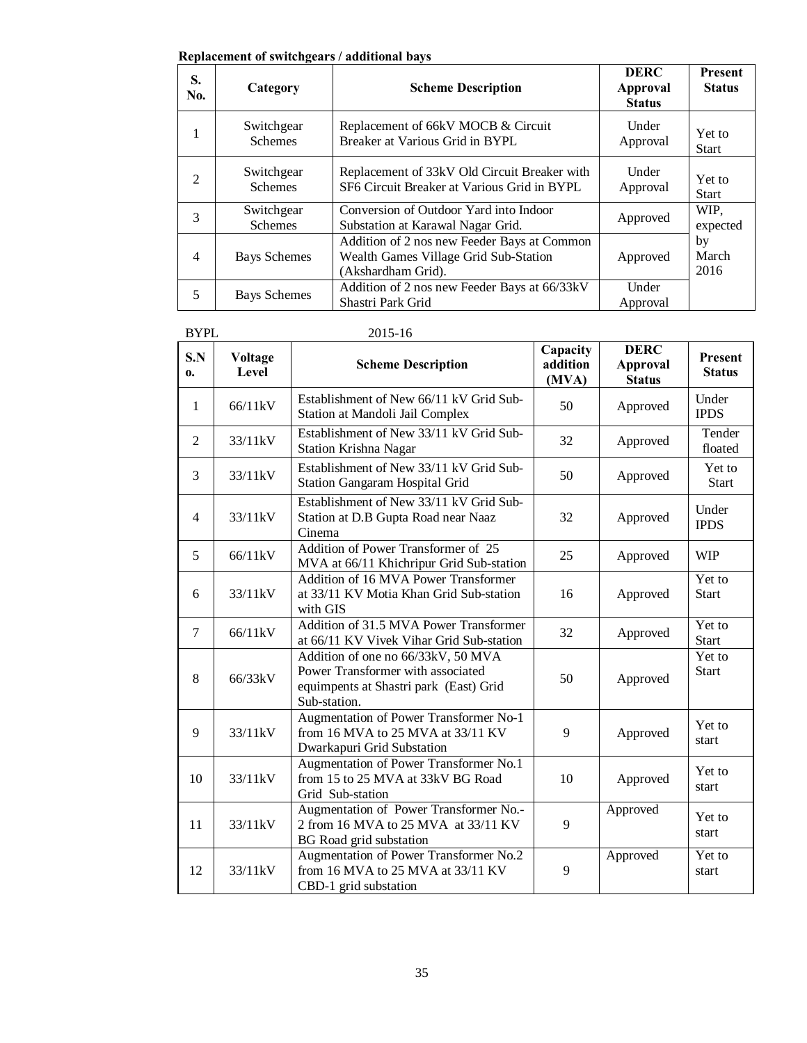**Replacement of switchgears / additional bays**

| S. No. | Category | Scheme Description | DERC Approval Status | Present Status |
|---|---|---|---|---|
| 1 | Switchgear Schemes | Replacement of 66kV MOCB & Circuit Breaker at Various Grid in BYPL | Under Approval | Yet to Start |
| 2 | Switchgear Schemes | Replacement of 33kV Old Circuit Breaker with SF6 Circuit Breaker at Various Grid in BYPL | Under Approval | Yet to Start |
| 3 | Switchgear Schemes | Conversion of Outdoor Yard into Indoor Substation at Karawal Nagar Grid. | Approved | WIP, expected by March 2016 |
| 4 | Bays Schemes | Addition of 2 nos new Feeder Bays at Common Wealth Games Village Grid Sub-Station (Akshardham Grid). | Approved | |
| 5 | Bays Schemes | Addition of 2 nos new Feeder Bays at 66/33kV Shastri Park Grid | Under Approval | |

BYPL 2015-16

| S.No. | Voltage Level | Scheme Description | Capacity addition (MVA) | DERC Approval Status | Present Status |
|---|---|---|---|---|---|
| 1 | 66/11kV | Establishment of New 66/11 kV Grid Sub-Station at Mandoli Jail Complex | 50 | Approved | Under IPDS |
| 2 | 33/11kV | Establishment of New 33/11 kV Grid Sub-Station Krishna Nagar | 32 | Approved | Tender floated |
| 3 | 33/11kV | Establishment of New 33/11 kV Grid Sub-Station Gangaram Hospital Grid | 50 | Approved | Yet to Start |
| 4 | 33/11kV | Establishment of New 33/11 kV Grid Sub-Station at D.B Gupta Road near Naaz Cinema | 32 | Approved | Under IPDS |
| 5 | 66/11kV | Addition of Power Transformer of 25 MVA at 66/11 Khichripur Grid Sub-station | 25 | Approved | WIP |
| 6 | 33/11kV | Addition of 16 MVA Power Transformer at 33/11 KV Motia Khan Grid Sub-station with GIS | 16 | Approved | Yet to Start |
| 7 | 66/11kV | Addition of 31.5 MVA Power Transformer at 66/11 KV Vivek Vihar Grid Sub-station | 32 | Approved | Yet to Start |
| 8 | 66/33kV | Addition of one no 66/33kV, 50 MVA Power Transformer with associated equimpents at Shastri park (East) Grid Sub-station. | 50 | Approved | Yet to Start |
| 9 | 33/11kV | Augmentation of Power Transformer No-1 from 16 MVA to 25 MVA at 33/11 KV Dwarkapuri Grid Substation | 9 | Approved | Yet to start |
| 10 | 33/11kV | Augmentation of Power Transformer No.1 from 15 to 25 MVA at 33kV BG Road Grid Sub-station | 10 | Approved | Yet to start |
| 11 | 33/11kV | Augmentation of Power Transformer No.-2 from 16 MVA to 25 MVA at 33/11 KV BG Road grid substation | 9 | Approved | Yet to start |
| 12 | 33/11kV | Augmentation of Power Transformer No.2 from 16 MVA to 25 MVA at 33/11 KV CBD-1 grid substation | 9 | Approved | Yet to start |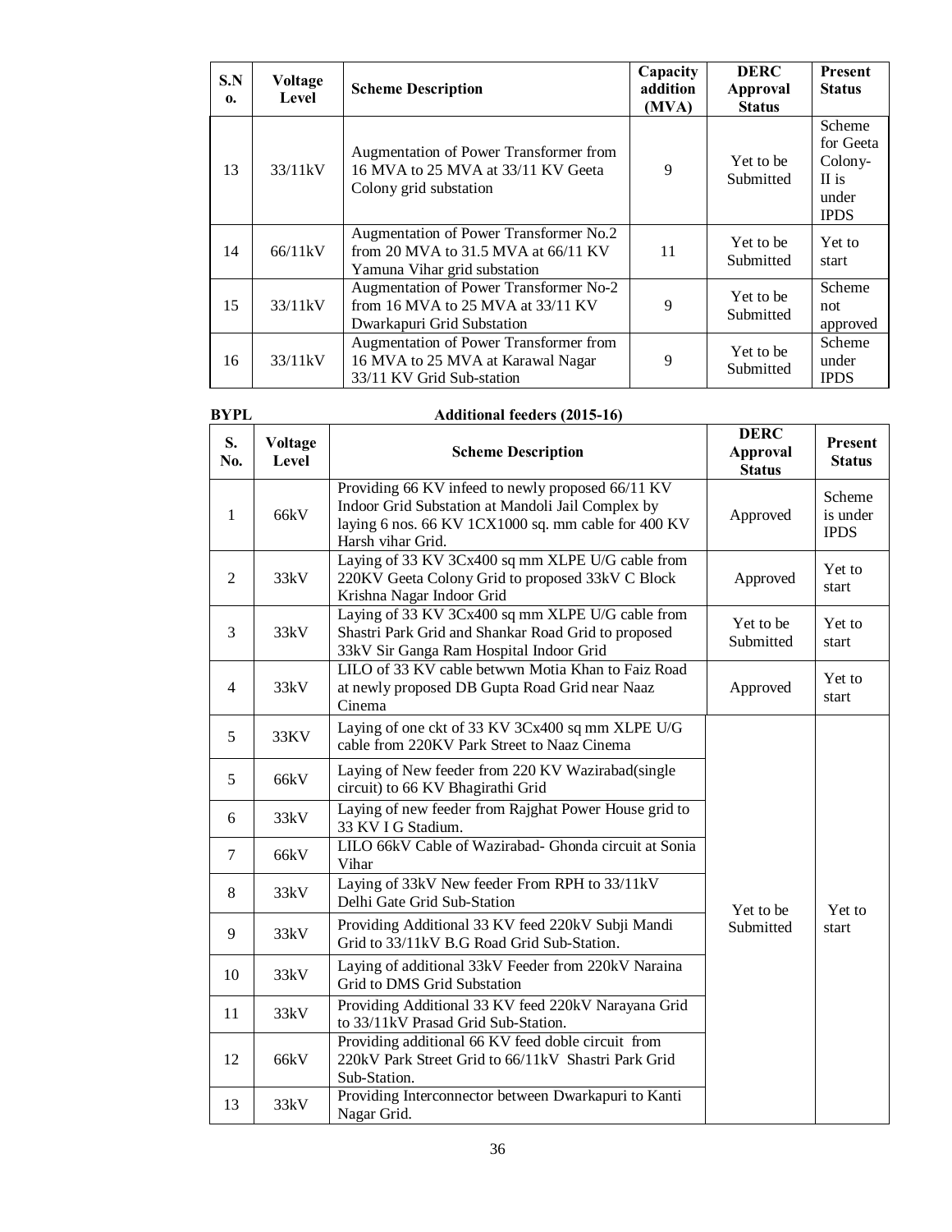| S.No. | Voltage Level | Scheme Description | Capacity addition (MVA) | DERC Approval Status | Present Status |
|---|---|---|---|---|---|
| 13 | 33/11kV | Augmentation of Power Transformer from 16 MVA to 25 MVA at 33/11 KV Geeta Colony grid substation | 9 | Yet to be Submitted | Scheme for Geeta Colony-II is under IPDS |
| 14 | 66/11kV | Augmentation of Power Transformer No.2 from 20 MVA to 31.5 MVA at 66/11 KV Yamuna Vihar grid substation | 11 | Yet to be Submitted | Yet to start |
| 15 | 33/11kV | Augmentation of Power Transformer No-2 from 16 MVA to 25 MVA at 33/11 KV Dwarkapuri Grid Substation | 9 | Yet to be Submitted | Scheme not approved |
| 16 | 33/11kV | Augmentation of Power Transformer from 16 MVA to 25 MVA at Karawal Nagar 33/11 KV Grid Sub-station | 9 | Yet to be Submitted | Scheme under IPDS |

**BYPL** **Additional feeders (2015-16)**

| S. No. | Voltage Level | Scheme Description | DERC Approval Status | Present Status |
|---|---|---|---|---|
| 1 | 66kV | Providing 66 KV infeed to newly proposed 66/11 KV Indoor Grid Substation at Mandoli Jail Complex by laying 6 nos. 66 KV 1CX1000 sq. mm cable for 400 KV Harsh vihar Grid. | Approved | Scheme is under IPDS |
| 2 | 33kV | Laying of 33 KV 3Cx400 sq mm XLPE U/G cable from 220KV Geeta Colony Grid to proposed 33kV C Block Krishna Nagar Indoor Grid | Approved | Yet to start |
| 3 | 33kV | Laying of 33 KV 3Cx400 sq mm XLPE U/G cable from Shastri Park Grid and Shankar Road Grid to proposed 33kV Sir Ganga Ram Hospital Indoor Grid | Yet to be Submitted | Yet to start |
| 4 | 33kV | LILO of 33 KV cable betwwn Motia Khan to Faiz Road at newly proposed DB Gupta Road Grid near Naaz Cinema | Approved | Yet to start |
| 5 | 33KV | Laying of one ckt of 33 KV 3Cx400 sq mm XLPE U/G cable from 220KV Park Street to Naaz Cinema | Yet to be Submitted | Yet to start |
| 5 | 66kV | Laying of New feeder from 220 KV Wazirabad(single circuit) to 66 KV Bhagirathi Grid | | |
| 6 | 33kV | Laying of new feeder from Rajghat Power House grid to 33 KV I G Stadium. | | |
| 7 | 66kV | LILO 66kV Cable of Wazirabad- Ghonda circuit at Sonia Vihar | | |
| 8 | 33kV | Laying of 33kV New feeder From RPH to 33/11kV Delhi Gate Grid Sub-Station | | |
| 9 | 33kV | Providing Additional 33 KV feed 220kV Subji Mandi Grid to 33/11kV B.G Road Grid Sub-Station. | | |
| 10 | 33kV | Laying of additional 33kV Feeder from 220kV Naraina Grid to DMS Grid Substation | | |
| 11 | 33kV | Providing Additional 33 KV feed 220kV Narayana Grid to 33/11kV Prasad Grid Sub-Station. | | |
| 12 | 66kV | Providing additional 66 KV feed doble circuit from 220kV Park Street Grid to 66/11kV Shastri Park Grid Sub-Station. | | |
| 13 | 33kV | Providing Interconnector between Dwarkapuri to Kanti Nagar Grid. | | |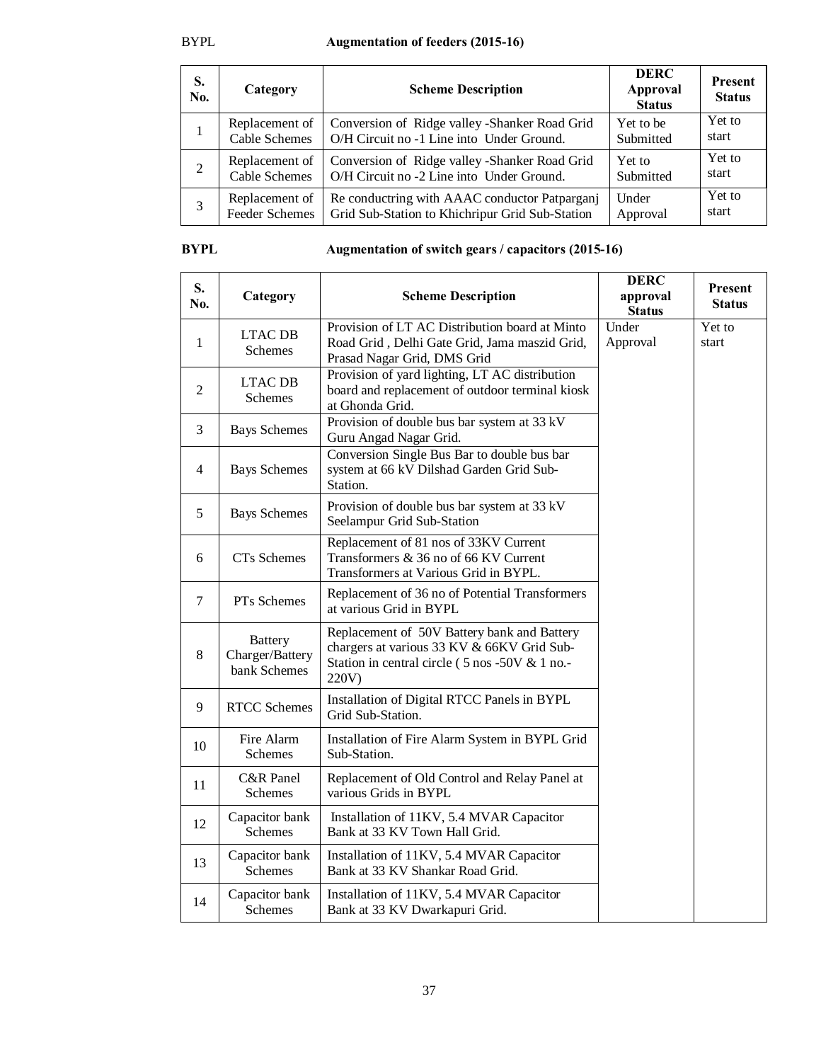BYPL **Augmentation of feeders (2015-16)**

| S. No. | Category | Scheme Description | DERC Approval Status | Present Status |
|---|---|---|---|---|
| 1 | Replacement of Cable Schemes | Conversion of Ridge valley -Shanker Road Grid O/H Circuit no -1 Line into Under Ground. | Yet to be Submitted | Yet to start |
| 2 | Replacement of Cable Schemes | Conversion of Ridge valley -Shanker Road Grid O/H Circuit no -2 Line into Under Ground. | Yet to Submitted | Yet to start |
| 3 | Replacement of Feeder Schemes | Re conductring with AAAC conductor Patparganj Grid Sub-Station to Khichripur Grid Sub-Station | Under Approval | Yet to start |

**BYPL** **Augmentation of switch gears / capacitors (2015-16)**

| S. No. | Category | Scheme Description | DERC approval Status | Present Status |
|---|---|---|---|---|
| 1 | LTAC DB Schemes | Provision of LT AC Distribution board at Minto Road Grid , Delhi Gate Grid, Jama maszid Grid, Prasad Nagar Grid, DMS Grid | Under Approval | Yet to start |
| 2 | LTAC DB Schemes | Provision of yard lighting, LT AC distribution board and replacement of outdoor terminal kiosk at Ghonda Grid. | | |
| 3 | Bays Schemes | Provision of double bus bar system at 33 kV Guru Angad Nagar Grid. | | |
| 4 | Bays Schemes | Conversion Single Bus Bar to double bus bar system at 66 kV Dilshad Garden Grid Sub-Station. | | |
| 5 | Bays Schemes | Provision of double bus bar system at 33 kV Seelampur Grid Sub-Station | | |
| 6 | CTs Schemes | Replacement of 81 nos of 33KV Current Transformers & 36 no of 66 KV Current Transformers at Various Grid in BYPL. | | |
| 7 | PTs Schemes | Replacement of 36 no of Potential Transformers at various Grid in BYPL | | |
| 8 | Battery Charger/Battery bank Schemes | Replacement of 50V Battery bank and Battery chargers at various 33 KV & 66KV Grid Sub-Station in central circle ( 5 nos -50V & 1 no.-220V) | | |
| 9 | RTCC Schemes | Installation of Digital RTCC Panels in BYPL Grid Sub-Station. | | |
| 10 | Fire Alarm Schemes | Installation of Fire Alarm System in BYPL Grid Sub-Station. | | |
| 11 | C&R Panel Schemes | Replacement of Old Control and Relay Panel at various Grids in BYPL | | |
| 12 | Capacitor bank Schemes | Installation of 11KV, 5.4 MVAR Capacitor Bank at 33 KV Town Hall Grid. | | |
| 13 | Capacitor bank Schemes | Installation of 11KV, 5.4 MVAR Capacitor Bank at 33 KV Shankar Road Grid. | | |
| 14 | Capacitor bank Schemes | Installation of 11KV, 5.4 MVAR Capacitor Bank at 33 KV Dwarkapuri Grid. | | |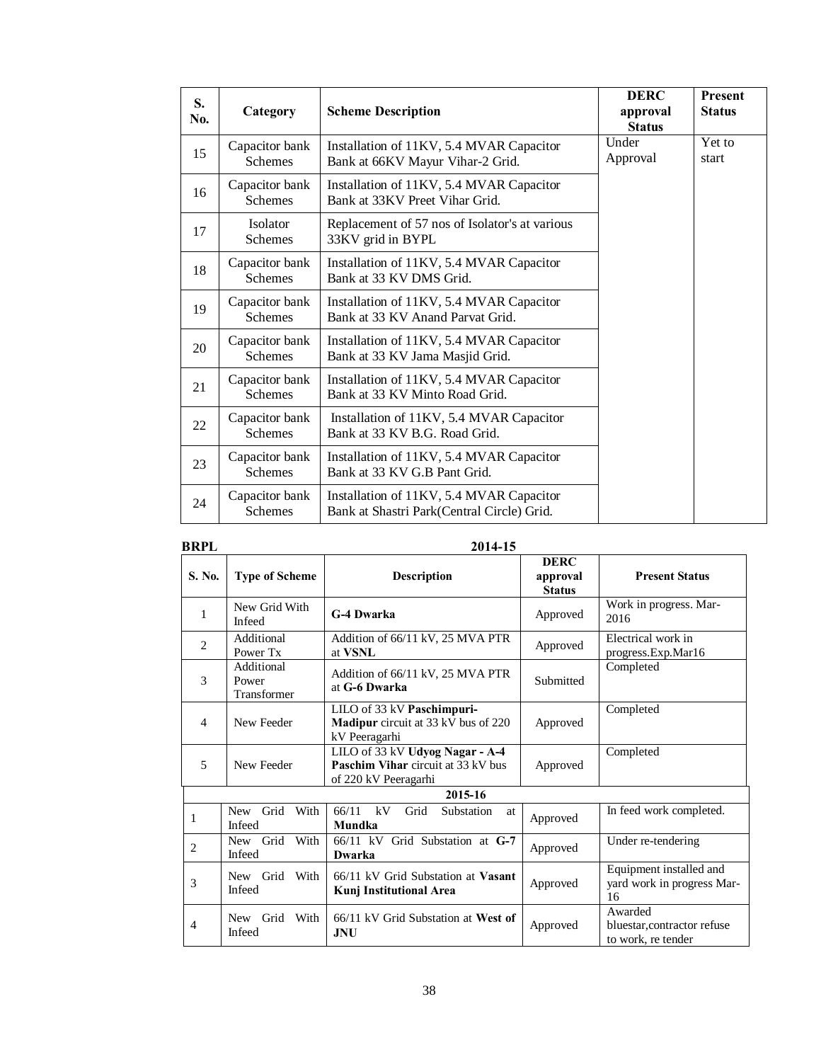| S. No. | Category | Scheme Description | DERC approval Status | Present Status |
|---|---|---|---|---|
| 15 | Capacitor bank Schemes | Installation of 11KV, 5.4 MVAR Capacitor Bank at 66KV Mayur Vihar-2 Grid. | Under Approval | Yet to start |
| 16 | Capacitor bank Schemes | Installation of 11KV, 5.4 MVAR Capacitor Bank at 33KV Preet Vihar Grid. | | |
| 17 | Isolator Schemes | Replacement of 57 nos of Isolator's at various 33KV grid in BYPL | | |
| 18 | Capacitor bank Schemes | Installation of 11KV, 5.4 MVAR Capacitor Bank at 33 KV DMS Grid. | | |
| 19 | Capacitor bank Schemes | Installation of 11KV, 5.4 MVAR Capacitor Bank at 33 KV Anand Parvat Grid. | | |
| 20 | Capacitor bank Schemes | Installation of 11KV, 5.4 MVAR Capacitor Bank at 33 KV Jama Masjid Grid. | | |
| 21 | Capacitor bank Schemes | Installation of 11KV, 5.4 MVAR Capacitor Bank at 33 KV Minto Road Grid. | | |
| 22 | Capacitor bank Schemes | Installation of 11KV, 5.4 MVAR Capacitor Bank at 33 KV B.G. Road Grid. | | |
| 23 | Capacitor bank Schemes | Installation of 11KV, 5.4 MVAR Capacitor Bank at 33 KV G.B Pant Grid. | | |
| 24 | Capacitor bank Schemes | Installation of 11KV, 5.4 MVAR Capacitor Bank at Shastri Park(Central Circle) Grid. | | |

**BRPL** **2014-15**

| S. No. | Type of Scheme | Description | DERC approval Status | Present Status |
|---|---|---|---|---|
| 1 | New Grid With Infeed | **G-4 Dwarka** | Approved | Work in progress. Mar-2016 |
| 2 | Additional Power Tx | Addition of 66/11 kV, 25 MVA PTR at **VSNL** | Approved | Electrical work in progress.Exp.Mar16 |
| 3 | Additional Power Transformer | Addition of 66/11 kV, 25 MVA PTR at **G-6 Dwarka** | Submitted | Completed |
| 4 | New Feeder | LILO of 33 kV **Paschimpuri-Madipur** circuit at 33 kV bus of 220 kV Peeragarhi | Approved | Completed |
| 5 | New Feeder | LILO of 33 kV **Udyog Nagar - A-4 Paschim Vihar** circuit at 33 kV bus of 220 kV Peeragarhi | Approved | Completed |
| | | **2015-16** | | |
| 1 | New Grid With Infeed | 66/11 kV Grid Substation at **Mundka** | Approved | In feed work completed. |
| 2 | New Grid With Infeed | 66/11 kV Grid Substation at **G-7 Dwarka** | Approved | Under re-tendering |
| 3 | New Grid With Infeed | 66/11 kV Grid Substation at **Vasant Kunj Institutional Area** | Approved | Equipment installed and yard work in progress Mar-16 |
| 4 | New Grid With Infeed | 66/11 kV Grid Substation at **West of JNU** | Approved | Awarded bluestar,contractor refuse to work, re tender |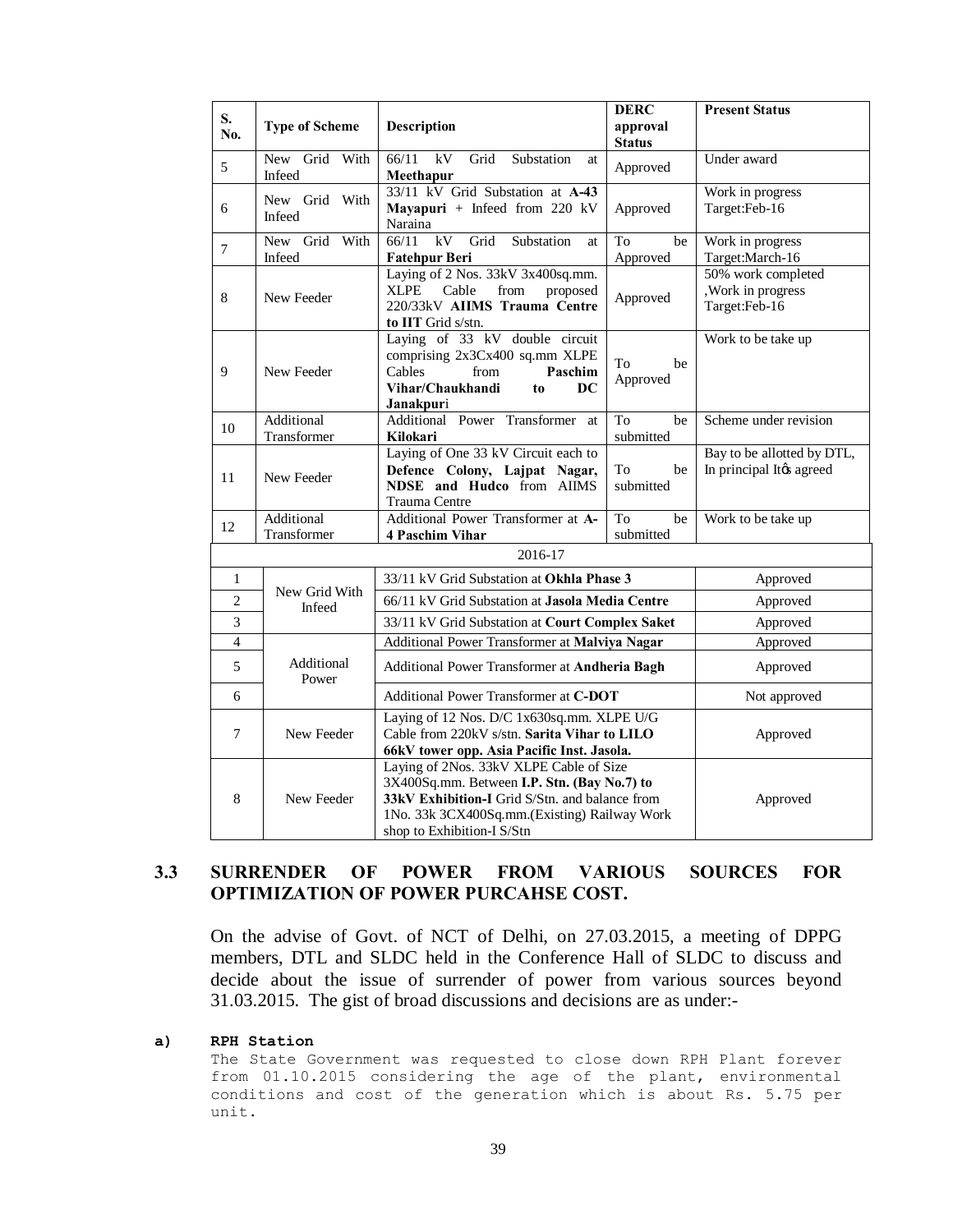| S. No. | Type of Scheme | Description | DERC approval Status | Present Status |
|---|---|---|---|---|
| 5 | New Grid With Infeed | 66/11 kV Grid Substation at **Meethapur** | Approved | Under award |
| 6 | New Grid With Infeed | 33/11 kV Grid Substation at **A-43 Mayapuri** + Infeed from 220 kV Naraina | Approved | Work in progress Target:Feb-16 |
| 7 | New Grid With Infeed | 66/11 kV Grid Substation at **Fatehpur Beri** | To be Approved | Work in progress Target:March-16 |
| 8 | New Feeder | Laying of 2 Nos. 33kV 3x400sq.mm. XLPE Cable from proposed 220/33kV **AIIMS Trauma Centre to IIT** Grid s/stn. | Approved | 50% work completed ,Work in progress Target:Feb-16 |
| 9 | New Feeder | Laying of 33 kV double circuit comprising 2x3Cx400 sq.mm XLPE Cables from **Paschim Vihar/Chaukhandi to DC Janakpur**i | To be Approved | Work to be take up |
| 10 | Additional Transformer | Additional Power Transformer at **Kilokari** | To be submitted | Scheme under revision |
| 11 | New Feeder | Laying of One 33 kV Circuit each to **Defence Colony, Lajpat Nagar, NDSE and Hudco** from AIIMS Trauma Centre | To be submitted | Bay to be allotted by DTL, In principal It's agreed |
| 12 | Additional Transformer | Additional Power Transformer at **A-4 Paschim Vihar** | To be submitted | Work to be take up |
| | | 2016-17 | | |
| 1 | New Grid With Infeed | 33/11 kV Grid Substation at **Okhla Phase 3** | | Approved |
| 2 | | 66/11 kV Grid Substation at **Jasola Media Centre** | | Approved |
| 3 | | 33/11 kV Grid Substation at **Court Complex Saket** | | Approved |
| 4 | Additional Power | Additional Power Transformer at **Malviya Nagar** | | Approved |
| 5 | | Additional Power Transformer at **Andheria Bagh** | | Approved |
| 6 | | Additional Power Transformer at **C-DOT** | | Not approved |
| 7 | New Feeder | Laying of 12 Nos. D/C 1x630sq.mm. XLPE U/G Cable from 220kV s/stn. **Sarita Vihar to LILO 66kV tower opp. Asia Pacific Inst. Jasola.** | | Approved |
| 8 | New Feeder | Laying of 2Nos. 33kV XLPE Cable of Size 3X400Sq.mm. Between **I.P. Stn. (Bay No.7) to 33kV Exhibition-I** Grid S/Stn. and balance from 1No. 33k 3CX400Sq.mm.(Existing) Railway Work shop to Exhibition-I S/Stn | | Approved |

## 3.3 SURRENDER OF POWER FROM VARIOUS SOURCES FOR OPTIMIZATION OF POWER PURCAHSE COST.

On the advise of Govt. of NCT of Delhi, on 27.03.2015, a meeting of DPPG members, DTL and SLDC held in the Conference Hall of SLDC to discuss and decide about the issue of surrender of power from various sources beyond 31.03.2015. The gist of broad discussions and decisions are as under:-

**a) RPH Station**

The State Government was requested to close down RPH Plant forever from 01.10.2015 considering the age of the plant, environmental conditions and cost of the generation which is about Rs. 5.75 per unit.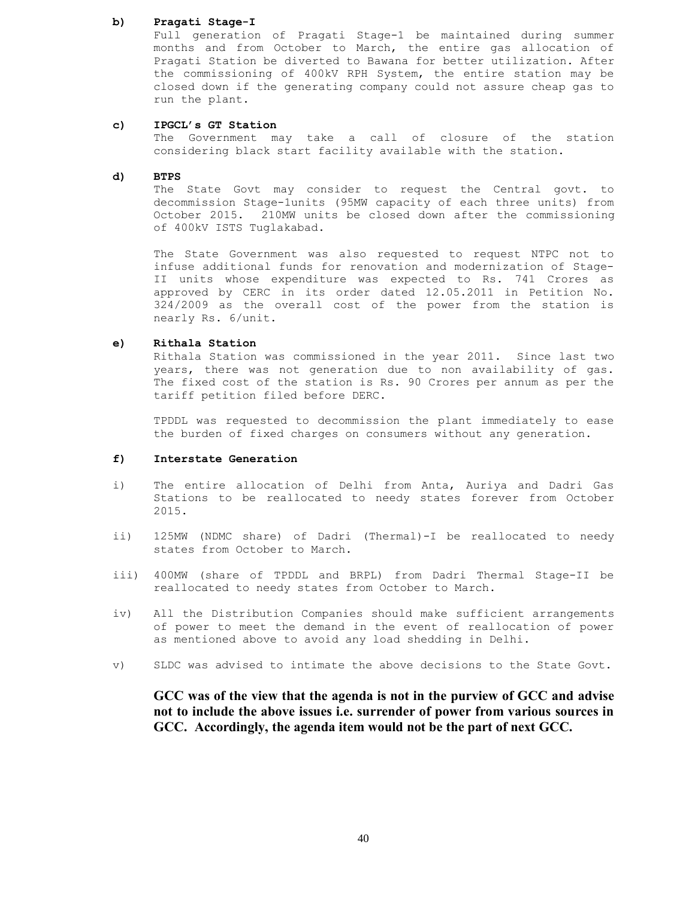**b) Pragati Stage-I**

Full generation of Pragati Stage-1 be maintained during summer months and from October to March, the entire gas allocation of Pragati Station be diverted to Bawana for better utilization. After the commissioning of 400kV RPH System, the entire station may be closed down if the generating company could not assure cheap gas to run the plant.

**c) IPGCL's GT Station**

The Government may take a call of closure of the station considering black start facility available with the station.

**d) BTPS**

The State Govt may consider to request the Central govt. to decommission Stage-1units (95MW capacity of each three units) from October 2015. 210MW units be closed down after the commissioning of 400kV ISTS Tuglakabad.

The State Government was also requested to request NTPC not to infuse additional funds for renovation and modernization of Stage-II units whose expenditure was expected to Rs. 741 Crores as approved by CERC in its order dated 12.05.2011 in Petition No. 324/2009 as the overall cost of the power from the station is nearly Rs. 6/unit.

**e) Rithala Station**

Rithala Station was commissioned in the year 2011. Since last two years, there was not generation due to non availability of gas. The fixed cost of the station is Rs. 90 Crores per annum as per the tariff petition filed before DERC.

TPDDL was requested to decommission the plant immediately to ease the burden of fixed charges on consumers without any generation.

**f) Interstate Generation**

i) The entire allocation of Delhi from Anta, Auriya and Dadri Gas Stations to be reallocated to needy states forever from October 2015.

ii) 125MW (NDMC share) of Dadri (Thermal)-I be reallocated to needy states from October to March.

iii) 400MW (share of TPDDL and BRPL) from Dadri Thermal Stage-II be reallocated to needy states from October to March.

iv) All the Distribution Companies should make sufficient arrangements of power to meet the demand in the event of reallocation of power as mentioned above to avoid any load shedding in Delhi.

v) SLDC was advised to intimate the above decisions to the State Govt.

**GCC was of the view that the agenda is not in the purview of GCC and advise not to include the above issues i.e. surrender of power from various sources in GCC. Accordingly, the agenda item would not be the part of next GCC.**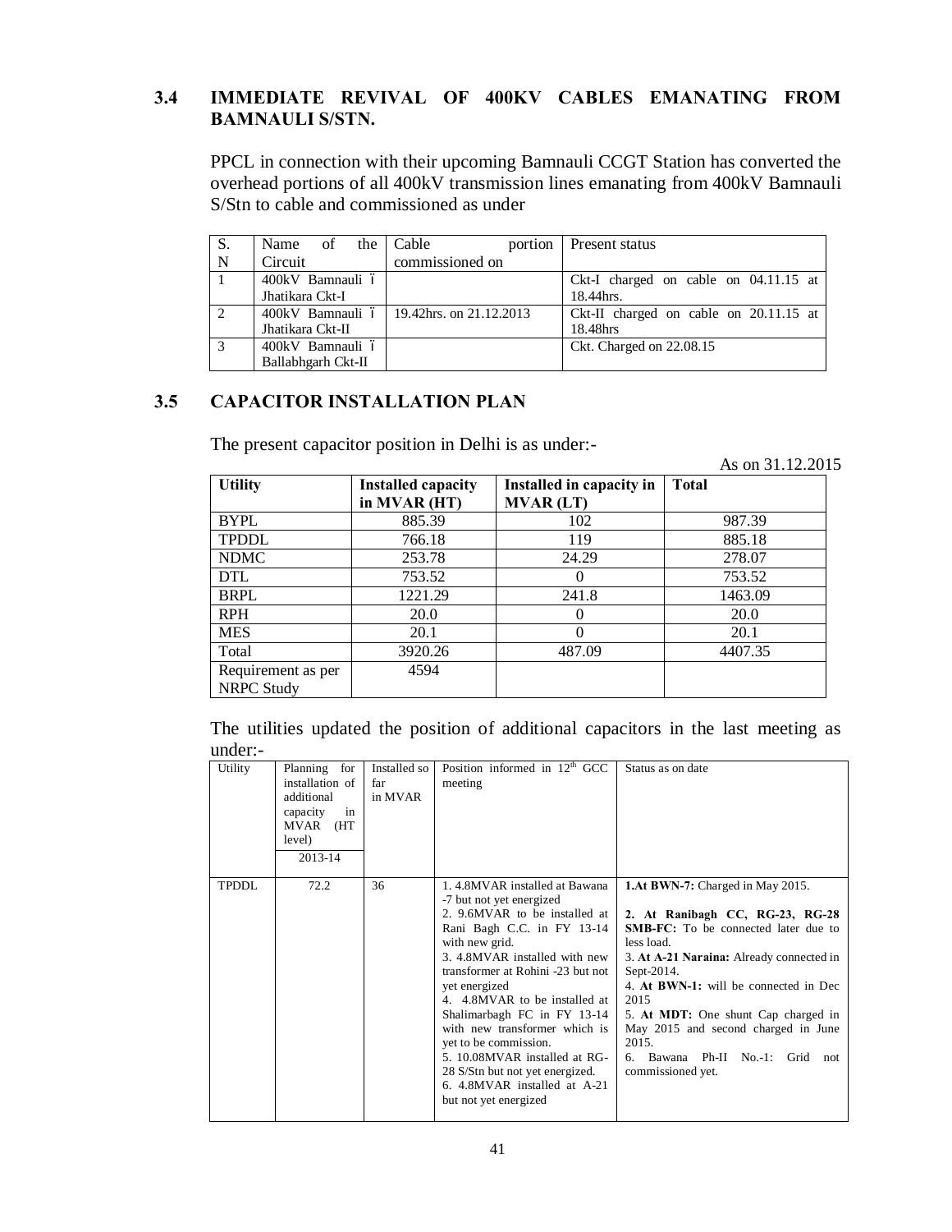## 3.4 IMMEDIATE REVIVAL OF 400KV CABLES EMANATING FROM BAMNAULI S/STN.

PPCL in connection with their upcoming Bamnauli CCGT Station has converted the overhead portions of all 400kV transmission lines emanating from 400kV Bamnauli S/Stn to cable and commissioned as under

| S. N | Name of the Circuit | Cable portion commissioned on | Present status |
|---|---|---|---|
| 1 | 400kV Bamnauli ï Jhatikara Ckt-I | | Ckt-I charged on cable on 04.11.15 at 18.44hrs. |
| 2 | 400kV Bamnauli ï Jhatikara Ckt-II | 19.42hrs. on 21.12.2013 | Ckt-II charged on cable on 20.11.15 at 18.48hrs |
| 3 | 400kV Bamnauli ï Ballabhgarh Ckt-II | | Ckt. Charged on 22.08.15 |

## 3.5 CAPACITOR INSTALLATION PLAN

The present capacitor position in Delhi is as under:-

As on 31.12.2015

| Utility | Installed capacity in MVAR (HT) | Installed in capacity in MVAR (LT) | Total |
|---|---|---|---|
| BYPL | 885.39 | 102 | 987.39 |
| TPDDL | 766.18 | 119 | 885.18 |
| NDMC | 253.78 | 24.29 | 278.07 |
| DTL | 753.52 | 0 | 753.52 |
| BRPL | 1221.29 | 241.8 | 1463.09 |
| RPH | 20.0 | 0 | 20.0 |
| MES | 20.1 | 0 | 20.1 |
| Total | 3920.26 | 487.09 | 4407.35 |
| Requirement as per NRPC Study | 4594 | | |

The utilities updated the position of additional capacitors in the last meeting as under:-

| Utility | Planning for installation of additional capacity in MVAR (HT level) 2013-14 | Installed so far in MVAR | Position informed in 12th GCC meeting | Status as on date |
|---|---|---|---|---|
| TPDDL | 72.2 | 36 | 1. 4.8MVAR installed at Bawana -7 but not yet energized<br>2. 9.6MVAR to be installed at Rani Bagh C.C. in FY 13-14 with new grid.<br>3. 4.8MVAR installed with new transformer at Rohini -23 but not yet energized<br>4. 4.8MVAR to be installed at Shalimarbagh FC in FY 13-14 with new transformer which is yet to be commission.<br>5. 10.08MVAR installed at RG-28 S/Stn but not yet energized.<br>6. 4.8MVAR installed at A-21 but not yet energized | **1.At BWN-7:** Charged in May 2015.<br>**2. At Ranibagh CC, RG-23, RG-28 SMB-FC:** To be connected later due to less load.<br>3. **At A-21 Naraina:** Already connected in Sept-2014.<br>4. **At BWN-1:** will be connected in Dec 2015<br>5. **At MDT:** One shunt Cap charged in May 2015 and second charged in June 2015.<br>6. Bawana Ph-II No.-1: Grid not commissioned yet. |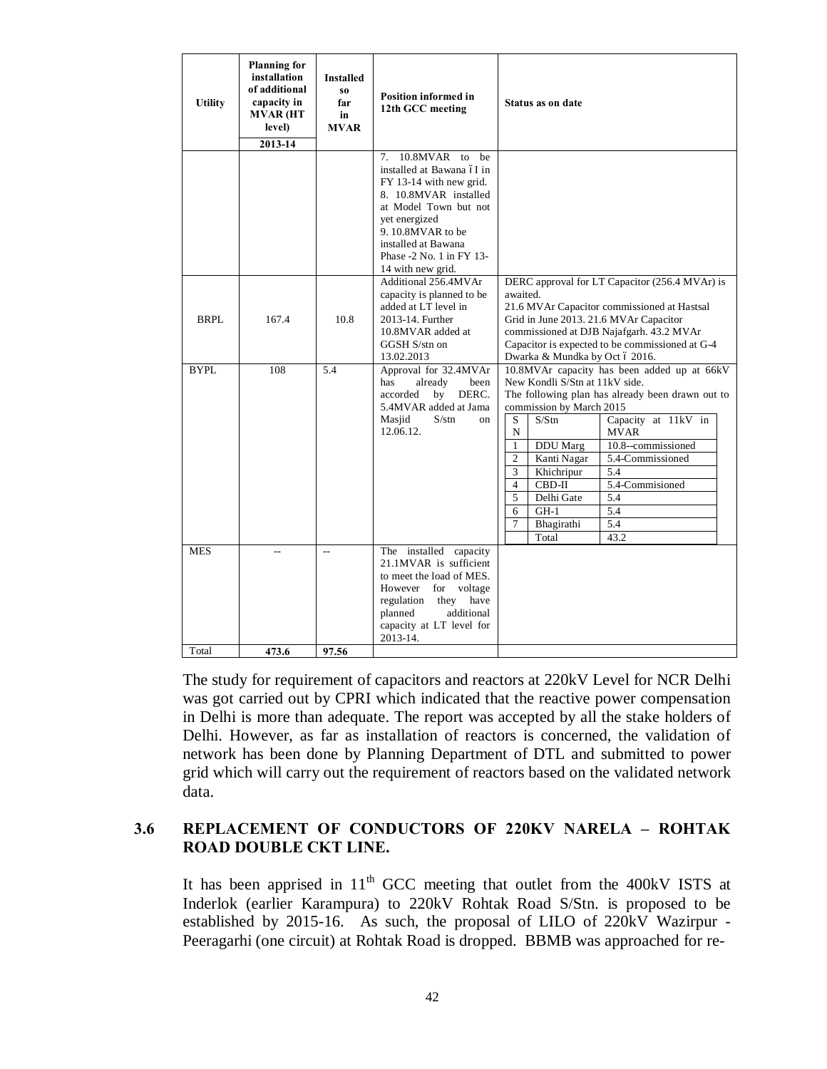| Utility | Planning for installation of additional capacity in MVAR (HT level) 2013-14 | Installed so far in MVAR | Position informed in 12th GCC meeting | Status as on date |
|---|---|---|---|---|
| | | | 7. 10.8MVAR to be installed at Bawana –I in FY 13-14 with new grid.<br>8. 10.8MVAR installed at Model Town but not yet energized<br>9. 10.8MVAR to be installed at Bawana Phase -2 No. 1 in FY 13-14 with new grid. | |
| BRPL | 167.4 | 10.8 | Additional 256.4MVAr capacity is planned to be added at LT level in 2013-14. Further 10.8MVAR added at GGSH S/stn on 13.02.2013 | DERC approval for LT Capacitor (256.4 MVAr) is awaited.<br>21.6 MVAr Capacitor commissioned at Hastsal Grid in June 2013. 21.6 MVAr Capacitor commissioned at DJB Najafgarh. 43.2 MVAr Capacitor is expected to be commissioned at G-4 Dwarka & Mundka by Oct – 2016. |
| BYPL | 108 | 5.4 | Approval for 32.4MVAr has already been accorded by DERC. 5.4MVAR added at Jama Masjid S/stn on 12.06.12. | 10.8MVAr capacity has been added up at 66kV New Kondli S/Stn at 11kV side.<br>The following plan has already been drawn out to commission by March 2015<br>SN 1 – DDU Marg – 10.8--commissioned<br>SN 2 – Kanti Nagar – 5.4-Commissioned<br>SN 3 – Khichripur – 5.4<br>SN 4 – CBD-II – 5.4-Commisioned<br>SN 5 – Delhi Gate – 5.4<br>SN 6 – GH-1 – 5.4<br>SN 7 – Bhagirathi – 5.4<br>Total – 43.2<br>(Columns: S N / S/Stn / Capacity at 11kV in MVAR) |
| MES | -- | -- | The installed capacity 21.1MVAR is sufficient to meet the load of MES. However for voltage regulation they have planned additional capacity at LT level for 2013-14. | |
| Total | **473.6** | **97.56** | | |

The study for requirement of capacitors and reactors at 220kV Level for NCR Delhi was got carried out by CPRI which indicated that the reactive power compensation in Delhi is more than adequate. The report was accepted by all the stake holders of Delhi. However, as far as installation of reactors is concerned, the validation of network has been done by Planning Department of DTL and submitted to power grid which will carry out the requirement of reactors based on the validated network data.

### 3.6 REPLACEMENT OF CONDUCTORS OF 220KV NARELA – ROHTAK ROAD DOUBLE CKT LINE.

It has been apprised in 11th GCC meeting that outlet from the 400kV ISTS at Inderlok (earlier Karampura) to 220kV Rohtak Road S/Stn. is proposed to be established by 2015-16. As such, the proposal of LILO of 220kV Wazirpur - Peeragarhi (one circuit) at Rohtak Road is dropped. BBMB was approached for re-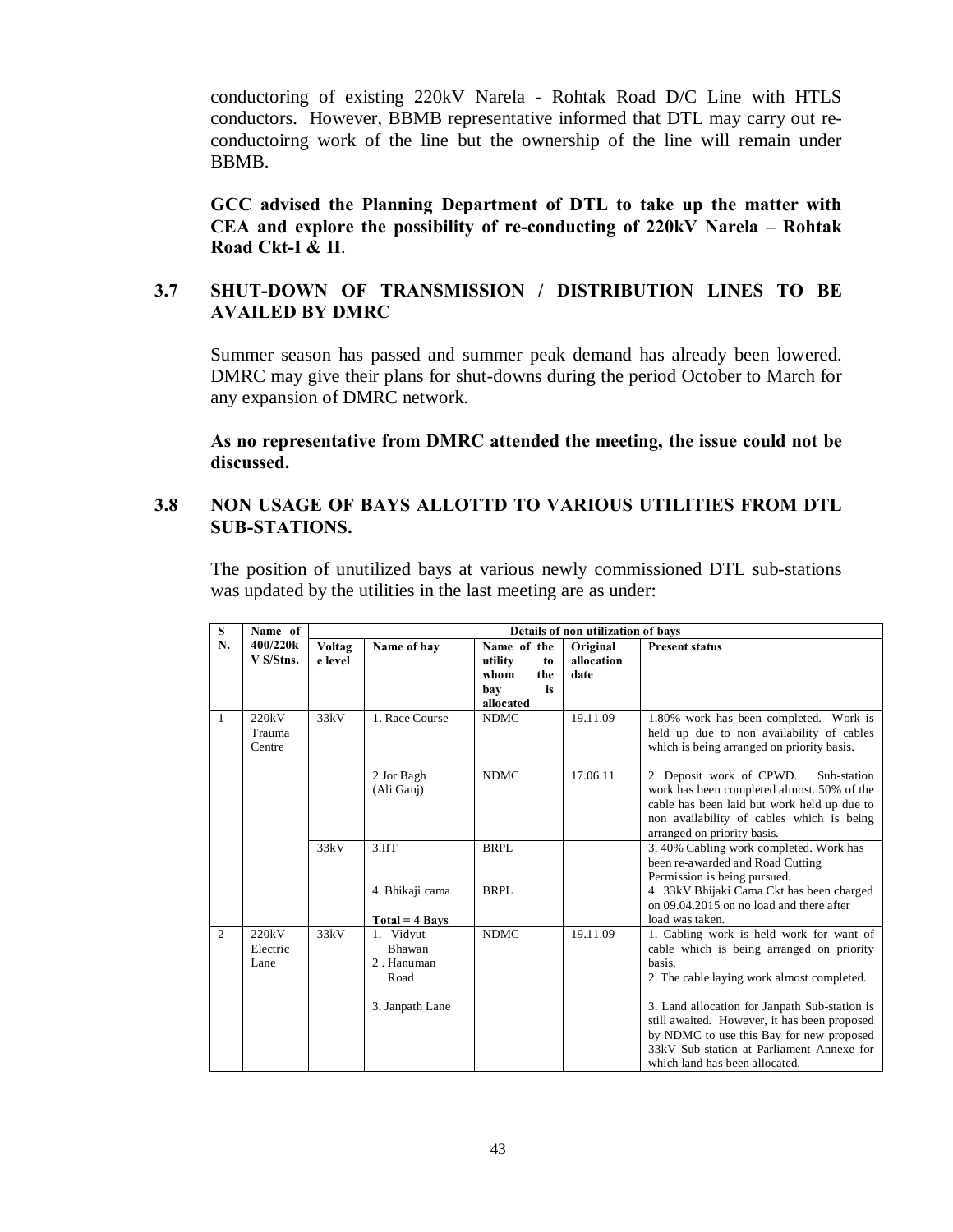conductoring of existing 220kV Narela - Rohtak Road D/C Line with HTLS conductors. However, BBMB representative informed that DTL may carry out re-conductoirng work of the line but the ownership of the line will remain under BBMB.

**GCC advised the Planning Department of DTL to take up the matter with CEA and explore the possibility of re-conducting of 220kV Narela – Rohtak Road Ckt-I & II**.

### 3.7 SHUT-DOWN OF TRANSMISSION / DISTRIBUTION LINES TO BE AVAILED BY DMRC

Summer season has passed and summer peak demand has already been lowered. DMRC may give their plans for shut-downs during the period October to March for any expansion of DMRC network.

**As no representative from DMRC attended the meeting, the issue could not be discussed.**

### 3.8 NON USAGE OF BAYS ALLOTTD TO VARIOUS UTILITIES FROM DTL SUB-STATIONS.

The position of unutilized bays at various newly commissioned DTL sub-stations was updated by the utilities in the last meeting are as under:

| S N. | Name of 400/220kV S/Stns. | Details of non utilization of bays | | | | |
|---|---|---|---|---|---|---|
| | | Voltage level | Name of bay | Name of the utility to whom the bay is allocated | Original allocation date | Present status |
| 1 | 220kV Trauma Centre | 33kV | 1. Race Course | NDMC | 19.11.09 | 1.80% work has been completed. Work is held up due to non availability of cables which is being arranged on priority basis. |
| | | | 2 Jor Bagh (Ali Ganj) | NDMC | 17.06.11 | 2. Deposit work of CPWD. Sub-station work has been completed almost. 50% of the cable has been laid but work held up due to non availability of cables which is being arranged on priority basis. |
| | | 33kV | 3.IIT | BRPL | | 3. 40% Cabling work completed. Work has been re-awarded and Road Cutting Permission is being pursued. |
| | | | 4. Bhikaji cama | BRPL | | 4. 33kV Bhijaki Cama Ckt has been charged on 09.04.2015 on no load and there after load was taken. |
| | | | **Total = 4 Bays** | | | |
| 2 | 220kV Electric Lane | 33kV | 1. Vidyut Bhawan | NDMC | 19.11.09 | 1. Cabling work is held work for want of cable which is being arranged on priority basis. |
| | | | 2 . Hanuman Road | | | 2. The cable laying work almost completed. |
| | | | 3. Janpath Lane | | | 3. Land allocation for Janpath Sub-station is still awaited. However, it has been proposed by NDMC to use this Bay for new proposed 33kV Sub-station at Parliament Annexe for which land has been allocated. |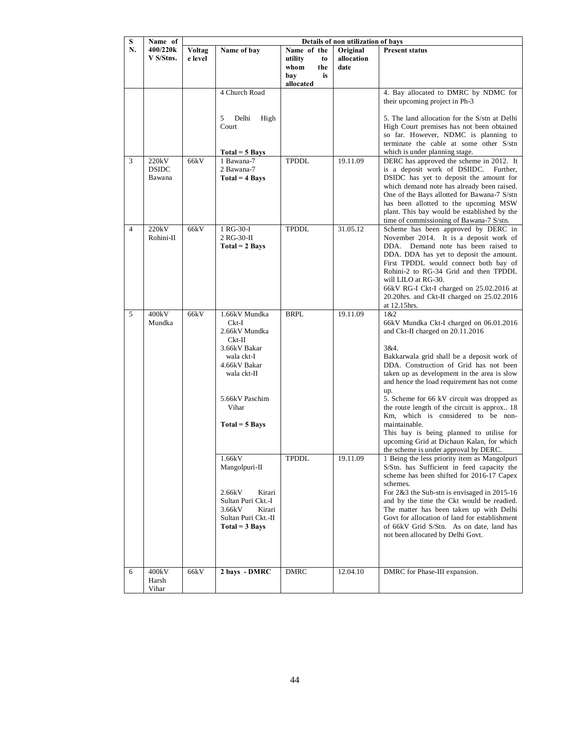| S N. | Name of 400/220k V S/Stns. | Details of non utilization of bays | | | | |
|---|---|---|---|---|---|---|
| | | Voltage level | Name of bay | Name of the utility to whom the bay is allocated | Original allocation date | Present status |
| | | | 4 Church Road<br><br>5 Delhi High Court<br><br>**Total = 5 Bays** | | | 4. Bay allocated to DMRC by NDMC for their upcoming project in Ph-3<br><br>5. The land allocation for the S/stn at Delhi High Court premises has not been obtained so far. However, NDMC is planning to terminate the cable at some other S/stn which is under planning stage. |
| 3 | 220kV DSIDC Bawana | 66kV | 1 Bawana-7<br>2 Bawana-7<br>**Total = 4 Bays** | TPDDL | 19.11.09 | DERC has approved the scheme in 2012. It is a deposit work of DSIIDC. Further, DSIDC has yet to deposit the amount for which demand note has already been raised. One of the Bays allotted for Bawana-7 S/stn has been allotted to the upcoming MSW plant. This bay would be established by the time of commissioning of Bawana-7 S/stn. |
| 4 | 220kV Rohini-II | 66kV | 1 RG-30-I<br>2 RG-30-II<br>**Total = 2 Bays** | TPDDL | 31.05.12 | Scheme has been approved by DERC in November 2014. It is a deposit work of DDA. Demand note has been raised to DDA. DDA has yet to deposit the amount. First TPDDL would connect both bay of Rohini-2 to RG-34 Grid and then TPDDL will LILO at RG-30.<br>66kV RG-I Ckt-I charged on 25.02.2016 at 20.20hrs. and Ckt-II charged on 25.02.2016 at 12.15hrs. |
| 5 | 400kV Mundka | 66kV | 1.66kV Mundka Ckt-I<br>2.66kV Mundka Ckt-II<br>3.66kV Bakar wala ckt-I<br>4.66kV Bakar wala ckt-II<br><br>5.66kV Paschim Vihar<br><br>**Total = 5 Bays** | BRPL | 19.11.09 | 1&2<br>66kV Mundka Ckt-I charged on 06.01.2016 and Ckt-II charged on 20.11.2016<br><br>3&4.<br>Bakkarwala grid shall be a deposit work of DDA. Construction of Grid has not been taken up as development in the area is slow and hence the load requirement has not come up.<br>5. Scheme for 66 kV circuit was dropped as the route length of the circuit is approx.. 18 Km, which is considered to be non-maintainable.<br>This bay is being planned to utilise for upcoming Grid at Dichaun Kalan, for which the scheme is under approval by DERC. |
| | | | 1.66kV Mangolpuri-II<br><br>2.66kV Kirari Sultan Puri Ckt.-I<br>3.66kV Kirari Sultan Puri Ckt.-II<br>**Total = 3 Bays** | TPDDL | 19.11.09 | 1 Being the less priority item as Mangolpuri S/Stn. has Sufficient in feed capacity the scheme has been shifted for 2016-17 Capex schemes.<br>For 2&3 the Sub-stn is envisaged in 2015-16 and by the time the Ckt would be readied. The matter has been taken up with Delhi Govt for allocation of land for establishment of 66kV Grid S/Stn. As on date, land has not been allocated by Delhi Govt. |
| 6 | 400kV Harsh Vihar | 66kV | **2 bays - DMRC** | DMRC | 12.04.10 | DMRC for Phase-III expansion. |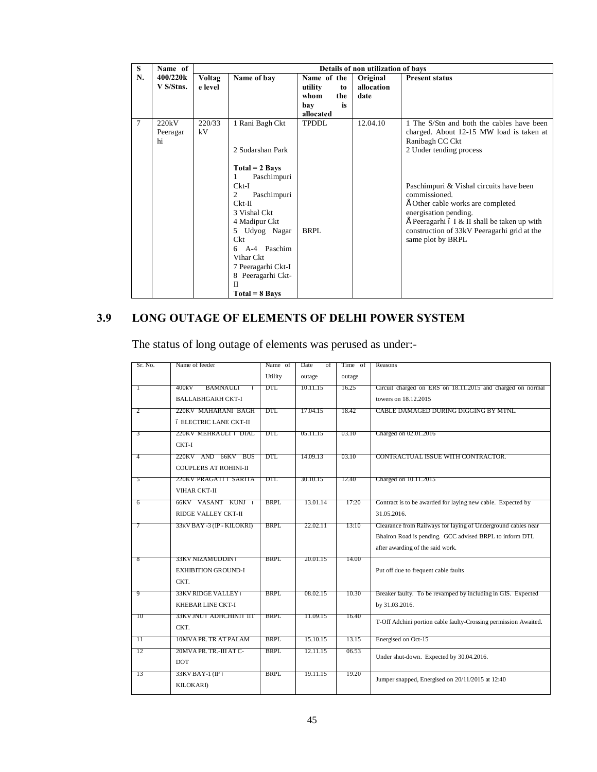| S N. | Name of 400/220kV S/Stns. | Details of non utilization of bays | | | | |
|---|---|---|---|---|---|---|
| | | Voltage level | Name of bay | Name of the utility to whom the bay is allocated | Original allocation date | Present status |
| 7 | 220kV Peeragarhi | 220/33 kV | 1 Rani Bagh Ckt<br><br>2 Sudarshan Park<br><br>**Total = 2 Bays** | TPDDL | 12.04.10 | 1 The S/Stn and both the cables have been charged. About 12-15 MW load is taken at Ranibagh CC Ckt<br>2 Under tending process |
| | | | 1 Paschimpuri Ckt-I<br>2 Paschimpuri Ckt-II<br>3 Vishal Ckt<br>4 Madipur Ckt<br>5 Udyog Nagar Ckt<br>6 A-4 Paschim Vihar Ckt<br>7 Peeragarhi Ckt-I<br>8 Peeragarhi Ckt-II<br>**Total = 8 Bays** | BRPL | | Paschimpuri & Vishal circuits have been commissioned.<br>• Other cable works are completed energisation pending.<br>• Peeragarhi – I & II shall be taken up with construction of 33kV Peeragarhi grid at the same plot by BRPL |

## 3.9 LONG OUTAGE OF ELEMENTS OF DELHI POWER SYSTEM

The status of long outage of elements was perused as under:-

| Sr. No. | Name of feeder | Name of Utility | Date of outage | Time of outage | Reasons |
|---|---|---|---|---|---|
| 1 | 400kV BAMNAULI – BALLABHGARH CKT-I | DTL | 10.11.15 | 16.25 | Circuit charged on ERS on 18.11.2015 and charged on normal towers on 18.12.2015 |
| 2 | 220KV MAHARANI BAGH – ELECTRIC LANE CKT-II | DTL | 17.04.15 | 18.42 | CABLE DAMAGED DURING DIGGING BY MTNL. |
| 3 | 220KV MEHRAULI – DIAL CKT-I | DTL | 05.11.15 | 03.10 | Charged on 02.01.2016 |
| 4 | 220KV AND 66KV BUS COUPLERS AT ROHINI-II | DTL | 14.09.13 | 03.10 | CONTRACTUAL ISSUE WITH CONTRACTOR. |
| 5 | 220KV PRAGATI – SARITA VIHAR CKT-II | DTL | 30.10.15 | 12.40 | Charged on 10.11.2015 |
| 6 | 66KV VASANT KUNJ – RIDGE VALLEY CKT-II | BRPL | 13.01.14 | 17:20 | Contract is to be awarded for laying new cable. Expected by 31.05.2016. |
| 7 | 33KV BAY -3 (IP - KILOKRI) | BRPL | 22.02.11 | 13:10 | Clearance from Railways for laying of Underground cables near Bhairon Road is pending. GCC advised BRPL to inform DTL after awarding of the said work. |
| 8 | 33KV NIZAMUDDIN – EXHIBITION GROUND-I CKT. | BRPL | 20.01.15 | 14.00 | Put off due to frequent cable faults |
| 9 | 33KV RIDGE VALLEY – KHEBAR LINE CKT-I | BRPL | 08.02.15 | 10.30 | Breaker faulty. To be revamped by including in GIS. Expected by 31.03.2016. |
| 10 | 33KV JNU – ADHCHINI – III CKT. | BRPL | 11.09.15 | 16.40 | T-Off Adchini portion cable faulty-Crossing permission Awaited. |
| 11 | 10MVA PR. TR AT PALAM | BRPL | 15.10.15 | 13.15 | Energised on Oct-15 |
| 12 | 20MVA PR. TR.-III AT C-DOT | BRPL | 12.11.15 | 06.53 | Under shut-down. Expected by 30.04.2016. |
| 13 | 33KV BAY-1 (IP – KILOKARI) | BRPL | 19.11.15 | 19.20 | Jumper snapped, Energised on 20/11/2015 at 12:40 |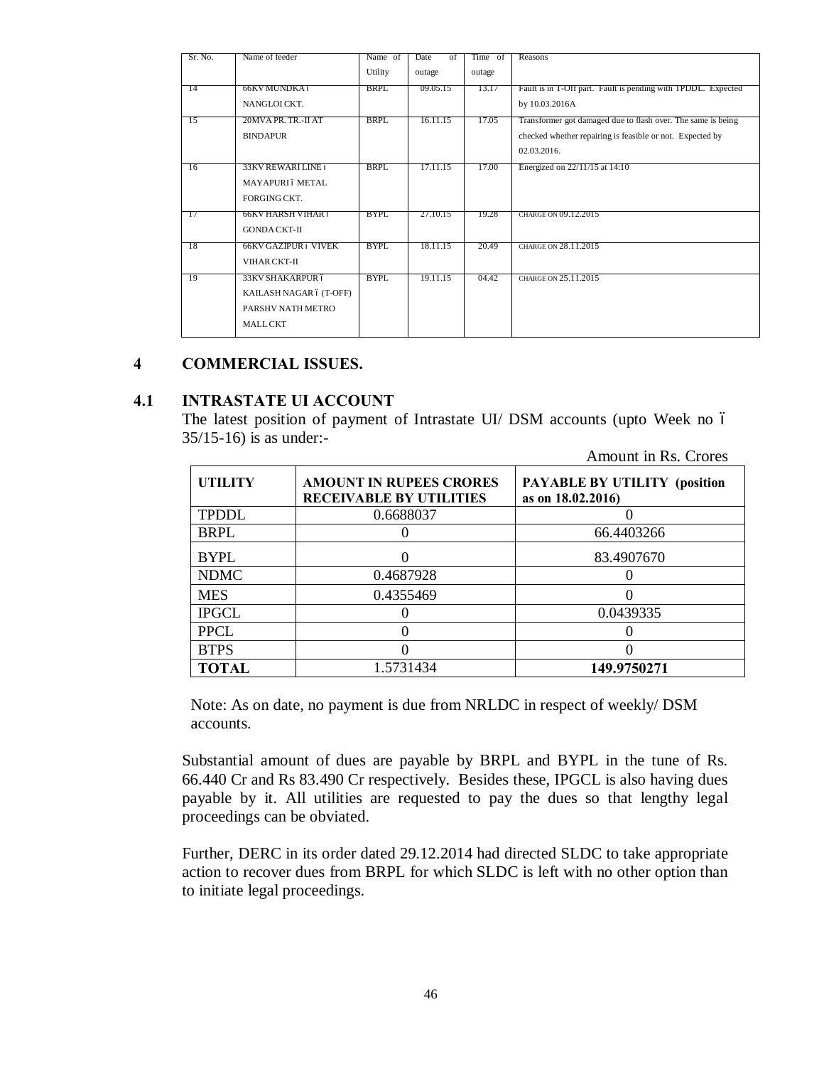| Sr. No. | Name of feeder | Name of Utility | Date of outage | Time of outage | Reasons |
|---|---|---|---|---|---|
| 14 | 66KV MUNDKA – NANGLOI CKT. | BRPL | 09.05.15 | 13.17 | Fault is in T-Off part. Fault is pending with TPDDL. Expected by 10.03.2016A |
| 15 | 20MVA PR. TR.-II AT BINDAPUR | BRPL | 16.11.15 | 17.05 | Transformer got damaged due to flash over. The same is being checked whether repairing is feasible or not. Expected by 02.03.2016. |
| 16 | 33KV REWARI LINE – MAYAPURI – METAL FORGING CKT. | BRPL | 17.11.15 | 17.00 | Energized on 22/11/15 at 14:10 |
| 17 | 66KV HARSH VIHAR – GONDA CKT-II | BYPL | 27.10.15 | 19.28 | CHARGE ON 09.12.2015 |
| 18 | 66KV GAZIPUR – VIVEK VIHAR CKT-II | BYPL | 18.11.15 | 20.49 | CHARGE ON 28.11.2015 |
| 19 | 33KV SHAKARPUR – KAILASH NAGAR – (T-OFF) PARSHV NATH METRO MALL CKT | BYPL | 19.11.15 | 04.42 | CHARGE ON 25.11.2015 |

## 4 COMMERCIAL ISSUES.

### 4.1 INTRASTATE UI ACCOUNT

The latest position of payment of Intrastate UI/ DSM accounts (upto Week no – 35/15-16) is as under:-

Amount in Rs. Crores

| UTILITY | AMOUNT IN RUPEES CRORES RECEIVABLE BY UTILITIES | PAYABLE BY UTILITY (position as on 18.02.2016) |
|---|---|---|
| TPDDL | 0.6688037 | 0 |
| BRPL | 0 | 66.4403266 |
| BYPL | 0 | 83.4907670 |
| NDMC | 0.4687928 | 0 |
| MES | 0.4355469 | 0 |
| IPGCL | 0 | 0.0439335 |
| PPCL | 0 | 0 |
| BTPS | 0 | 0 |
| **TOTAL** | 1.5731434 | **149.9750271** |

Note: As on date, no payment is due from NRLDC in respect of weekly/ DSM accounts.

Substantial amount of dues are payable by BRPL and BYPL in the tune of Rs. 66.440 Cr and Rs 83.490 Cr respectively. Besides these, IPGCL is also having dues payable by it. All utilities are requested to pay the dues so that lengthy legal proceedings can be obviated.

Further, DERC in its order dated 29.12.2014 had directed SLDC to take appropriate action to recover dues from BRPL for which SLDC is left with no other option than to initiate legal proceedings.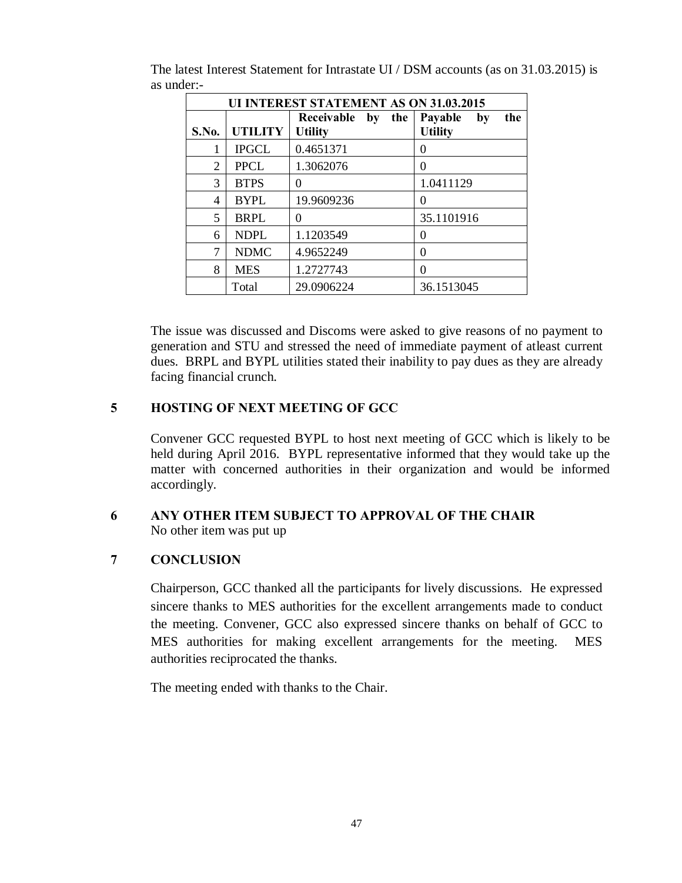The latest Interest Statement for Intrastate UI / DSM accounts (as on 31.03.2015) is as under:-

| UI INTEREST STATEMENT AS ON 31.03.2015 | | | |
|---|---|---|---|
| **S.No.** | **UTILITY** | **Receivable by the Utility** | **Payable by the Utility** |
| 1 | IPGCL | 0.4651371 | 0 |
| 2 | PPCL | 1.3062076 | 0 |
| 3 | BTPS | 0 | 1.0411129 |
| 4 | BYPL | 19.9609236 | 0 |
| 5 | BRPL | 0 | 35.1101916 |
| 6 | NDPL | 1.1203549 | 0 |
| 7 | NDMC | 4.9652249 | 0 |
| 8 | MES | 1.2727743 | 0 |
| | Total | 29.0906224 | 36.1513045 |

The issue was discussed and Discoms were asked to give reasons of no payment to generation and STU and stressed the need of immediate payment of atleast current dues. BRPL and BYPL utilities stated their inability to pay dues as they are already facing financial crunch.

## 5 HOSTING OF NEXT MEETING OF GCC

Convener GCC requested BYPL to host next meeting of GCC which is likely to be held during April 2016. BYPL representative informed that they would take up the matter with concerned authorities in their organization and would be informed accordingly.

## 6 ANY OTHER ITEM SUBJECT TO APPROVAL OF THE CHAIR

No other item was put up

## 7 CONCLUSION

Chairperson, GCC thanked all the participants for lively discussions. He expressed sincere thanks to MES authorities for the excellent arrangements made to conduct the meeting. Convener, GCC also expressed sincere thanks on behalf of GCC to MES authorities for making excellent arrangements for the meeting. MES authorities reciprocated the thanks.

The meeting ended with thanks to the Chair.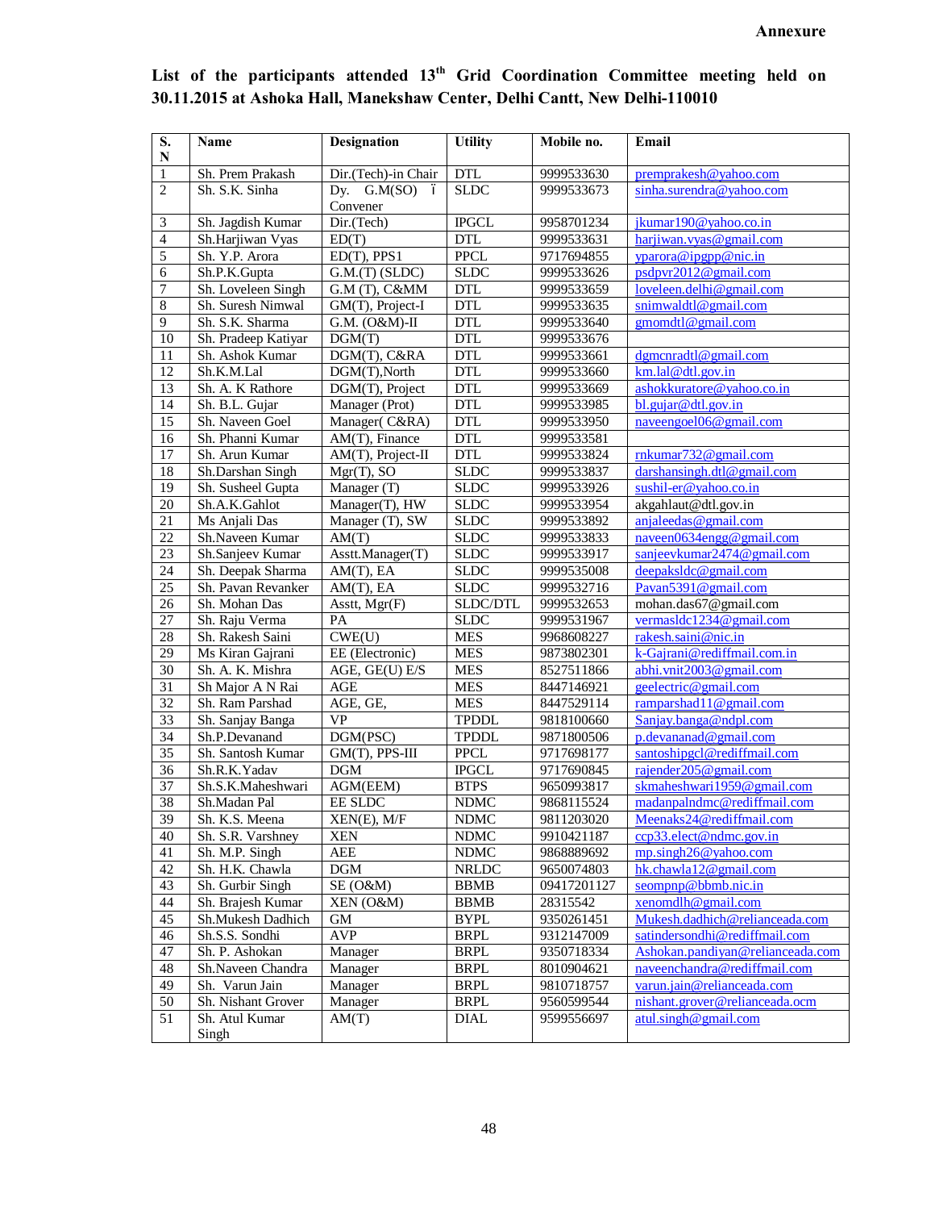**Annexure**

**List of the participants attended 13th Grid Coordination Committee meeting held on 30.11.2015 at Ashoka Hall, Manekshaw Center, Delhi Cantt, New Delhi-110010**

| S. N | Name | Designation | Utility | Mobile no. | Email |
|---|---|---|---|---|---|
| 1 | Sh. Prem Prakash | Dir.(Tech)-in Chair | DTL | 9999533630 | premprakesh@yahoo.com |
| 2 | Sh. S.K. Sinha | Dy. G.M(SO) ï Convener | SLDC | 9999533673 | sinha.surendra@yahoo.com |
| 3 | Sh. Jagdish Kumar | Dir.(Tech) | IPGCL | 9958701234 | jkumar190@yahoo.co.in |
| 4 | Sh.Harjiwan Vyas | ED(T) | DTL | 9999533631 | harjiwan.vyas@gmail.com |
| 5 | Sh. Y.P. Arora | ED(T), PPS1 | PPCL | 9717694855 | yparora@ipgpp@nic.in |
| 6 | Sh.P.K.Gupta | G.M.(T) (SLDC) | SLDC | 9999533626 | psdpvr2012@gmail.com |
| 7 | Sh. Loveleen Singh | G.M (T), C&MM | DTL | 9999533659 | loveleen.delhi@gmail.com |
| 8 | Sh. Suresh Nimwal | GM(T), Project-I | DTL | 9999533635 | snimwaldtl@gmail.com |
| 9 | Sh. S.K. Sharma | G.M. (O&M)-II | DTL | 9999533640 | gmomdtl@gmail.com |
| 10 | Sh. Pradeep Katiyar | DGM(T) | DTL | 9999533676 | |
| 11 | Sh. Ashok Kumar | DGM(T), C&RA | DTL | 9999533661 | dgmcnradtl@gmail.com |
| 12 | Sh.K.M.Lal | DGM(T),North | DTL | 9999533660 | km.lal@dtl.gov.in |
| 13 | Sh. A. K Rathore | DGM(T), Project | DTL | 9999533669 | ashokkuratore@yahoo.co.in |
| 14 | Sh. B.L. Gujar | Manager (Prot) | DTL | 9999533985 | bl.gujar@dtl.gov.in |
| 15 | Sh. Naveen Goel | Manager( C&RA) | DTL | 9999533950 | naveengoel06@gmail.com |
| 16 | Sh. Phanni Kumar | AM(T), Finance | DTL | 9999533581 | |
| 17 | Sh. Arun Kumar | AM(T), Project-II | DTL | 9999533824 | rnkumar732@gmail.com |
| 18 | Sh.Darshan Singh | Mgr(T), SO | SLDC | 9999533837 | darshansingh.dtl@gmail.com |
| 19 | Sh. Susheel Gupta | Manager (T) | SLDC | 9999533926 | sushil-er@yahoo.co.in |
| 20 | Sh.A.K.Gahlot | Manager(T), HW | SLDC | 9999533954 | akgahlaut@dtl.gov.in |
| 21 | Ms Anjali Das | Manager (T), SW | SLDC | 9999533892 | anjaleedas@gmail.com |
| 22 | Sh.Naveen Kumar | AM(T) | SLDC | 9999533833 | naveen0634engg@gmail.com |
| 23 | Sh.Sanjeev Kumar | Asstt.Manager(T) | SLDC | 9999533917 | sanjeevkumar2474@gmail.com |
| 24 | Sh. Deepak Sharma | AM(T), EA | SLDC | 9999535008 | deepaksldc@gmail.com |
| 25 | Sh. Pavan Revanker | AM(T), EA | SLDC | 9999532716 | Pavan5391@gmail.com |
| 26 | Sh. Mohan Das | Asstt, Mgr(F) | SLDC/DTL | 9999532653 | mohan.das67@gmail.com |
| 27 | Sh. Raju Verma | PA | SLDC | 9999531967 | vermasldc1234@gmail.com |
| 28 | Sh. Rakesh Saini | CWE(U) | MES | 9968608227 | rakesh.saini@nic.in |
| 29 | Ms Kiran Gajrani | EE (Electronic) | MES | 9873802301 | k-Gajrani@rediffmail.com.in |
| 30 | Sh. A. K. Mishra | AGE, GE(U) E/S | MES | 8527511866 | abhi.vnit2003@gmail.com |
| 31 | Sh Major A N Rai | AGE | MES | 8447146921 | geelectric@gmail.com |
| 32 | Sh. Ram Parshad | AGE, GE, | MES | 8447529114 | ramparshad11@gmail.com |
| 33 | Sh. Sanjay Banga | VP | TPDDL | 9818100660 | Sanjay.banga@ndpl.com |
| 34 | Sh.P.Devanand | DGM(PSC) | TPDDL | 9871800506 | p.devananad@gmail.com |
| 35 | Sh. Santosh Kumar | GM(T), PPS-III | PPCL | 9717698177 | santoshipgcl@rediffmail.com |
| 36 | Sh.R.K.Yadav | DGM | IPGCL | 9717690845 | rajender205@gmail.com |
| 37 | Sh.S.K.Maheshwari | AGM(EEM) | BTPS | 9650993817 | skmaheshwari1959@gmail.com |
| 38 | Sh.Madan Pal | EE SLDC | NDMC | 9868115524 | madanpalndmc@rediffmail.com |
| 39 | Sh. K.S. Meena | XEN(E), M/F | NDMC | 9811203020 | Meenaks24@rediffmail.com |
| 40 | Sh. S.R. Varshney | XEN | NDMC | 9910421187 | ccp33.elect@ndmc.gov.in |
| 41 | Sh. M.P. Singh | AEE | NDMC | 9868889692 | mp.singh26@yahoo.com |
| 42 | Sh. H.K. Chawla | DGM | NRLDC | 9650074803 | hk.chawla12@gmail.com |
| 43 | Sh. Gurbir Singh | SE (O&M) | BBMB | 09417201127 | seompnp@bbmb.nic.in |
| 44 | Sh. Brajesh Kumar | XEN (O&M) | BBMB | 28315542 | xenomdlh@gmail.com |
| 45 | Sh.Mukesh Dadhich | GM | BYPL | 9350261451 | Mukesh.dadhich@relianceada.com |
| 46 | Sh.S.S. Sondhi | AVP | BRPL | 9312147009 | satindersondhi@rediffmail.com |
| 47 | Sh. P. Ashokan | Manager | BRPL | 9350718334 | Ashokan.pandiyan@relianceada.com |
| 48 | Sh.Naveen Chandra | Manager | BRPL | 8010904621 | naveenchandra@rediffmail.com |
| 49 | Sh. Varun Jain | Manager | BRPL | 9810718757 | varun.jain@relianceada.com |
| 50 | Sh. Nishant Grover | Manager | BRPL | 9560599544 | nishant.grover@relianceada.ocm |
| 51 | Sh. Atul Kumar Singh | AM(T) | DIAL | 9599556697 | atul.singh@gmail.com |